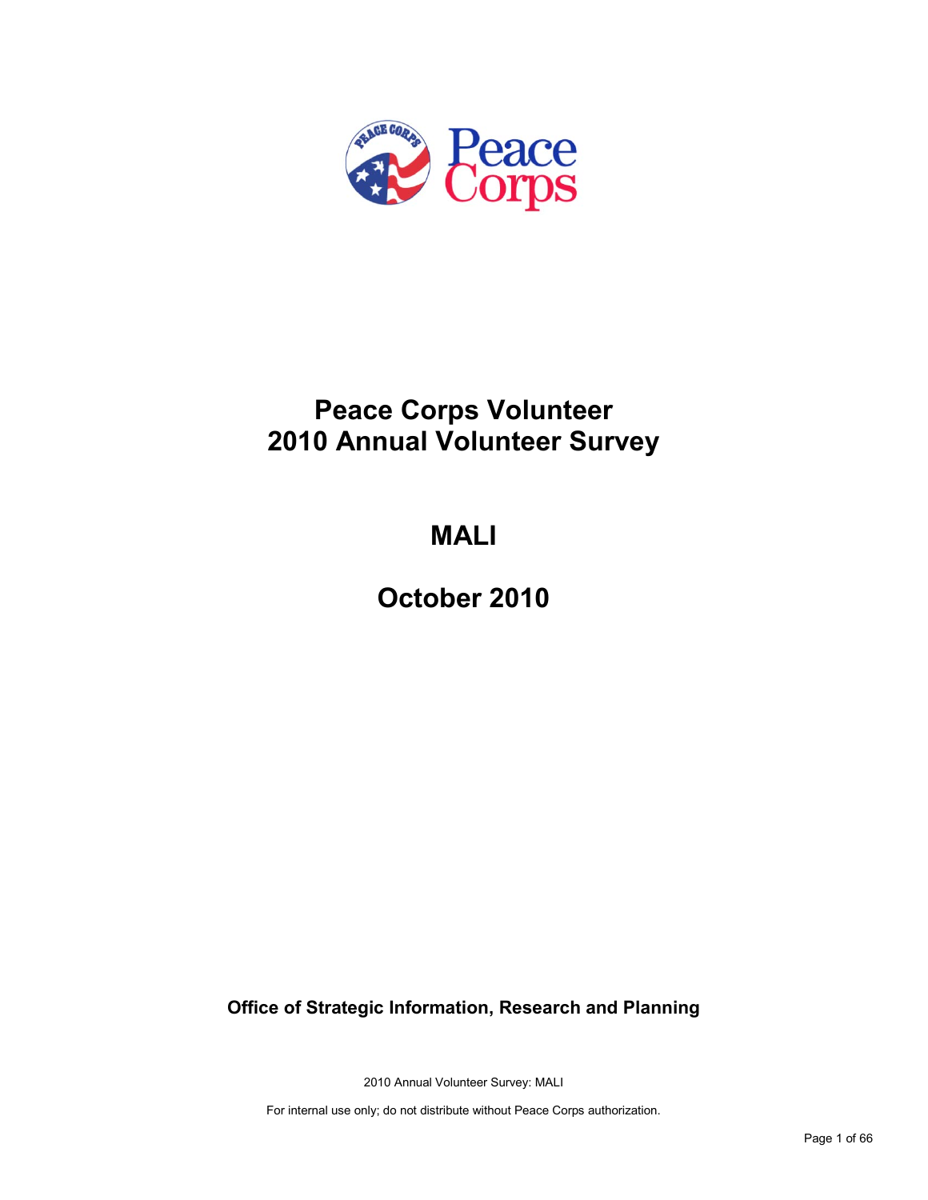# Peace Corps Volunteer
# 2010 Annual Volunteer Survey

# MALI

# October 2010

**Office of Strategic Information, Research and Planning**

2010 Annual Volunteer Survey: MALI

For internal use only; do not distribute without Peace Corps authorization.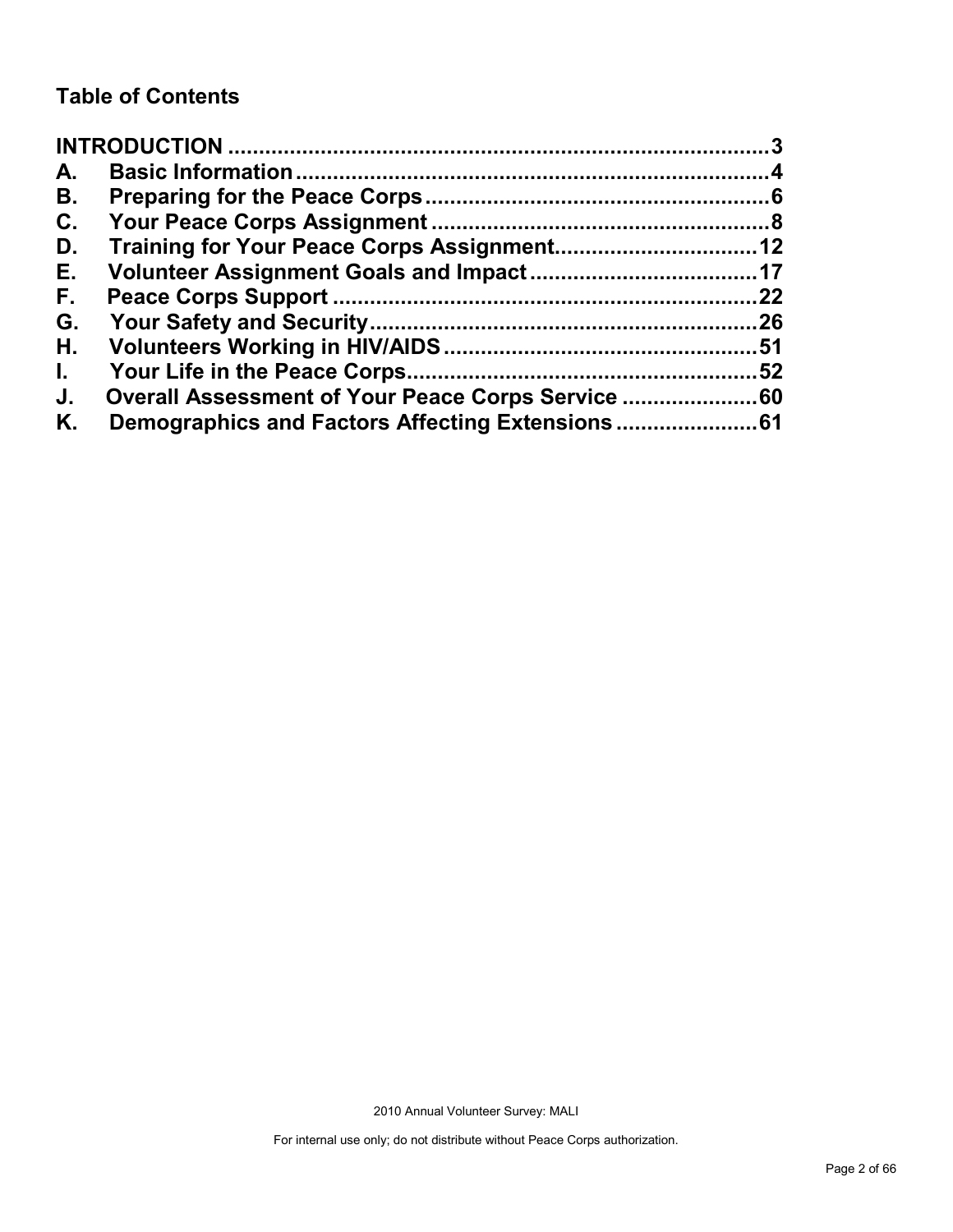## Table of Contents

**INTRODUCTION** ........................................................................................3

**A. Basic Information** .........................................................................................4

**B. Preparing for the Peace Corps** .......................................................................6

**C. Your Peace Corps Assignment** .......................................................................8

**D. Training for Your Peace Corps Assignment** ..................................................12

**E. Volunteer Assignment Goals and Impact** .....................................................17

**F. Peace Corps Support** ...................................................................................22

**G. Your Safety and Security** .............................................................................26

**H. Volunteers Working in HIV/AIDS** .................................................................51

**I. Your Life in the Peace Corps** ........................................................................52

**J. Overall Assessment of Your Peace Corps Service** ........................................60

**K. Demographics and Factors Affecting Extensions** .........................................61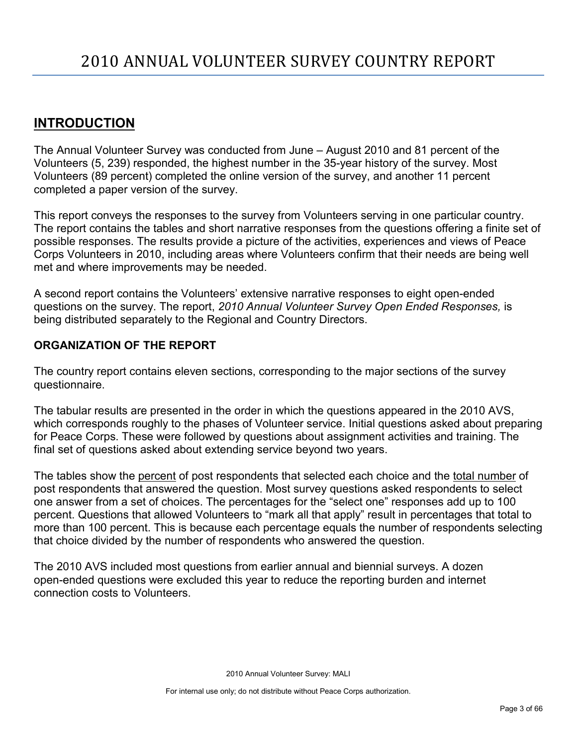# 2010 ANNUAL VOLUNTEER SURVEY COUNTRY REPORT

## INTRODUCTION

The Annual Volunteer Survey was conducted from June – August 2010 and 81 percent of the Volunteers (5, 239) responded, the highest number in the 35-year history of the survey. Most Volunteers (89 percent) completed the online version of the survey, and another 11 percent completed a paper version of the survey.

This report conveys the responses to the survey from Volunteers serving in one particular country. The report contains the tables and short narrative responses from the questions offering a finite set of possible responses. The results provide a picture of the activities, experiences and views of Peace Corps Volunteers in 2010, including areas where Volunteers confirm that their needs are being well met and where improvements may be needed.

A second report contains the Volunteers' extensive narrative responses to eight open-ended questions on the survey. The report, *2010 Annual Volunteer Survey Open Ended Responses,* is being distributed separately to the Regional and Country Directors.

### ORGANIZATION OF THE REPORT

The country report contains eleven sections, corresponding to the major sections of the survey questionnaire.

The tabular results are presented in the order in which the questions appeared in the 2010 AVS, which corresponds roughly to the phases of Volunteer service. Initial questions asked about preparing for Peace Corps. These were followed by questions about assignment activities and training. The final set of questions asked about extending service beyond two years.

The tables show the percent of post respondents that selected each choice and the total number of post respondents that answered the question. Most survey questions asked respondents to select one answer from a set of choices. The percentages for the "select one" responses add up to 100 percent. Questions that allowed Volunteers to "mark all that apply" result in percentages that total to more than 100 percent. This is because each percentage equals the number of respondents selecting that choice divided by the number of respondents who answered the question.

The 2010 AVS included most questions from earlier annual and biennial surveys. A dozen open-ended questions were excluded this year to reduce the reporting burden and internet connection costs to Volunteers.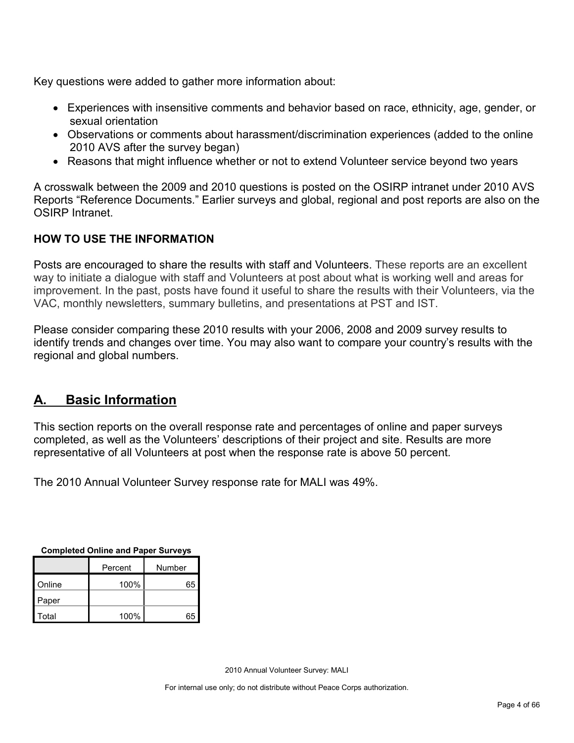Key questions were added to gather more information about:

- Experiences with insensitive comments and behavior based on race, ethnicity, age, gender, or sexual orientation
- Observations or comments about harassment/discrimination experiences (added to the online 2010 AVS after the survey began)
- Reasons that might influence whether or not to extend Volunteer service beyond two years

A crosswalk between the 2009 and 2010 questions is posted on the OSIRP intranet under 2010 AVS Reports "Reference Documents." Earlier surveys and global, regional and post reports are also on the OSIRP Intranet.

**HOW TO USE THE INFORMATION**

Posts are encouraged to share the results with staff and Volunteers. These reports are an excellent way to initiate a dialogue with staff and Volunteers at post about what is working well and areas for improvement. In the past, posts have found it useful to share the results with their Volunteers, via the VAC, monthly newsletters, summary bulletins, and presentations at PST and IST.

Please consider comparing these 2010 results with your 2006, 2008 and 2009 survey results to identify trends and changes over time. You may also want to compare your country's results with the regional and global numbers.

## A. Basic Information

This section reports on the overall response rate and percentages of online and paper surveys completed, as well as the Volunteers' descriptions of their project and site. Results are more representative of all Volunteers at post when the response rate is above 50 percent.

The 2010 Annual Volunteer Survey response rate for MALI was 49%.

**Completed Online and Paper Surveys**

| | Percent | Number |
|---|---|---|
| Online | 100% | 65 |
| Paper | | |
| Total | 100% | 65 |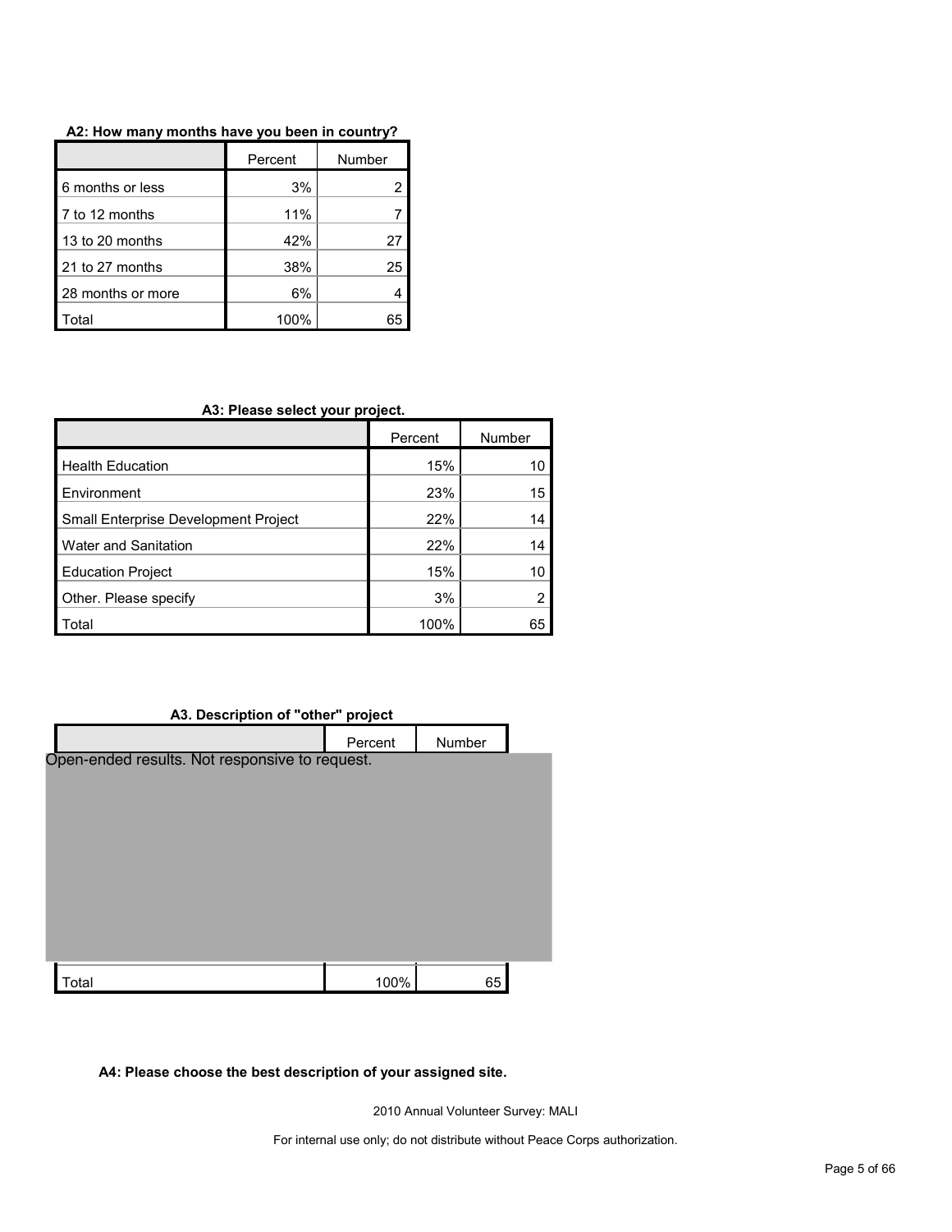**A2: How many months have you been in country?**

| | Percent | Number |
|---|---|---|
| 6 months or less | 3% | 2 |
| 7 to 12 months | 11% | 7 |
| 13 to 20 months | 42% | 27 |
| 21 to 27 months | 38% | 25 |
| 28 months or more | 6% | 4 |
| Total | 100% | 65 |

**A3: Please select your project.**

| | Percent | Number |
|---|---|---|
| Health Education | 15% | 10 |
| Environment | 23% | 15 |
| Small Enterprise Development Project | 22% | 14 |
| Water and Sanitation | 22% | 14 |
| Education Project | 15% | 10 |
| Other. Please specify | 3% | 2 |
| Total | 100% | 65 |

**A3. Description of "other" project**

| | Percent | Number |
|---|---|---|
| Open-ended results. Not responsive to request. | | |
| Total | 100% | 65 |

**A4: Please choose the best description of your assigned site.**

2010 Annual Volunteer Survey: MALI

For internal use only; do not distribute without Peace Corps authorization.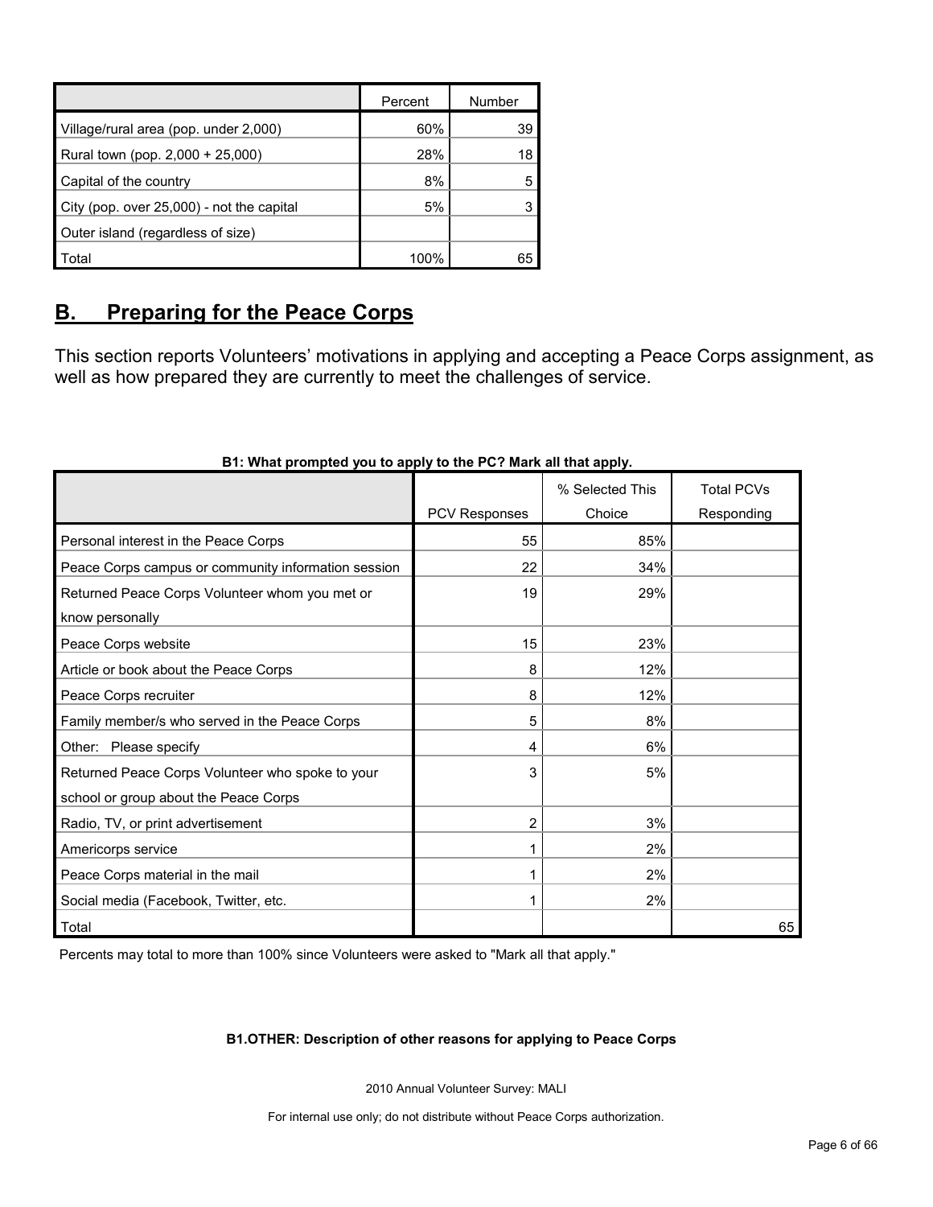| | Percent | Number |
|---|---|---|
| Village/rural area (pop. under 2,000) | 60% | 39 |
| Rural town (pop. 2,000 + 25,000) | 28% | 18 |
| Capital of the country | 8% | 5 |
| City (pop. over 25,000) - not the capital | 5% | 3 |
| Outer island (regardless of size) | | |
| Total | 100% | 65 |

## B. Preparing for the Peace Corps

This section reports Volunteers' motivations in applying and accepting a Peace Corps assignment, as well as how prepared they are currently to meet the challenges of service.

**B1: What prompted you to apply to the PC? Mark all that apply.**

| | PCV Responses | % Selected This Choice | Total PCVs Responding |
|---|---|---|---|
| Personal interest in the Peace Corps | 55 | 85% | |
| Peace Corps campus or community information session | 22 | 34% | |
| Returned Peace Corps Volunteer whom you met or know personally | 19 | 29% | |
| Peace Corps website | 15 | 23% | |
| Article or book about the Peace Corps | 8 | 12% | |
| Peace Corps recruiter | 8 | 12% | |
| Family member/s who served in the Peace Corps | 5 | 8% | |
| Other: Please specify | 4 | 6% | |
| Returned Peace Corps Volunteer who spoke to your school or group about the Peace Corps | 3 | 5% | |
| Radio, TV, or print advertisement | 2 | 3% | |
| Americorps service | 1 | 2% | |
| Peace Corps material in the mail | 1 | 2% | |
| Social media (Facebook, Twitter, etc. | 1 | 2% | |
| Total | | | 65 |

Percents may total to more than 100% since Volunteers were asked to "Mark all that apply."

**B1.OTHER: Description of other reasons for applying to Peace Corps**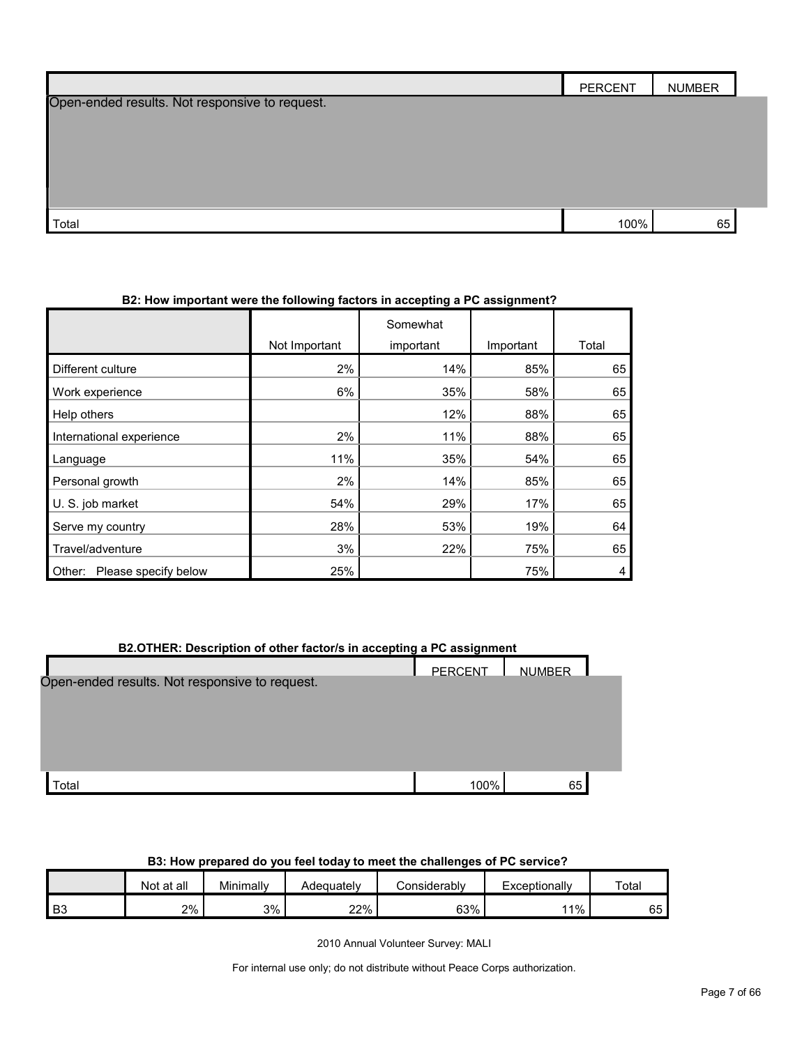| | PERCENT | NUMBER |
|---|---|---|
| Open-ended results. Not responsive to request. | | |
| Total | 100% | 65 |

**B2: How important were the following factors in accepting a PC assignment?**

| | Not Important | Somewhat important | Important | Total |
|---|---|---|---|---|
| Different culture | 2% | 14% | 85% | 65 |
| Work experience | 6% | 35% | 58% | 65 |
| Help others | | 12% | 88% | 65 |
| International experience | 2% | 11% | 88% | 65 |
| Language | 11% | 35% | 54% | 65 |
| Personal growth | 2% | 14% | 85% | 65 |
| U. S. job market | 54% | 29% | 17% | 65 |
| Serve my country | 28% | 53% | 19% | 64 |
| Travel/adventure | 3% | 22% | 75% | 65 |
| Other: Please specify below | 25% | | 75% | 4 |

**B2.OTHER: Description of other factor/s in accepting a PC assignment**

| | PERCENT | NUMBER |
|---|---|---|
| Open-ended results. Not responsive to request. | | |
| Total | 100% | 65 |

**B3: How prepared do you feel today to meet the challenges of PC service?**

| | Not at all | Minimally | Adequately | Considerably | Exceptionally | Total |
|---|---|---|---|---|---|---|
| B3 | 2% | 3% | 22% | 63% | 11% | 65 |

2010 Annual Volunteer Survey: MALI

For internal use only; do not distribute without Peace Corps authorization.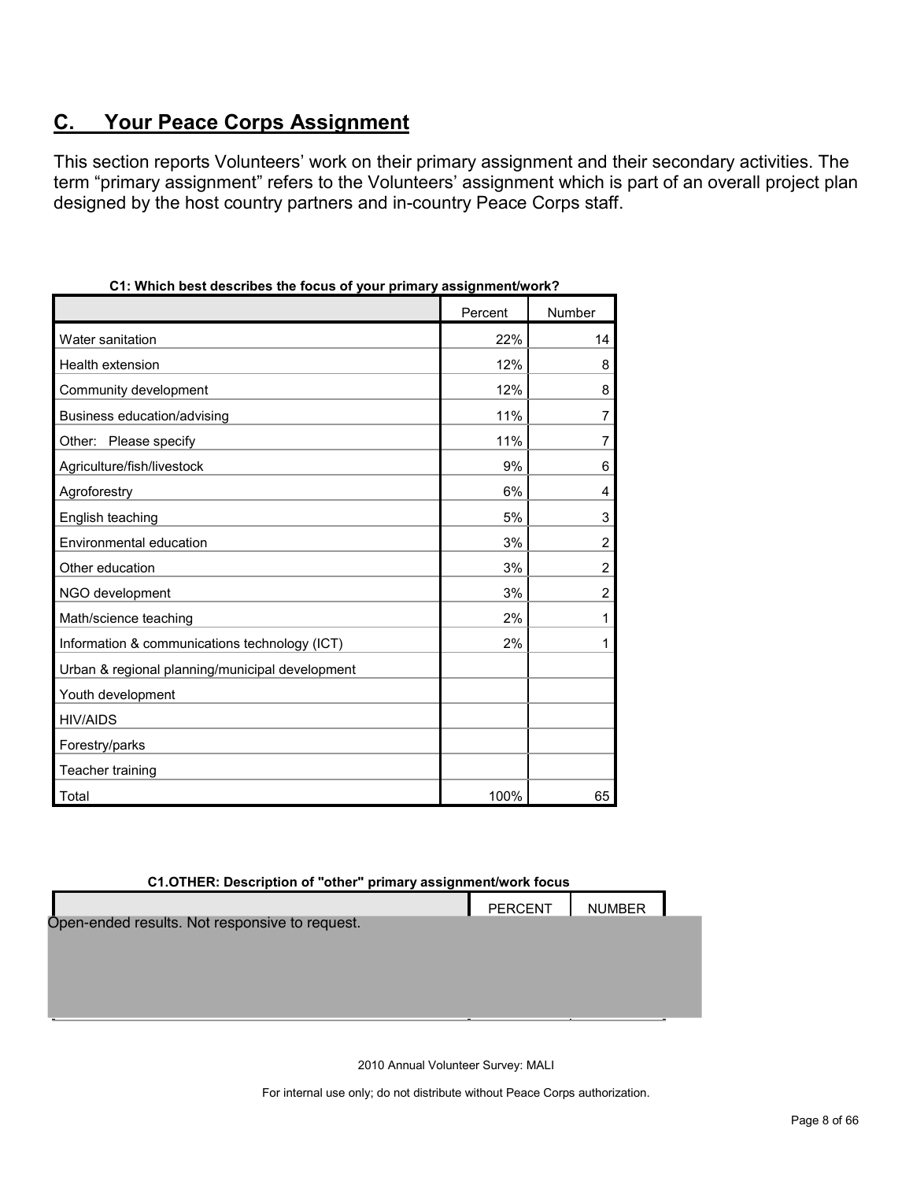## C. Your Peace Corps Assignment

This section reports Volunteers' work on their primary assignment and their secondary activities. The term "primary assignment" refers to the Volunteers' assignment which is part of an overall project plan designed by the host country partners and in-country Peace Corps staff.

**C1: Which best describes the focus of your primary assignment/work?**

| | Percent | Number |
|---|---|---|
| Water sanitation | 22% | 14 |
| Health extension | 12% | 8 |
| Community development | 12% | 8 |
| Business education/advising | 11% | 7 |
| Other: Please specify | 11% | 7 |
| Agriculture/fish/livestock | 9% | 6 |
| Agroforestry | 6% | 4 |
| English teaching | 5% | 3 |
| Environmental education | 3% | 2 |
| Other education | 3% | 2 |
| NGO development | 3% | 2 |
| Math/science teaching | 2% | 1 |
| Information & communications technology (ICT) | 2% | 1 |
| Urban & regional planning/municipal development | | |
| Youth development | | |
| HIV/AIDS | | |
| Forestry/parks | | |
| Teacher training | | |
| Total | 100% | 65 |

**C1.OTHER: Description of "other" primary assignment/work focus**

| | PERCENT | NUMBER |
|---|---|---|
| Open-ended results. Not responsive to request. | | |

2010 Annual Volunteer Survey: MALI

For internal use only; do not distribute without Peace Corps authorization.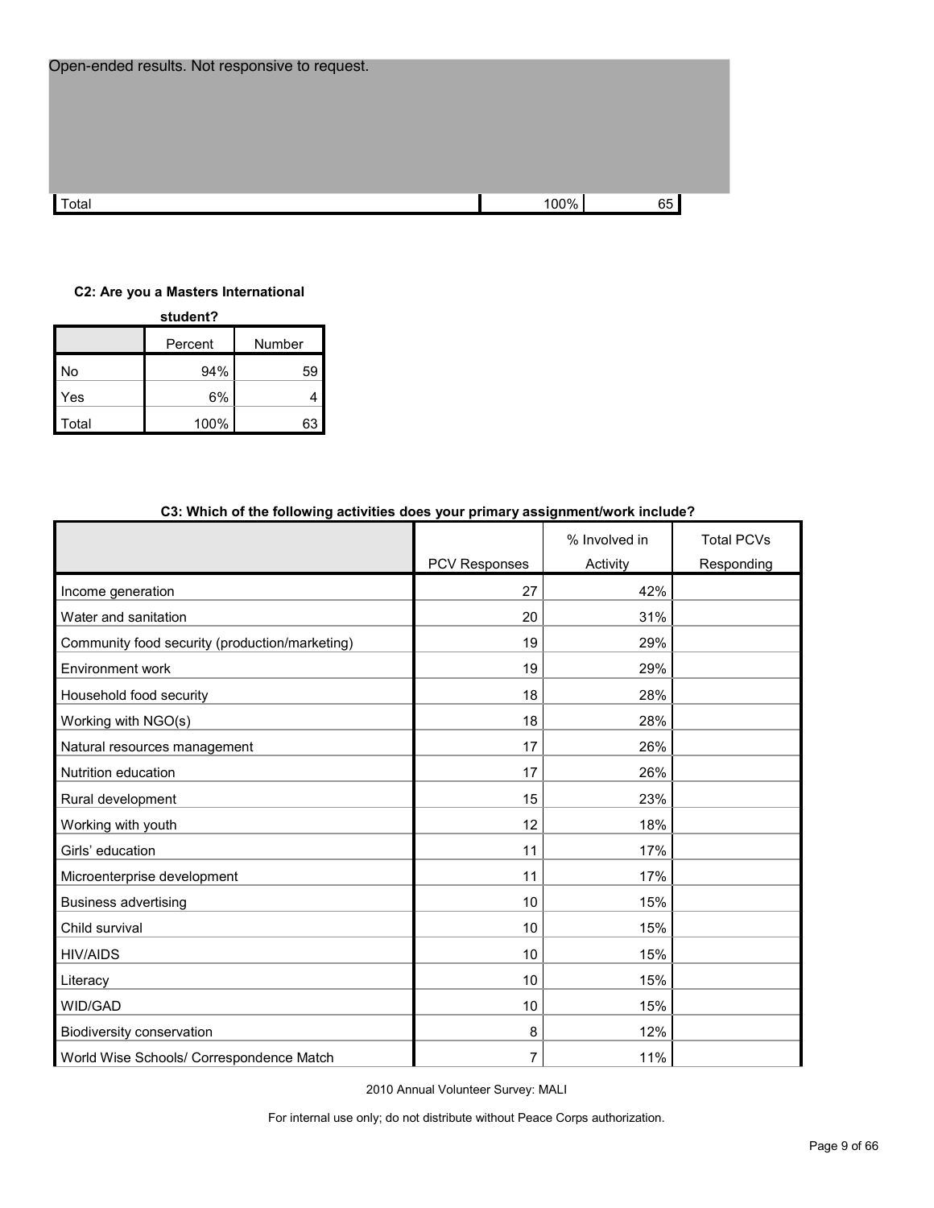Open-ended results. Not responsive to request.

| | | |
|---|---|---|
| Total | 100% | 65 |

**C2: Are you a Masters International student?**

| | Percent | Number |
|---|---|---|
| No | 94% | 59 |
| Yes | 6% | 4 |
| Total | 100% | 63 |

**C3: Which of the following activities does your primary assignment/work include?**

| | PCV Responses | % Involved in Activity | Total PCVs Responding |
|---|---|---|---|
| Income generation | 27 | 42% | |
| Water and sanitation | 20 | 31% | |
| Community food security (production/marketing) | 19 | 29% | |
| Environment work | 19 | 29% | |
| Household food security | 18 | 28% | |
| Working with NGO(s) | 18 | 28% | |
| Natural resources management | 17 | 26% | |
| Nutrition education | 17 | 26% | |
| Rural development | 15 | 23% | |
| Working with youth | 12 | 18% | |
| Girls' education | 11 | 17% | |
| Microenterprise development | 11 | 17% | |
| Business advertising | 10 | 15% | |
| Child survival | 10 | 15% | |
| HIV/AIDS | 10 | 15% | |
| Literacy | 10 | 15% | |
| WID/GAD | 10 | 15% | |
| Biodiversity conservation | 8 | 12% | |
| World Wise Schools/ Correspondence Match | 7 | 11% | |

2010 Annual Volunteer Survey: MALI

For internal use only; do not distribute without Peace Corps authorization.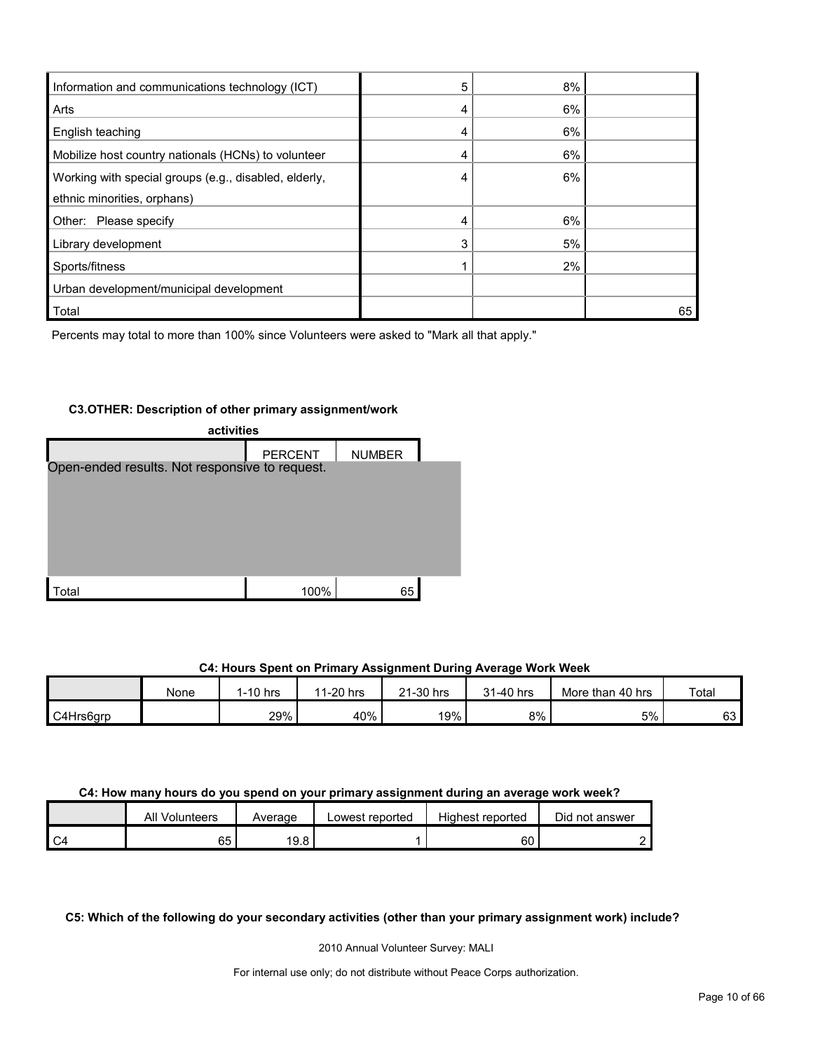| | | | |
|---|---|---|---|
| Information and communications technology (ICT) | 5 | 8% | |
| Arts | 4 | 6% | |
| English teaching | 4 | 6% | |
| Mobilize host country nationals (HCNs) to volunteer | 4 | 6% | |
| Working with special groups (e.g., disabled, elderly, ethnic minorities, orphans) | 4 | 6% | |
| Other: Please specify | 4 | 6% | |
| Library development | 3 | 5% | |
| Sports/fitness | 1 | 2% | |
| Urban development/municipal development | | | |
| Total | | | 65 |

Percents may total to more than 100% since Volunteers were asked to "Mark all that apply."

#### C3.OTHER: Description of other primary assignment/work activities

| | PERCENT | NUMBER |
|---|---|---|
| Open-ended results. Not responsive to request. | | |
| Total | 100% | 65 |

#### C4: Hours Spent on Primary Assignment During Average Work Week

| | None | 1-10 hrs | 11-20 hrs | 21-30 hrs | 31-40 hrs | More than 40 hrs | Total |
|---|---|---|---|---|---|---|---|
| C4Hrs6grp | | 29% | 40% | 19% | 8% | 5% | 63 |

#### C4: How many hours do you spend on your primary assignment during an average work week?

| | All Volunteers | Average | Lowest reported | Highest reported | Did not answer |
|---|---|---|---|---|---|
| C4 | 65 | 19.8 | 1 | 60 | 2 |

#### C5: Which of the following do your secondary activities (other than your primary assignment work) include?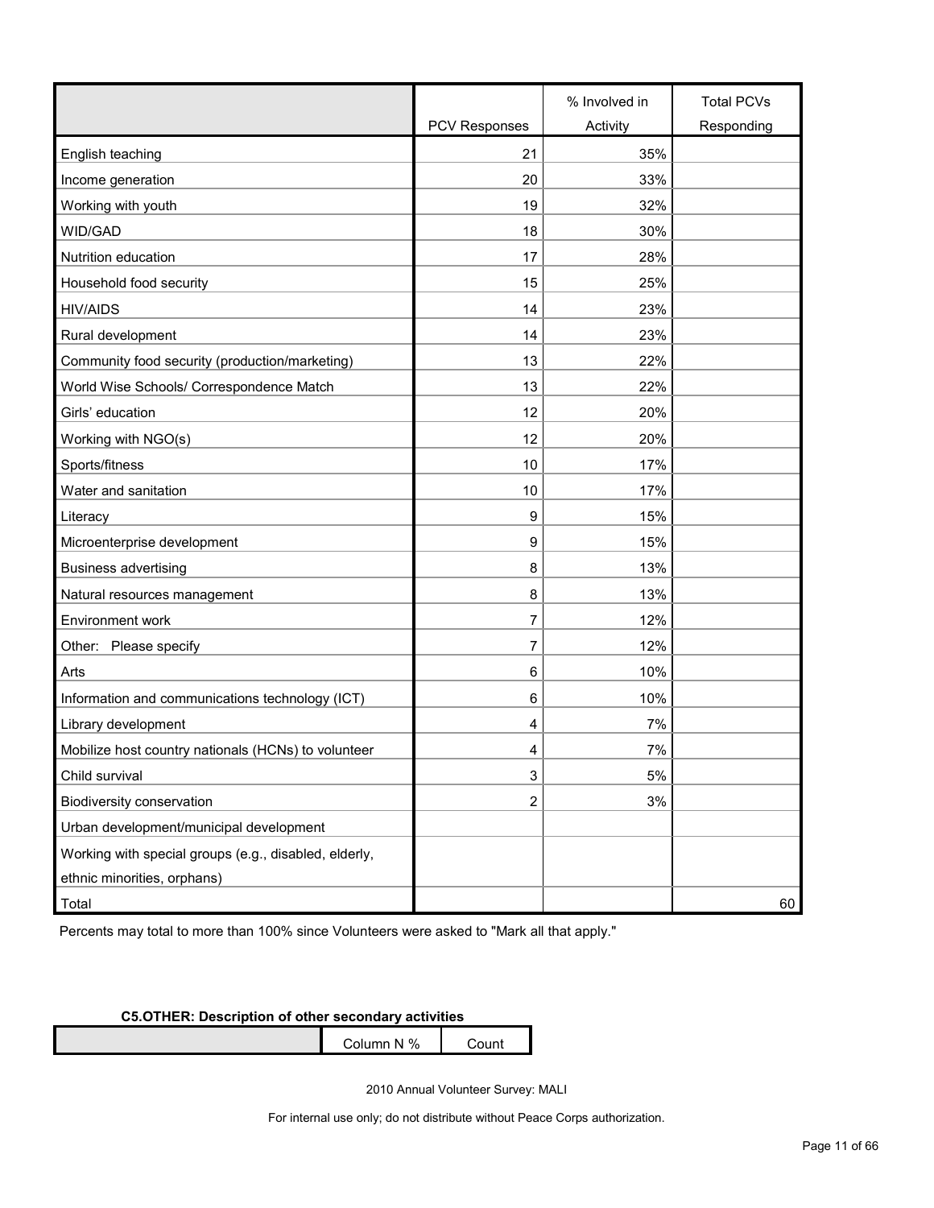| | PCV Responses | % Involved in Activity | Total PCVs Responding |
|---|---|---|---|
| English teaching | 21 | 35% | |
| Income generation | 20 | 33% | |
| Working with youth | 19 | 32% | |
| WID/GAD | 18 | 30% | |
| Nutrition education | 17 | 28% | |
| Household food security | 15 | 25% | |
| HIV/AIDS | 14 | 23% | |
| Rural development | 14 | 23% | |
| Community food security (production/marketing) | 13 | 22% | |
| World Wise Schools/ Correspondence Match | 13 | 22% | |
| Girls' education | 12 | 20% | |
| Working with NGO(s) | 12 | 20% | |
| Sports/fitness | 10 | 17% | |
| Water and sanitation | 10 | 17% | |
| Literacy | 9 | 15% | |
| Microenterprise development | 9 | 15% | |
| Business advertising | 8 | 13% | |
| Natural resources management | 8 | 13% | |
| Environment work | 7 | 12% | |
| Other: Please specify | 7 | 12% | |
| Arts | 6 | 10% | |
| Information and communications technology (ICT) | 6 | 10% | |
| Library development | 4 | 7% | |
| Mobilize host country nationals (HCNs) to volunteer | 4 | 7% | |
| Child survival | 3 | 5% | |
| Biodiversity conservation | 2 | 3% | |
| Urban development/municipal development | | | |
| Working with special groups (e.g., disabled, elderly, ethnic minorities, orphans) | | | |
| Total | | | 60 |

Percents may total to more than 100% since Volunteers were asked to "Mark all that apply."

**C5.OTHER: Description of other secondary activities**

| | Column N % | Count |
|---|---|---|

2010 Annual Volunteer Survey: MALI

For internal use only; do not distribute without Peace Corps authorization.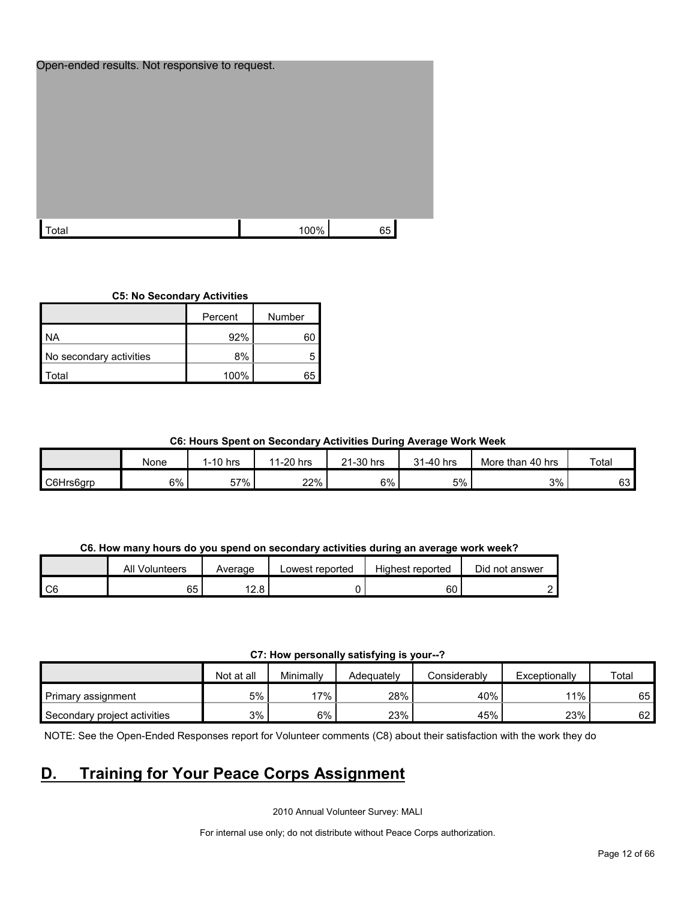Open-ended results. Not responsive to request.

| | | |
|---|---|---|
| Total | 100% | 65 |

**C5: No Secondary Activities**

| | Percent | Number |
|---|---|---|
| NA | 92% | 60 |
| No secondary activities | 8% | 5 |
| Total | 100% | 65 |

**C6: Hours Spent on Secondary Activities During Average Work Week**

| | None | 1-10 hrs | 11-20 hrs | 21-30 hrs | 31-40 hrs | More than 40 hrs | Total |
|---|---|---|---|---|---|---|---|
| C6Hrs6grp | 6% | 57% | 22% | 6% | 5% | 3% | 63 |

**C6. How many hours do you spend on secondary activities during an average work week?**

| | All Volunteers | Average | Lowest reported | Highest reported | Did not answer |
|---|---|---|---|---|---|
| C6 | 65 | 12.8 | 0 | 60 | 2 |

**C7: How personally satisfying is your--?**

| | Not at all | Minimally | Adequately | Considerably | Exceptionally | Total |
|---|---|---|---|---|---|---|
| Primary assignment | 5% | 17% | 28% | 40% | 11% | 65 |
| Secondary project activities | 3% | 6% | 23% | 45% | 23% | 62 |

NOTE: See the Open-Ended Responses report for Volunteer comments (C8) about their satisfaction with the work they do

# D. Training for Your Peace Corps Assignment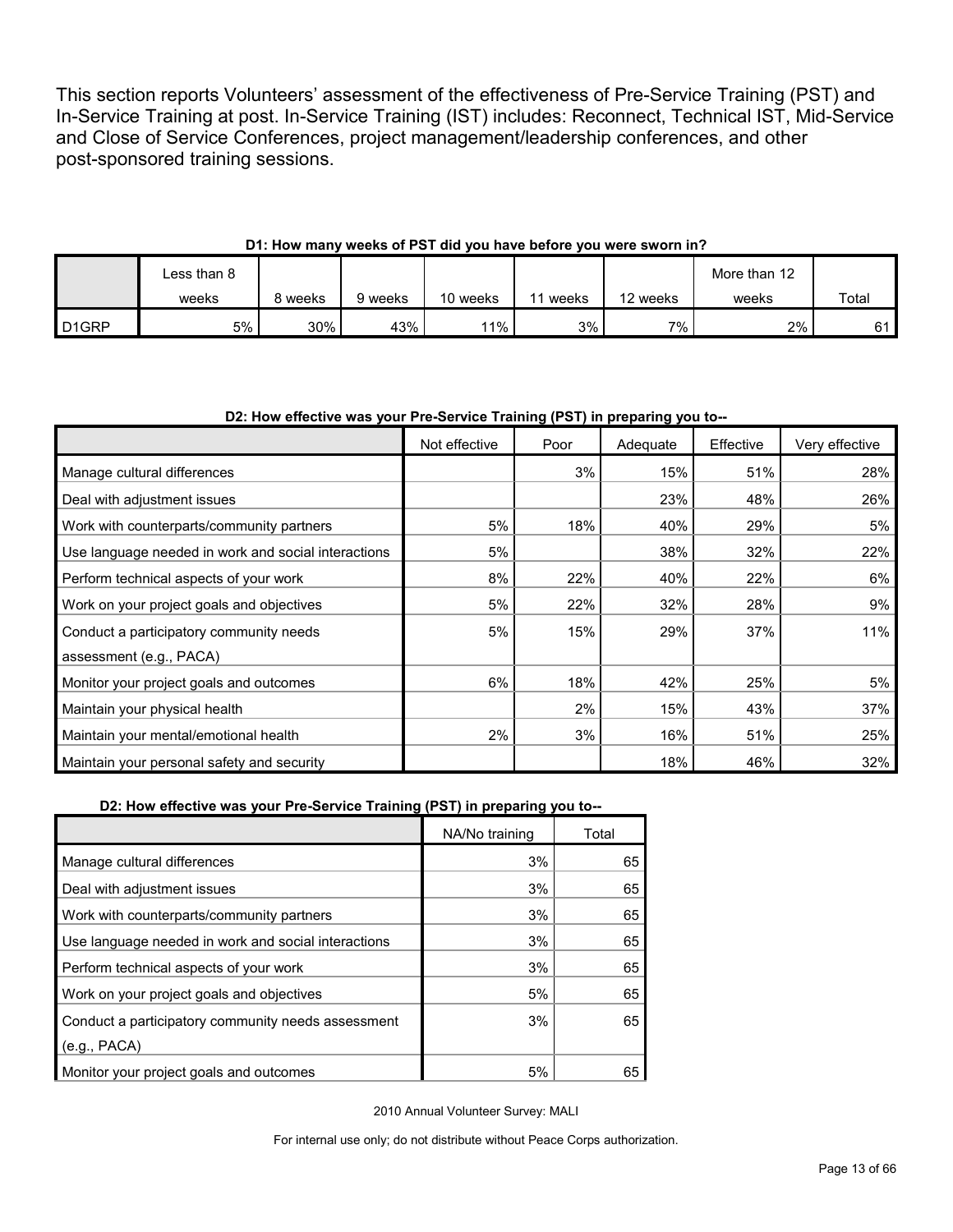This section reports Volunteers' assessment of the effectiveness of Pre-Service Training (PST) and In-Service Training at post. In-Service Training (IST) includes: Reconnect, Technical IST, Mid-Service and Close of Service Conferences, project management/leadership conferences, and other post-sponsored training sessions.

**D1: How many weeks of PST did you have before you were sworn in?**

| | Less than 8 weeks | 8 weeks | 9 weeks | 10 weeks | 11 weeks | 12 weeks | More than 12 weeks | Total |
|---|---|---|---|---|---|---|---|---|
| D1GRP | 5% | 30% | 43% | 11% | 3% | 7% | 2% | 61 |

**D2: How effective was your Pre-Service Training (PST) in preparing you to--**

| | Not effective | Poor | Adequate | Effective | Very effective |
|---|---|---|---|---|---|
| Manage cultural differences | | 3% | 15% | 51% | 28% |
| Deal with adjustment issues | | | 23% | 48% | 26% |
| Work with counterparts/community partners | 5% | 18% | 40% | 29% | 5% |
| Use language needed in work and social interactions | 5% | | 38% | 32% | 22% |
| Perform technical aspects of your work | 8% | 22% | 40% | 22% | 6% |
| Work on your project goals and objectives | 5% | 22% | 32% | 28% | 9% |
| Conduct a participatory community needs assessment (e.g., PACA) | 5% | 15% | 29% | 37% | 11% |
| Monitor your project goals and outcomes | 6% | 18% | 42% | 25% | 5% |
| Maintain your physical health | | 2% | 15% | 43% | 37% |
| Maintain your mental/emotional health | 2% | 3% | 16% | 51% | 25% |
| Maintain your personal safety and security | | | 18% | 46% | 32% |

**D2: How effective was your Pre-Service Training (PST) in preparing you to--**

| | NA/No training | Total |
|---|---|---|
| Manage cultural differences | 3% | 65 |
| Deal with adjustment issues | 3% | 65 |
| Work with counterparts/community partners | 3% | 65 |
| Use language needed in work and social interactions | 3% | 65 |
| Perform technical aspects of your work | 3% | 65 |
| Work on your project goals and objectives | 5% | 65 |
| Conduct a participatory community needs assessment (e.g., PACA) | 3% | 65 |
| Monitor your project goals and outcomes | 5% | 65 |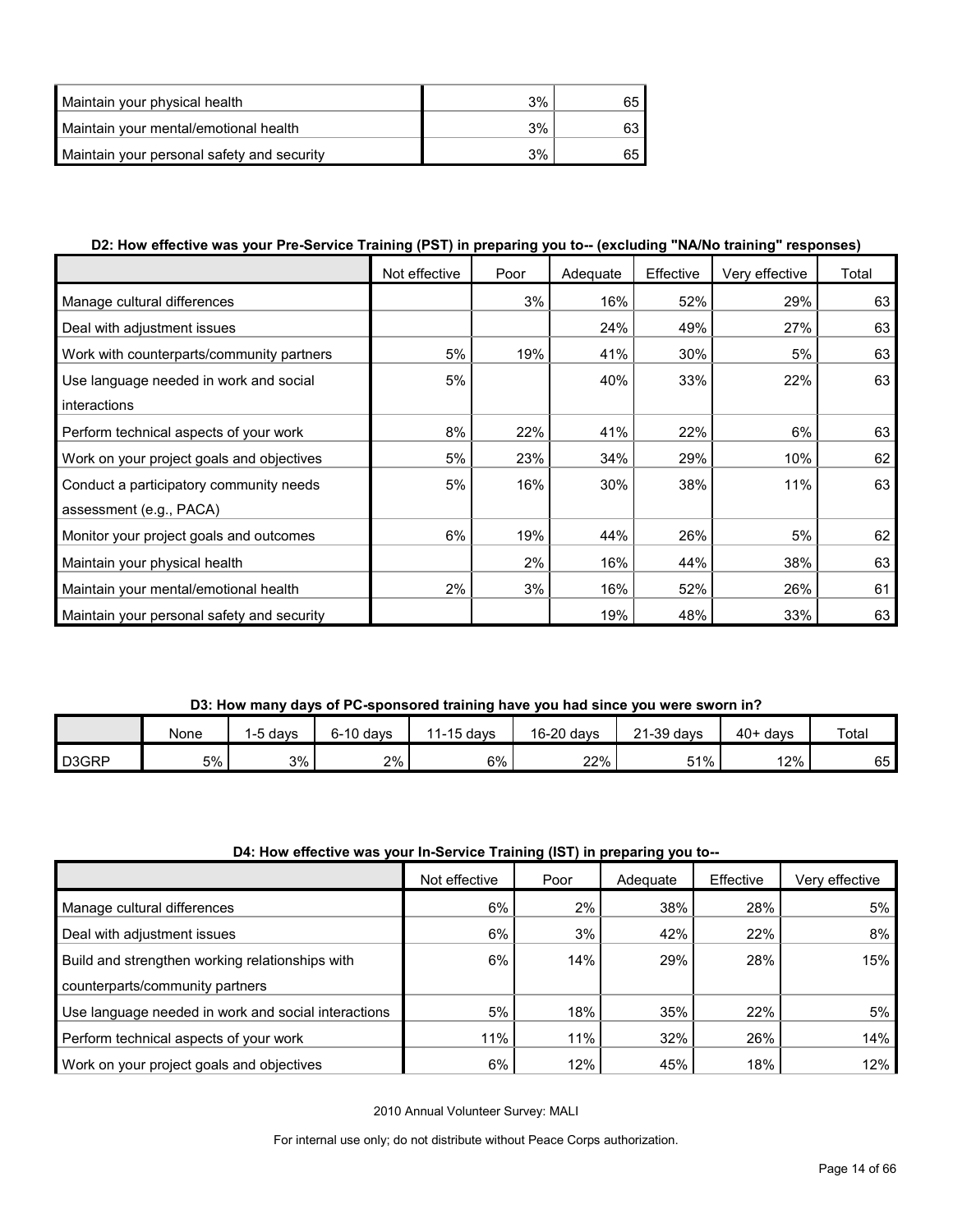| | | |
|---|---|---|
| Maintain your physical health | 3% | 65 |
| Maintain your mental/emotional health | 3% | 63 |
| Maintain your personal safety and security | 3% | 65 |

**D2: How effective was your Pre-Service Training (PST) in preparing you to-- (excluding "NA/No training" responses)**

| | Not effective | Poor | Adequate | Effective | Very effective | Total |
|---|---|---|---|---|---|---|
| Manage cultural differences | | 3% | 16% | 52% | 29% | 63 |
| Deal with adjustment issues | | | 24% | 49% | 27% | 63 |
| Work with counterparts/community partners | 5% | 19% | 41% | 30% | 5% | 63 |
| Use language needed in work and social interactions | 5% | | 40% | 33% | 22% | 63 |
| Perform technical aspects of your work | 8% | 22% | 41% | 22% | 6% | 63 |
| Work on your project goals and objectives | 5% | 23% | 34% | 29% | 10% | 62 |
| Conduct a participatory community needs assessment (e.g., PACA) | 5% | 16% | 30% | 38% | 11% | 63 |
| Monitor your project goals and outcomes | 6% | 19% | 44% | 26% | 5% | 62 |
| Maintain your physical health | | 2% | 16% | 44% | 38% | 63 |
| Maintain your mental/emotional health | 2% | 3% | 16% | 52% | 26% | 61 |
| Maintain your personal safety and security | | | 19% | 48% | 33% | 63 |

**D3: How many days of PC-sponsored training have you had since you were sworn in?**

| | None | 1-5 days | 6-10 days | 11-15 days | 16-20 days | 21-39 days | 40+ days | Total |
|---|---|---|---|---|---|---|---|---|
| D3GRP | 5% | 3% | 2% | 6% | 22% | 51% | 12% | 65 |

**D4: How effective was your In-Service Training (IST) in preparing you to--**

| | Not effective | Poor | Adequate | Effective | Very effective |
|---|---|---|---|---|---|
| Manage cultural differences | 6% | 2% | 38% | 28% | 5% |
| Deal with adjustment issues | 6% | 3% | 42% | 22% | 8% |
| Build and strengthen working relationships with counterparts/community partners | 6% | 14% | 29% | 28% | 15% |
| Use language needed in work and social interactions | 5% | 18% | 35% | 22% | 5% |
| Perform technical aspects of your work | 11% | 11% | 32% | 26% | 14% |
| Work on your project goals and objectives | 6% | 12% | 45% | 18% | 12% |

2010 Annual Volunteer Survey: MALI

For internal use only; do not distribute without Peace Corps authorization.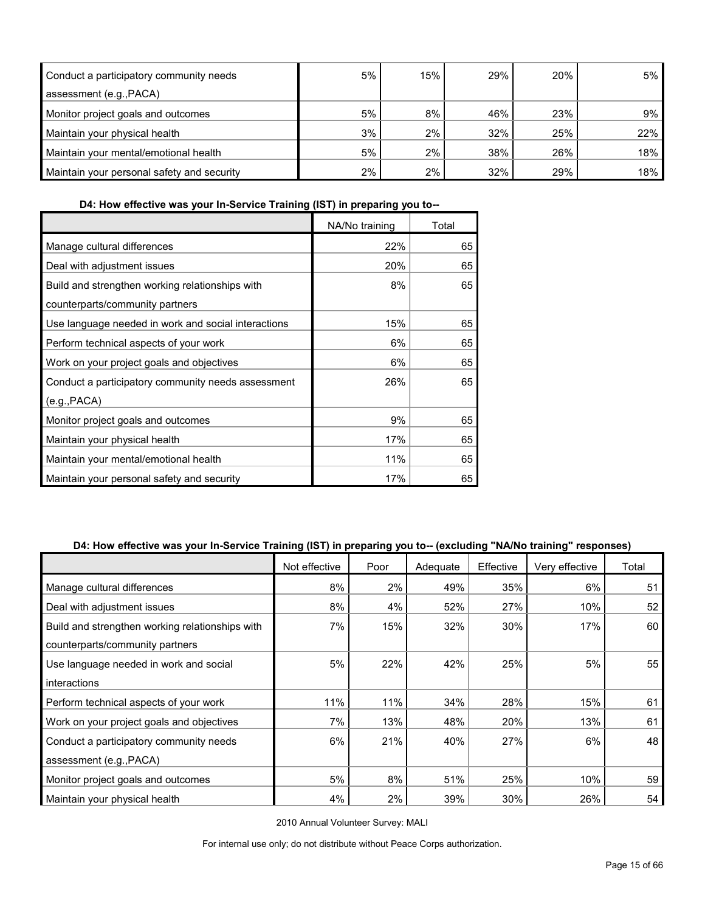| | | | | | |
|---|---|---|---|---|---|
| Conduct a participatory community needs assessment (e.g.,PACA) | 5% | 15% | 29% | 20% | 5% |
| Monitor project goals and outcomes | 5% | 8% | 46% | 23% | 9% |
| Maintain your physical health | 3% | 2% | 32% | 25% | 22% |
| Maintain your mental/emotional health | 5% | 2% | 38% | 26% | 18% |
| Maintain your personal safety and security | 2% | 2% | 32% | 29% | 18% |

**D4: How effective was your In-Service Training (IST) in preparing you to--**

| | NA/No training | Total |
|---|---|---|
| Manage cultural differences | 22% | 65 |
| Deal with adjustment issues | 20% | 65 |
| Build and strengthen working relationships with counterparts/community partners | 8% | 65 |
| Use language needed in work and social interactions | 15% | 65 |
| Perform technical aspects of your work | 6% | 65 |
| Work on your project goals and objectives | 6% | 65 |
| Conduct a participatory community needs assessment (e.g.,PACA) | 26% | 65 |
| Monitor project goals and outcomes | 9% | 65 |
| Maintain your physical health | 17% | 65 |
| Maintain your mental/emotional health | 11% | 65 |
| Maintain your personal safety and security | 17% | 65 |

**D4: How effective was your In-Service Training (IST) in preparing you to-- (excluding "NA/No training" responses)**

| | Not effective | Poor | Adequate | Effective | Very effective | Total |
|---|---|---|---|---|---|---|
| Manage cultural differences | 8% | 2% | 49% | 35% | 6% | 51 |
| Deal with adjustment issues | 8% | 4% | 52% | 27% | 10% | 52 |
| Build and strengthen working relationships with counterparts/community partners | 7% | 15% | 32% | 30% | 17% | 60 |
| Use language needed in work and social interactions | 5% | 22% | 42% | 25% | 5% | 55 |
| Perform technical aspects of your work | 11% | 11% | 34% | 28% | 15% | 61 |
| Work on your project goals and objectives | 7% | 13% | 48% | 20% | 13% | 61 |
| Conduct a participatory community needs assessment (e.g.,PACA) | 6% | 21% | 40% | 27% | 6% | 48 |
| Monitor project goals and outcomes | 5% | 8% | 51% | 25% | 10% | 59 |
| Maintain your physical health | 4% | 2% | 39% | 30% | 26% | 54 |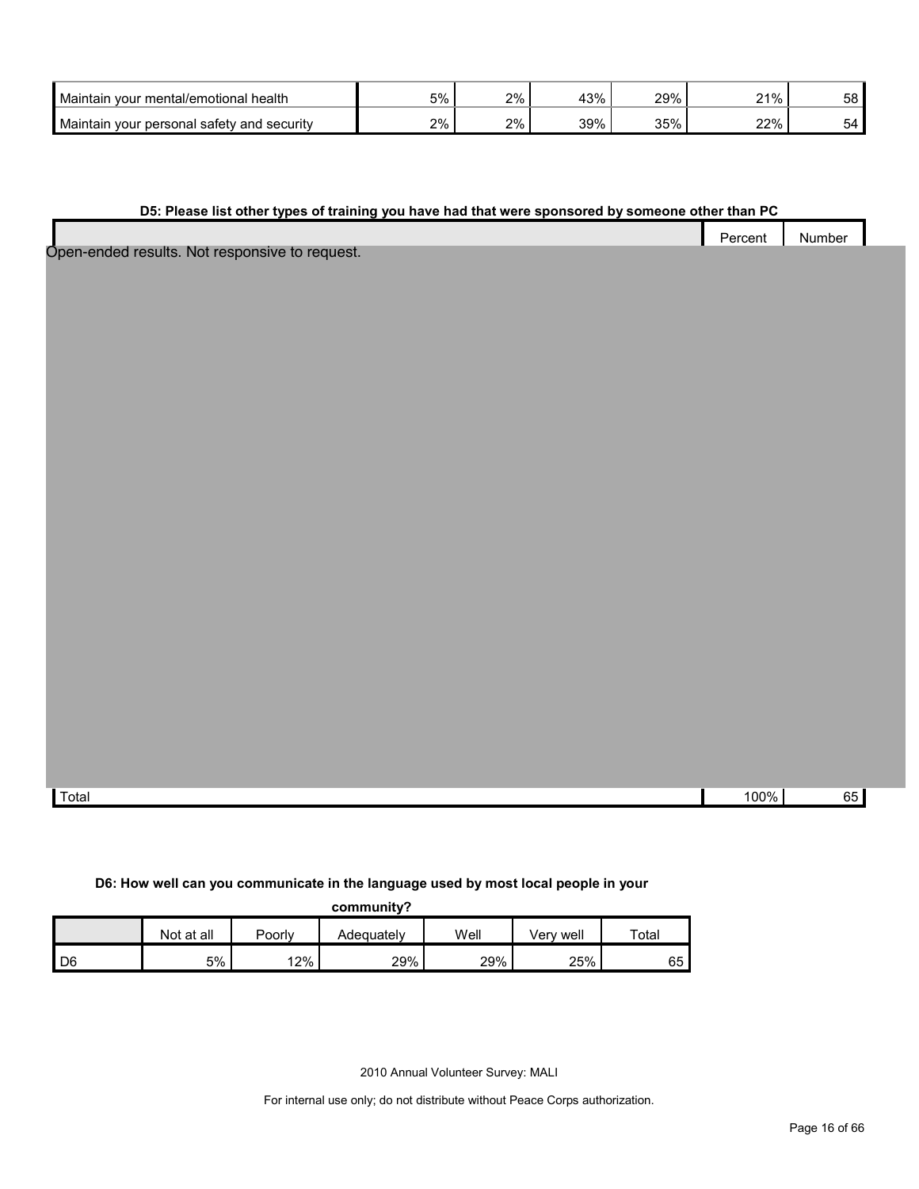| | | | | | | |
|---|---|---|---|---|---|---|
| Maintain your mental/emotional health | 5% | 2% | 43% | 29% | 21% | 58 |
| Maintain your personal safety and security | 2% | 2% | 39% | 35% | 22% | 54 |

**D5: Please list other types of training you have had that were sponsored by someone other than PC**

| | Percent | Number |
|---|---|---|
| Open-ended results. Not responsive to request. | | |
| Total | 100% | 65 |

**D6: How well can you communicate in the language used by most local people in your community?**

| | Not at all | Poorly | Adequately | Well | Very well | Total |
|---|---|---|---|---|---|---|
| D6 | 5% | 12% | 29% | 29% | 25% | 65 |

2010 Annual Volunteer Survey: MALI

For internal use only; do not distribute without Peace Corps authorization.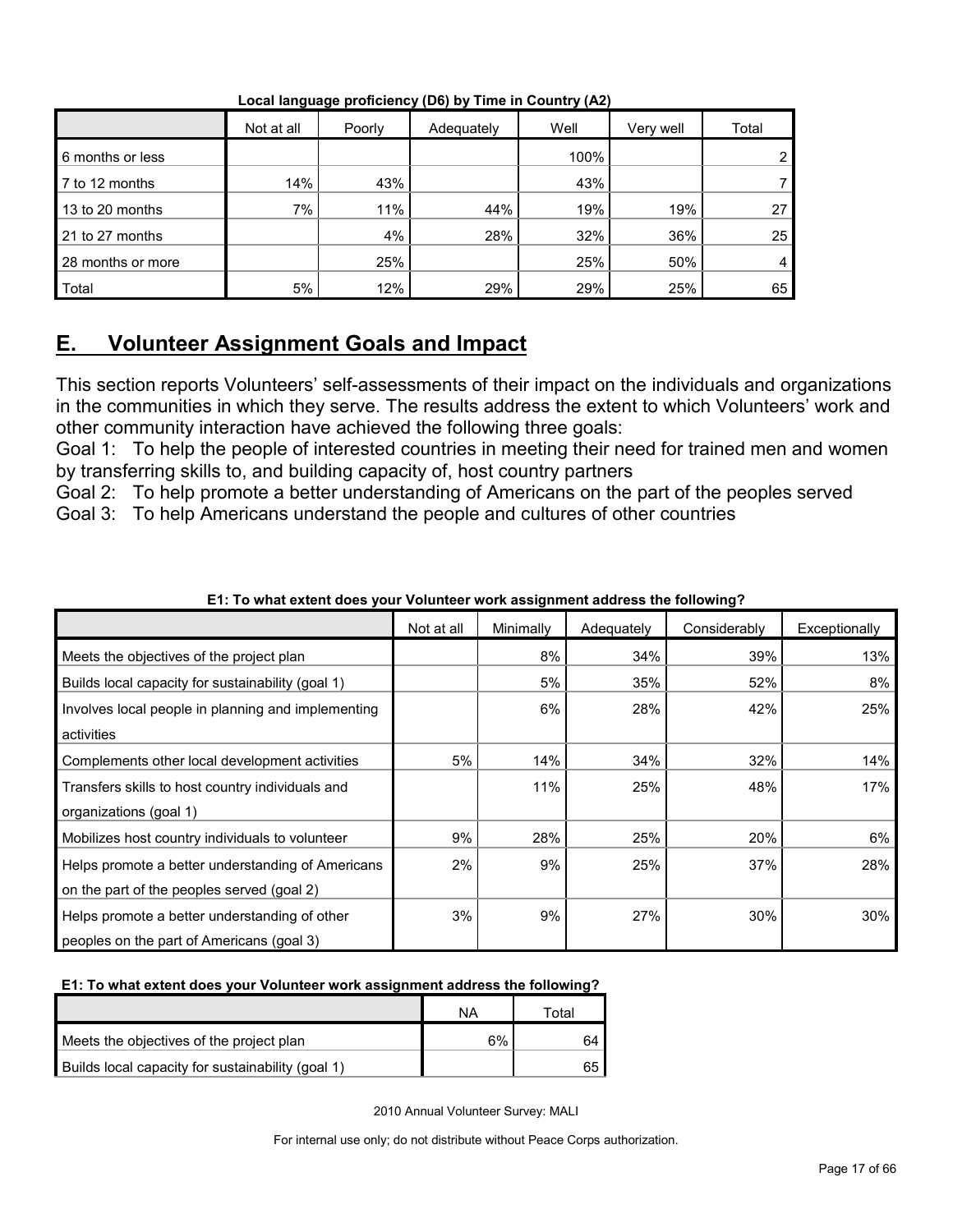**Local language proficiency (D6) by Time in Country (A2)**

| | Not at all | Poorly | Adequately | Well | Very well | Total |
|---|---|---|---|---|---|---|
| 6 months or less | | | | 100% | | 2 |
| 7 to 12 months | 14% | 43% | | 43% | | 7 |
| 13 to 20 months | 7% | 11% | 44% | 19% | 19% | 27 |
| 21 to 27 months | | 4% | 28% | 32% | 36% | 25 |
| 28 months or more | | 25% | | 25% | 50% | 4 |
| Total | 5% | 12% | 29% | 29% | 25% | 65 |

## E. Volunteer Assignment Goals and Impact

This section reports Volunteers' self-assessments of their impact on the individuals and organizations in the communities in which they serve. The results address the extent to which Volunteers' work and other community interaction have achieved the following three goals:

Goal 1: To help the people of interested countries in meeting their need for trained men and women by transferring skills to, and building capacity of, host country partners

Goal 2: To help promote a better understanding of Americans on the part of the peoples served

Goal 3: To help Americans understand the people and cultures of other countries

**E1: To what extent does your Volunteer work assignment address the following?**

| | Not at all | Minimally | Adequately | Considerably | Exceptionally | NA | Total |
|---|---|---|---|---|---|---|---|
| Meets the objectives of the project plan | | 8% | 34% | 39% | 13% | 6% | 64 |
| Builds local capacity for sustainability (goal 1) | | 5% | 35% | 52% | 8% | | 65 |
| Involves local people in planning and implementing activities | | 6% | 28% | 42% | 25% | | |
| Complements other local development activities | 5% | 14% | 34% | 32% | 14% | | |
| Transfers skills to host country individuals and organizations (goal 1) | | 11% | 25% | 48% | 17% | | |
| Mobilizes host country individuals to volunteer | 9% | 28% | 25% | 20% | 6% | | |
| Helps promote a better understanding of Americans on the part of the peoples served (goal 2) | 2% | 9% | 25% | 37% | 28% | | |
| Helps promote a better understanding of other peoples on the part of Americans (goal 3) | 3% | 9% | 27% | 30% | 30% | | |

2010 Annual Volunteer Survey: MALI

For internal use only; do not distribute without Peace Corps authorization.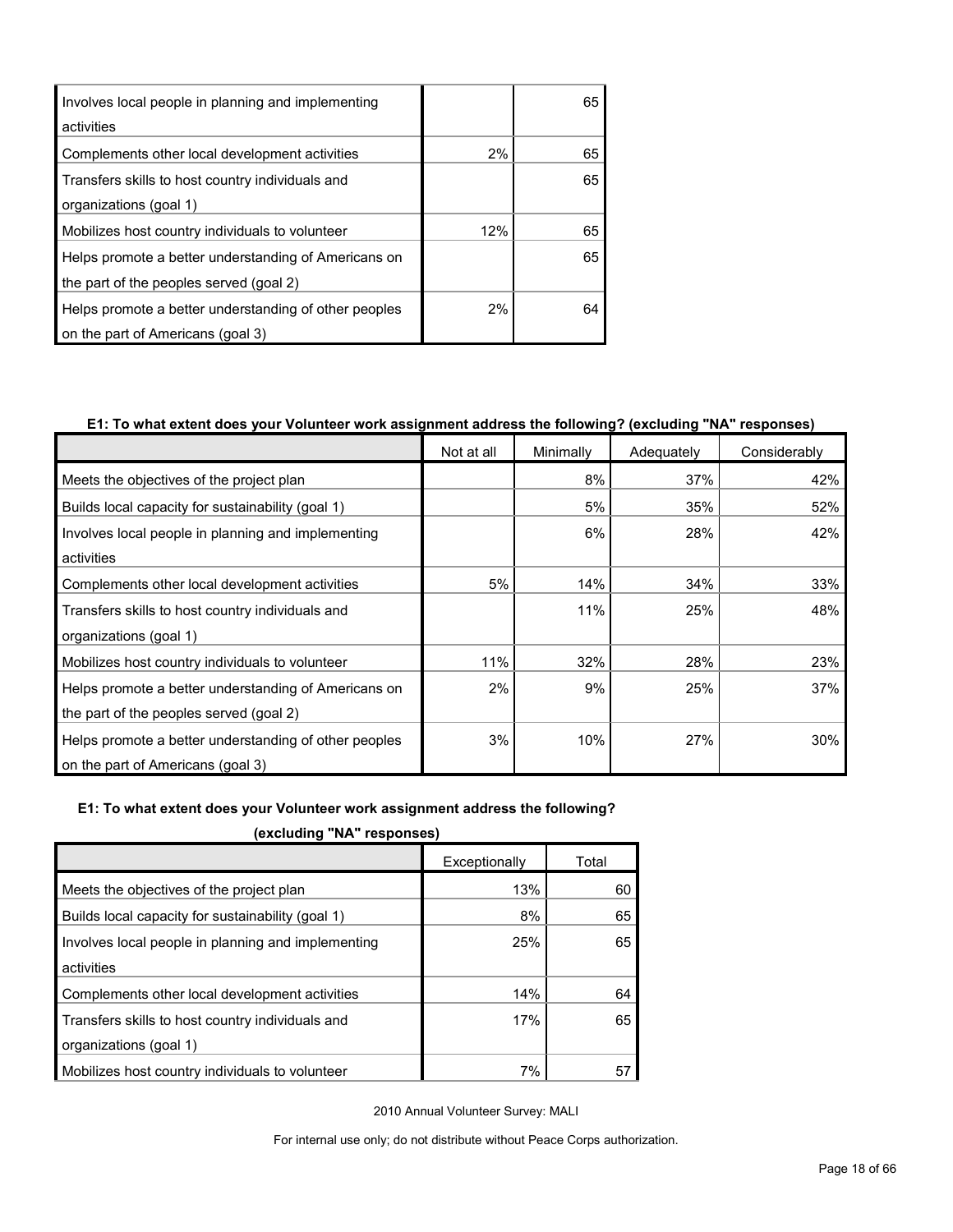| | | |
|---|---|---|
| Involves local people in planning and implementing activities | | 65 |
| Complements other local development activities | 2% | 65 |
| Transfers skills to host country individuals and organizations (goal 1) | | 65 |
| Mobilizes host country individuals to volunteer | 12% | 65 |
| Helps promote a better understanding of Americans on the part of the peoples served (goal 2) | | 65 |
| Helps promote a better understanding of other peoples on the part of Americans (goal 3) | 2% | 64 |

**E1: To what extent does your Volunteer work assignment address the following? (excluding "NA" responses)**

| | Not at all | Minimally | Adequately | Considerably |
|---|---|---|---|---|
| Meets the objectives of the project plan | | 8% | 37% | 42% |
| Builds local capacity for sustainability (goal 1) | | 5% | 35% | 52% |
| Involves local people in planning and implementing activities | | 6% | 28% | 42% |
| Complements other local development activities | 5% | 14% | 34% | 33% |
| Transfers skills to host country individuals and organizations (goal 1) | | 11% | 25% | 48% |
| Mobilizes host country individuals to volunteer | 11% | 32% | 28% | 23% |
| Helps promote a better understanding of Americans on the part of the peoples served (goal 2) | 2% | 9% | 25% | 37% |
| Helps promote a better understanding of other peoples on the part of Americans (goal 3) | 3% | 10% | 27% | 30% |

**E1: To what extent does your Volunteer work assignment address the following? (excluding "NA" responses)**

| | Exceptionally | Total |
|---|---|---|
| Meets the objectives of the project plan | 13% | 60 |
| Builds local capacity for sustainability (goal 1) | 8% | 65 |
| Involves local people in planning and implementing activities | 25% | 65 |
| Complements other local development activities | 14% | 64 |
| Transfers skills to host country individuals and organizations (goal 1) | 17% | 65 |
| Mobilizes host country individuals to volunteer | 7% | 57 |

2010 Annual Volunteer Survey: MALI

For internal use only; do not distribute without Peace Corps authorization.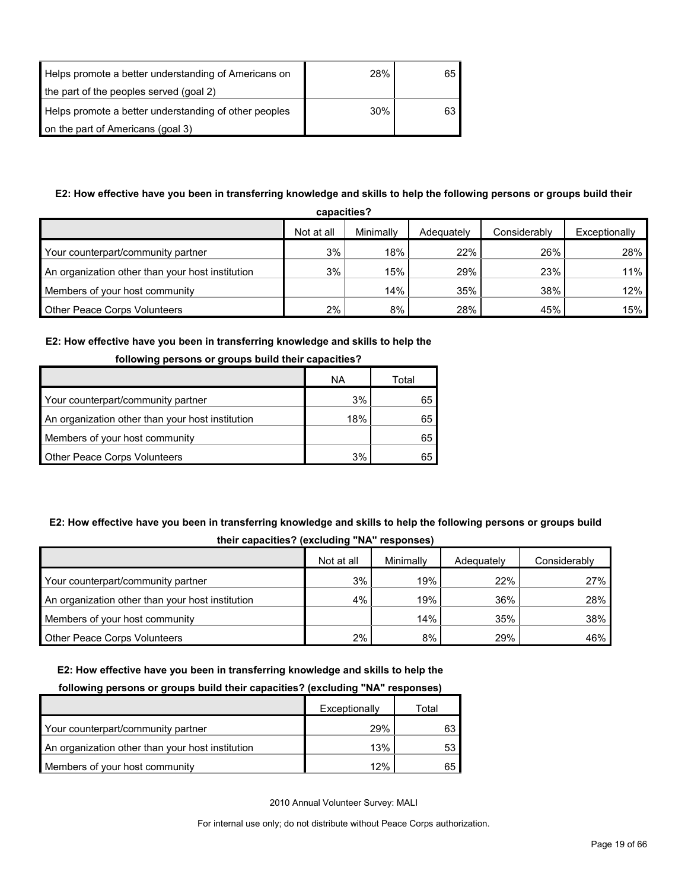| | | |
|---|---|---|
| Helps promote a better understanding of Americans on the part of the peoples served (goal 2) | 28% | 65 |
| Helps promote a better understanding of other peoples on the part of Americans (goal 3) | 30% | 63 |

**E2: How effective have you been in transferring knowledge and skills to help the following persons or groups build their capacities?**

| | Not at all | Minimally | Adequately | Considerably | Exceptionally |
|---|---|---|---|---|---|
| Your counterpart/community partner | 3% | 18% | 22% | 26% | 28% |
| An organization other than your host institution | 3% | 15% | 29% | 23% | 11% |
| Members of your host community | | 14% | 35% | 38% | 12% |
| Other Peace Corps Volunteers | 2% | 8% | 28% | 45% | 15% |

**E2: How effective have you been in transferring knowledge and skills to help the following persons or groups build their capacities?**

| | NA | Total |
|---|---|---|
| Your counterpart/community partner | 3% | 65 |
| An organization other than your host institution | 18% | 65 |
| Members of your host community | | 65 |
| Other Peace Corps Volunteers | 3% | 65 |

**E2: How effective have you been in transferring knowledge and skills to help the following persons or groups build their capacities? (excluding "NA" responses)**

| | Not at all | Minimally | Adequately | Considerably |
|---|---|---|---|---|
| Your counterpart/community partner | 3% | 19% | 22% | 27% |
| An organization other than your host institution | 4% | 19% | 36% | 28% |
| Members of your host community | | 14% | 35% | 38% |
| Other Peace Corps Volunteers | 2% | 8% | 29% | 46% |

**E2: How effective have you been in transferring knowledge and skills to help the following persons or groups build their capacities? (excluding "NA" responses)**

| | Exceptionally | Total |
|---|---|---|
| Your counterpart/community partner | 29% | 63 |
| An organization other than your host institution | 13% | 53 |
| Members of your host community | 12% | 65 |

2010 Annual Volunteer Survey: MALI

For internal use only; do not distribute without Peace Corps authorization.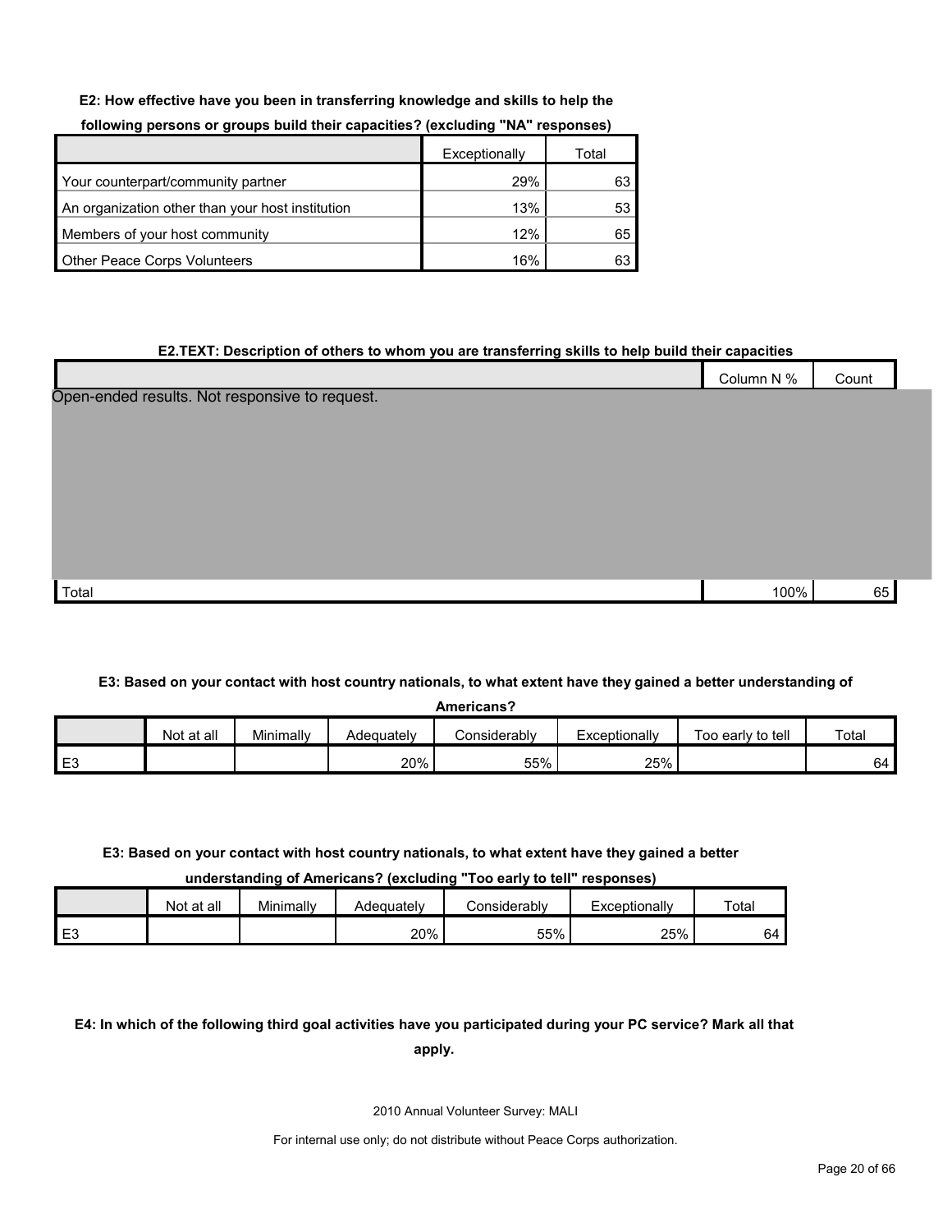**E2: How effective have you been in transferring knowledge and skills to help the following persons or groups build their capacities? (excluding "NA" responses)**

| | Exceptionally | Total |
|---|---|---|
| Your counterpart/community partner | 29% | 63 |
| An organization other than your host institution | 13% | 53 |
| Members of your host community | 12% | 65 |
| Other Peace Corps Volunteers | 16% | 63 |

**E2.TEXT: Description of others to whom you are transferring skills to help build their capacities**

| | Column N % | Count |
|---|---|---|
| Open-ended results. Not responsive to request. | | |
| Total | 100% | 65 |

**E3: Based on your contact with host country nationals, to what extent have they gained a better understanding of Americans?**

| | Not at all | Minimally | Adequately | Considerably | Exceptionally | Too early to tell | Total |
|---|---|---|---|---|---|---|---|
| E3 | | | 20% | 55% | 25% | | 64 |

**E3: Based on your contact with host country nationals, to what extent have they gained a better understanding of Americans? (excluding "Too early to tell" responses)**

| | Not at all | Minimally | Adequately | Considerably | Exceptionally | Total |
|---|---|---|---|---|---|---|
| E3 | | | 20% | 55% | 25% | 64 |

**E4: In which of the following third goal activities have you participated during your PC service? Mark all that apply.**

2010 Annual Volunteer Survey: MALI

For internal use only; do not distribute without Peace Corps authorization.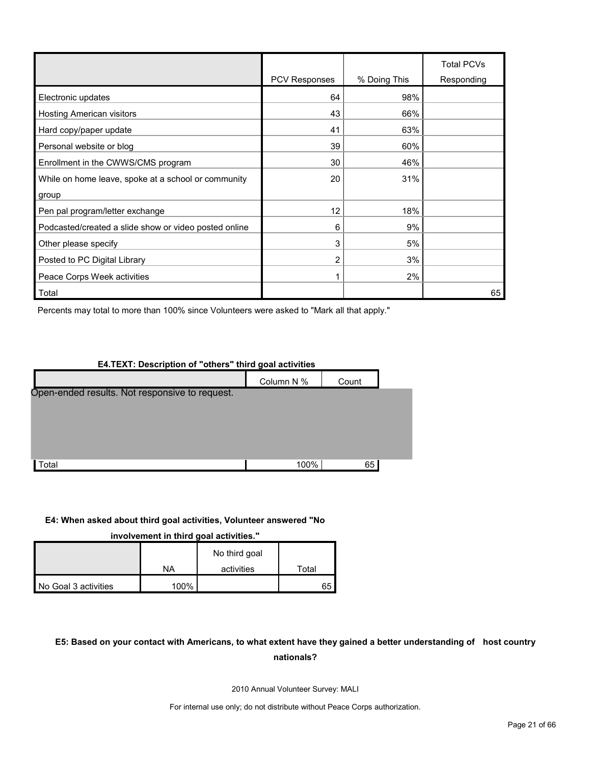| | PCV Responses | % Doing This | Total PCVs Responding |
|---|---|---|---|
| Electronic updates | 64 | 98% | |
| Hosting American visitors | 43 | 66% | |
| Hard copy/paper update | 41 | 63% | |
| Personal website or blog | 39 | 60% | |
| Enrollment in the CWWS/CMS program | 30 | 46% | |
| While on home leave, spoke at a school or community group | 20 | 31% | |
| Pen pal program/letter exchange | 12 | 18% | |
| Podcasted/created a slide show or video posted online | 6 | 9% | |
| Other please specify | 3 | 5% | |
| Posted to PC Digital Library | 2 | 3% | |
| Peace Corps Week activities | 1 | 2% | |
| Total | | | 65 |

Percents may total to more than 100% since Volunteers were asked to "Mark all that apply."

**E4.TEXT: Description of "others" third goal activities**

| | Column N % | Count |
|---|---|---|
| Open-ended results. Not responsive to request. | | |
| Total | 100% | 65 |

**E4: When asked about third goal activities, Volunteer answered "No involvement in third goal activities."**

| | NA | No third goal activities | Total |
|---|---|---|---|
| No Goal 3 activities | 100% | | 65 |

**E5: Based on your contact with Americans, to what extent have they gained a better understanding of host country nationals?**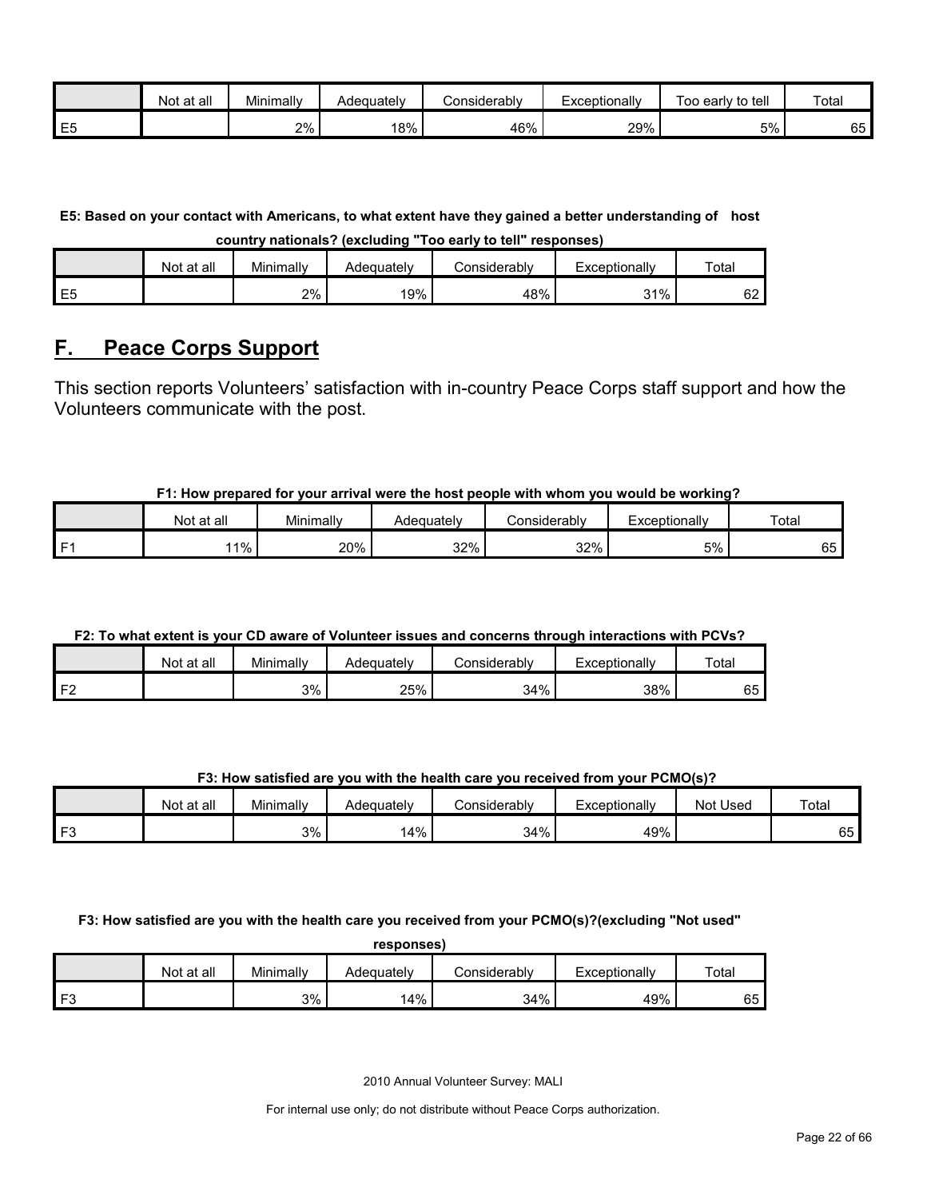| | Not at all | Minimally | Adequately | Considerably | Exceptionally | Too early to tell | Total |
|---|---|---|---|---|---|---|---|
| E5 | | 2% | 18% | 46% | 29% | 5% | 65 |

**E5: Based on your contact with Americans, to what extent have they gained a better understanding of host country nationals? (excluding "Too early to tell" responses)**

| | Not at all | Minimally | Adequately | Considerably | Exceptionally | Total |
|---|---|---|---|---|---|---|
| E5 | | 2% | 19% | 48% | 31% | 62 |

## F. Peace Corps Support

This section reports Volunteers' satisfaction with in-country Peace Corps staff support and how the Volunteers communicate with the post.

**F1: How prepared for your arrival were the host people with whom you would be working?**

| | Not at all | Minimally | Adequately | Considerably | Exceptionally | Total |
|---|---|---|---|---|---|---|
| F1 | 11% | 20% | 32% | 32% | 5% | 65 |

**F2: To what extent is your CD aware of Volunteer issues and concerns through interactions with PCVs?**

| | Not at all | Minimally | Adequately | Considerably | Exceptionally | Total |
|---|---|---|---|---|---|---|
| F2 | | 3% | 25% | 34% | 38% | 65 |

**F3: How satisfied are you with the health care you received from your PCMO(s)?**

| | Not at all | Minimally | Adequately | Considerably | Exceptionally | Not Used | Total |
|---|---|---|---|---|---|---|---|
| F3 | | 3% | 14% | 34% | 49% | | 65 |

**F3: How satisfied are you with the health care you received from your PCMO(s)?(excluding "Not used" responses)**

| | Not at all | Minimally | Adequately | Considerably | Exceptionally | Total |
|---|---|---|---|---|---|---|
| F3 | | 3% | 14% | 34% | 49% | 65 |

2010 Annual Volunteer Survey: MALI

For internal use only; do not distribute without Peace Corps authorization.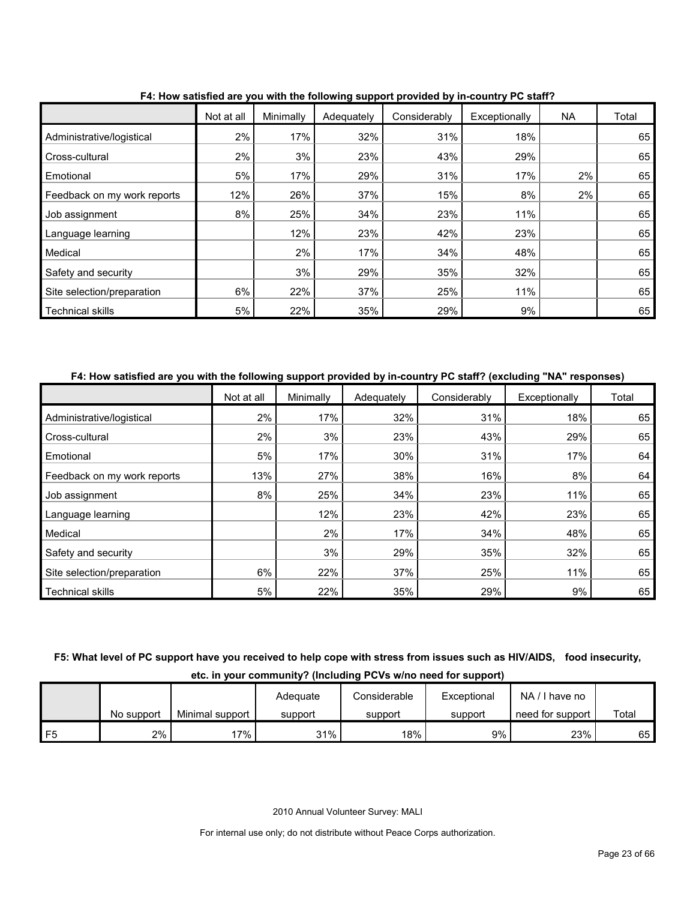**F4: How satisfied are you with the following support provided by in-country PC staff?**

| | Not at all | Minimally | Adequately | Considerably | Exceptionally | NA | Total |
|---|---|---|---|---|---|---|---|
| Administrative/logistical | 2% | 17% | 32% | 31% | 18% | | 65 |
| Cross-cultural | 2% | 3% | 23% | 43% | 29% | | 65 |
| Emotional | 5% | 17% | 29% | 31% | 17% | 2% | 65 |
| Feedback on my work reports | 12% | 26% | 37% | 15% | 8% | 2% | 65 |
| Job assignment | 8% | 25% | 34% | 23% | 11% | | 65 |
| Language learning | | 12% | 23% | 42% | 23% | | 65 |
| Medical | | 2% | 17% | 34% | 48% | | 65 |
| Safety and security | | 3% | 29% | 35% | 32% | | 65 |
| Site selection/preparation | 6% | 22% | 37% | 25% | 11% | | 65 |
| Technical skills | 5% | 22% | 35% | 29% | 9% | | 65 |

**F4: How satisfied are you with the following support provided by in-country PC staff? (excluding "NA" responses)**

| | Not at all | Minimally | Adequately | Considerably | Exceptionally | Total |
|---|---|---|---|---|---|---|
| Administrative/logistical | 2% | 17% | 32% | 31% | 18% | 65 |
| Cross-cultural | 2% | 3% | 23% | 43% | 29% | 65 |
| Emotional | 5% | 17% | 30% | 31% | 17% | 64 |
| Feedback on my work reports | 13% | 27% | 38% | 16% | 8% | 64 |
| Job assignment | 8% | 25% | 34% | 23% | 11% | 65 |
| Language learning | | 12% | 23% | 42% | 23% | 65 |
| Medical | | 2% | 17% | 34% | 48% | 65 |
| Safety and security | | 3% | 29% | 35% | 32% | 65 |
| Site selection/preparation | 6% | 22% | 37% | 25% | 11% | 65 |
| Technical skills | 5% | 22% | 35% | 29% | 9% | 65 |

**F5: What level of PC support have you received to help cope with stress from issues such as HIV/AIDS, food insecurity, etc. in your community? (Including PCVs w/no need for support)**

| | No support | Minimal support | Adequate support | Considerable support | Exceptional support | NA / I have no need for support | Total |
|---|---|---|---|---|---|---|---|
| F5 | 2% | 17% | 31% | 18% | 9% | 23% | 65 |

2010 Annual Volunteer Survey: MALI

For internal use only; do not distribute without Peace Corps authorization.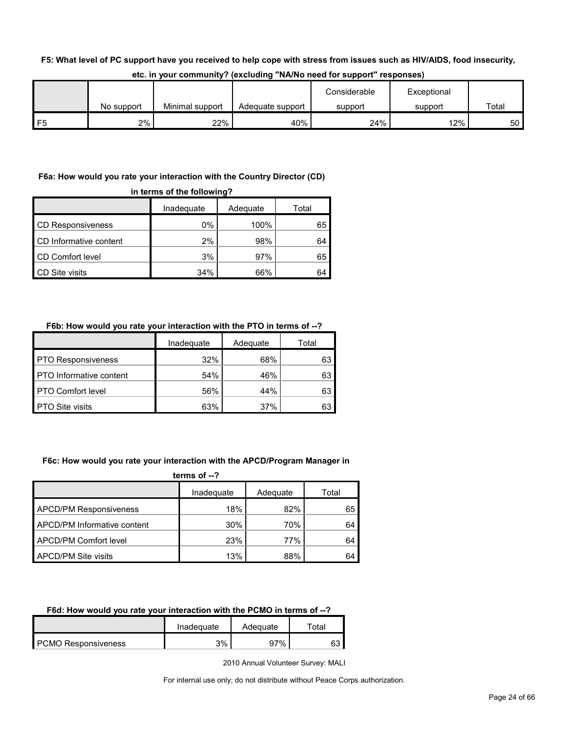**F5: What level of PC support have you received to help cope with stress from issues such as HIV/AIDS, food insecurity, etc. in your community? (excluding "NA/No need for support" responses)**

| | No support | Minimal support | Adequate support | Considerable support | Exceptional support | Total |
|---|---|---|---|---|---|---|
| F5 | 2% | 22% | 40% | 24% | 12% | 50 |

**F6a: How would you rate your interaction with the Country Director (CD) in terms of the following?**

| | Inadequate | Adequate | Total |
|---|---|---|---|
| CD Responsiveness | 0% | 100% | 65 |
| CD Informative content | 2% | 98% | 64 |
| CD Comfort level | 3% | 97% | 65 |
| CD Site visits | 34% | 66% | 64 |

**F6b: How would you rate your interaction with the PTO in terms of --?**

| | Inadequate | Adequate | Total |
|---|---|---|---|
| PTO Responsiveness | 32% | 68% | 63 |
| PTO Informative content | 54% | 46% | 63 |
| PTO Comfort level | 56% | 44% | 63 |
| PTO Site visits | 63% | 37% | 63 |

**F6c: How would you rate your interaction with the APCD/Program Manager in terms of --?**

| | Inadequate | Adequate | Total |
|---|---|---|---|
| APCD/PM Responsiveness | 18% | 82% | 65 |
| APCD/PM Informative content | 30% | 70% | 64 |
| APCD/PM Comfort level | 23% | 77% | 64 |
| APCD/PM Site visits | 13% | 88% | 64 |

**F6d: How would you rate your interaction with the PCMO in terms of --?**

| | Inadequate | Adequate | Total |
|---|---|---|---|
| PCMO Responsiveness | 3% | 97% | 63 |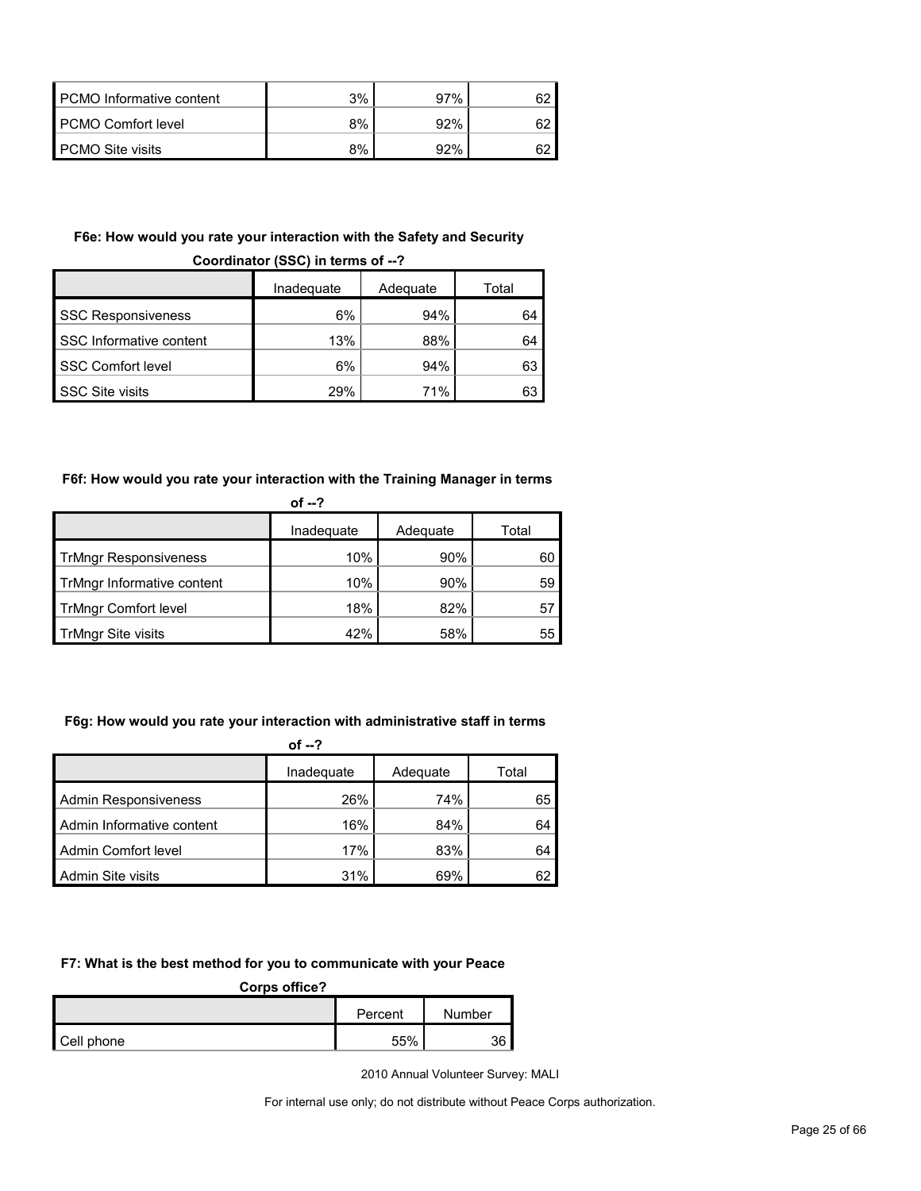| | | | |
|---|---|---|---|
| PCMO Informative content | 3% | 97% | 62 |
| PCMO Comfort level | 8% | 92% | 62 |
| PCMO Site visits | 8% | 92% | 62 |

**F6e: How would you rate your interaction with the Safety and Security Coordinator (SSC) in terms of --?**

| | Inadequate | Adequate | Total |
|---|---|---|---|
| SSC Responsiveness | 6% | 94% | 64 |
| SSC Informative content | 13% | 88% | 64 |
| SSC Comfort level | 6% | 94% | 63 |
| SSC Site visits | 29% | 71% | 63 |

**F6f: How would you rate your interaction with the Training Manager in terms of --?**

| | Inadequate | Adequate | Total |
|---|---|---|---|
| TrMngr Responsiveness | 10% | 90% | 60 |
| TrMngr Informative content | 10% | 90% | 59 |
| TrMngr Comfort level | 18% | 82% | 57 |
| TrMngr Site visits | 42% | 58% | 55 |

**F6g: How would you rate your interaction with administrative staff in terms of --?**

| | Inadequate | Adequate | Total |
|---|---|---|---|
| Admin Responsiveness | 26% | 74% | 65 |
| Admin Informative content | 16% | 84% | 64 |
| Admin Comfort level | 17% | 83% | 64 |
| Admin Site visits | 31% | 69% | 62 |

**F7: What is the best method for you to communicate with your Peace Corps office?**

| | Percent | Number |
|---|---|---|
| Cell phone | 55% | 36 |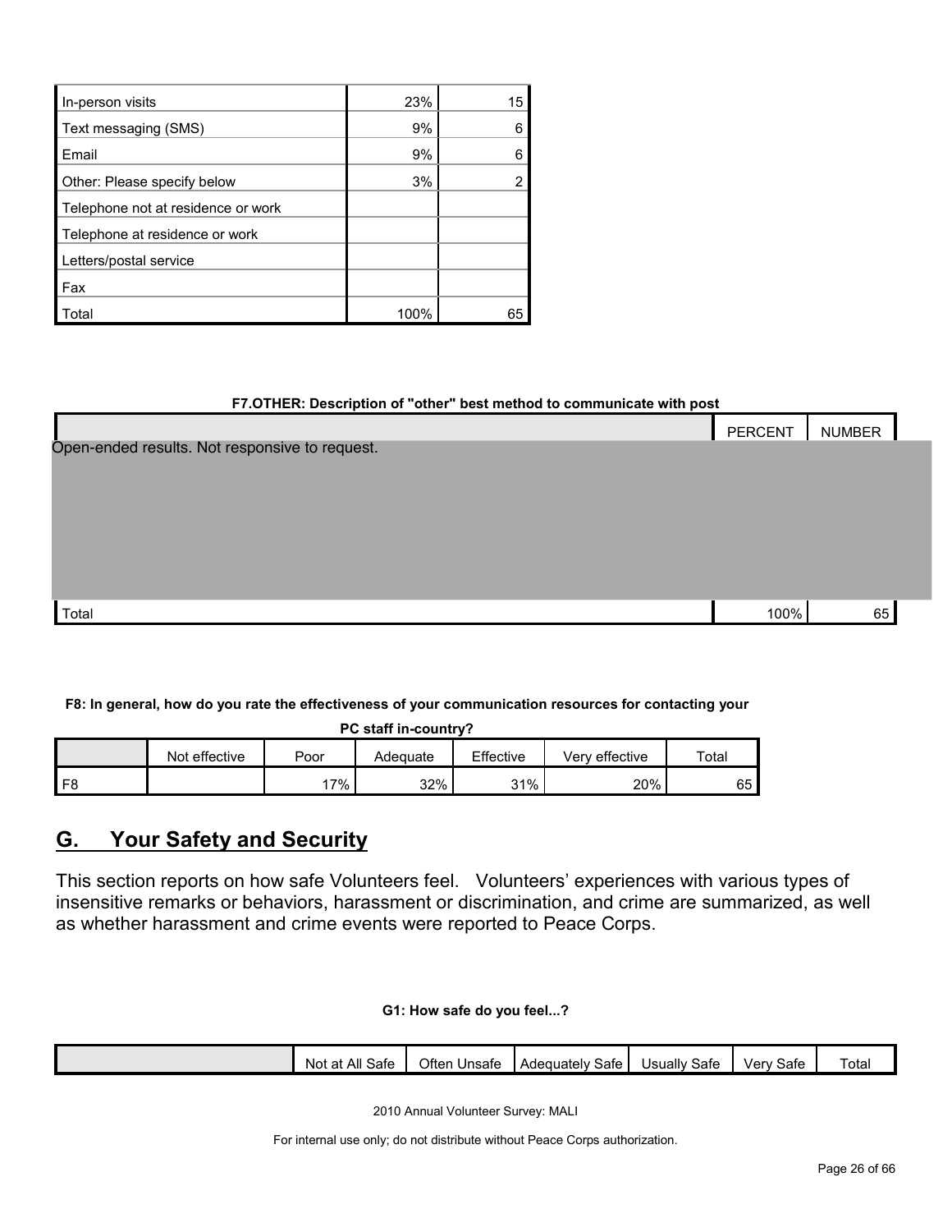| | | |
|---|---|---|
| In-person visits | 23% | 15 |
| Text messaging (SMS) | 9% | 6 |
| Email | 9% | 6 |
| Other: Please specify below | 3% | 2 |
| Telephone not at residence or work | | |
| Telephone at residence or work | | |
| Letters/postal service | | |
| Fax | | |
| Total | 100% | 65 |

**F7.OTHER: Description of "other" best method to communicate with post**

| | PERCENT | NUMBER |
|---|---|---|
| Open-ended results. Not responsive to request. | | |
| Total | 100% | 65 |

**F8: In general, how do you rate the effectiveness of your communication resources for contacting your PC staff in-country?**

| | Not effective | Poor | Adequate | Effective | Very effective | Total |
|---|---|---|---|---|---|---|
| F8 | | 17% | 32% | 31% | 20% | 65 |

## G. Your Safety and Security

This section reports on how safe Volunteers feel. Volunteers' experiences with various types of insensitive remarks or behaviors, harassment or discrimination, and crime are summarized, as well as whether harassment and crime events were reported to Peace Corps.

**G1: How safe do you feel...?**

| | Not at All Safe | Often Unsafe | Adequately Safe | Usually Safe | Very Safe | Total |
|---|---|---|---|---|---|---|

2010 Annual Volunteer Survey: MALI

For internal use only; do not distribute without Peace Corps authorization.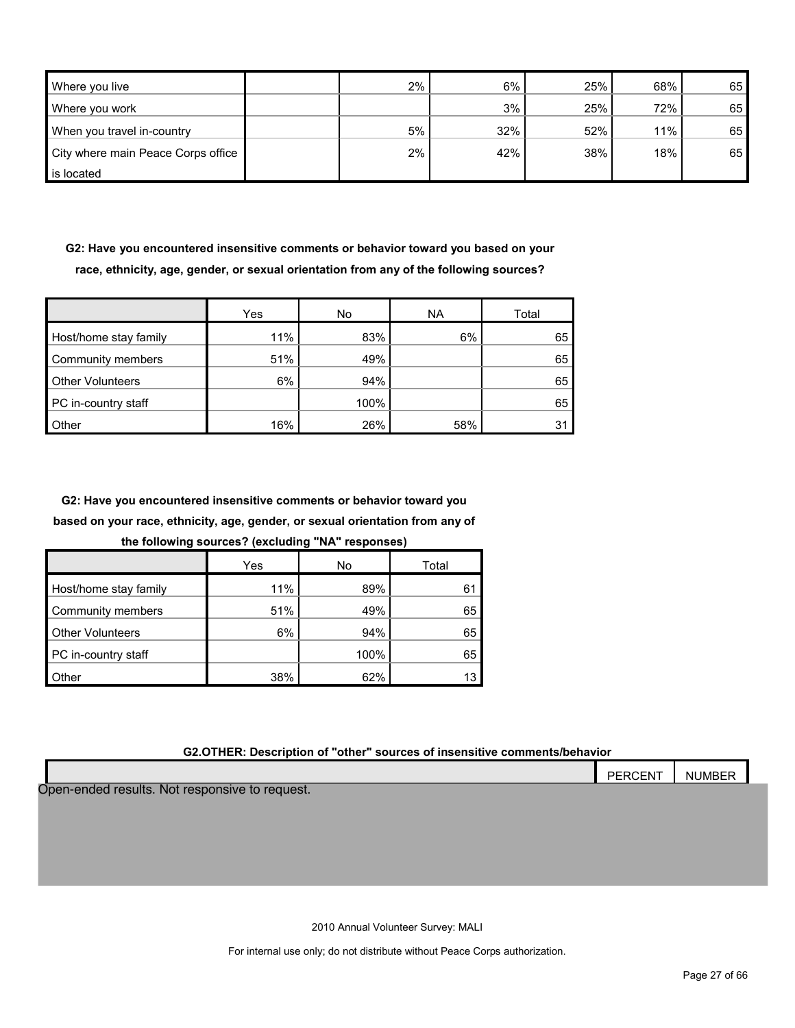| | | | | | | |
|---|---|---|---|---|---|---|
| Where you live | | 2% | 6% | 25% | 68% | 65 |
| Where you work | | | 3% | 25% | 72% | 65 |
| When you travel in-country | | 5% | 32% | 52% | 11% | 65 |
| City where main Peace Corps office is located | | 2% | 42% | 38% | 18% | 65 |

**G2: Have you encountered insensitive comments or behavior toward you based on your race, ethnicity, age, gender, or sexual orientation from any of the following sources?**

| | Yes | No | NA | Total |
|---|---|---|---|---|
| Host/home stay family | 11% | 83% | 6% | 65 |
| Community members | 51% | 49% | | 65 |
| Other Volunteers | 6% | 94% | | 65 |
| PC in-country staff | | 100% | | 65 |
| Other | 16% | 26% | 58% | 31 |

**G2: Have you encountered insensitive comments or behavior toward you based on your race, ethnicity, age, gender, or sexual orientation from any of the following sources? (excluding "NA" responses)**

| | Yes | No | Total |
|---|---|---|---|
| Host/home stay family | 11% | 89% | 61 |
| Community members | 51% | 49% | 65 |
| Other Volunteers | 6% | 94% | 65 |
| PC in-country staff | | 100% | 65 |
| Other | 38% | 62% | 13 |

**G2.OTHER: Description of "other" sources of insensitive comments/behavior**

| | PERCENT | NUMBER |
|---|---|---|
| Open-ended results. Not responsive to request. | | |

2010 Annual Volunteer Survey: MALI

For internal use only; do not distribute without Peace Corps authorization.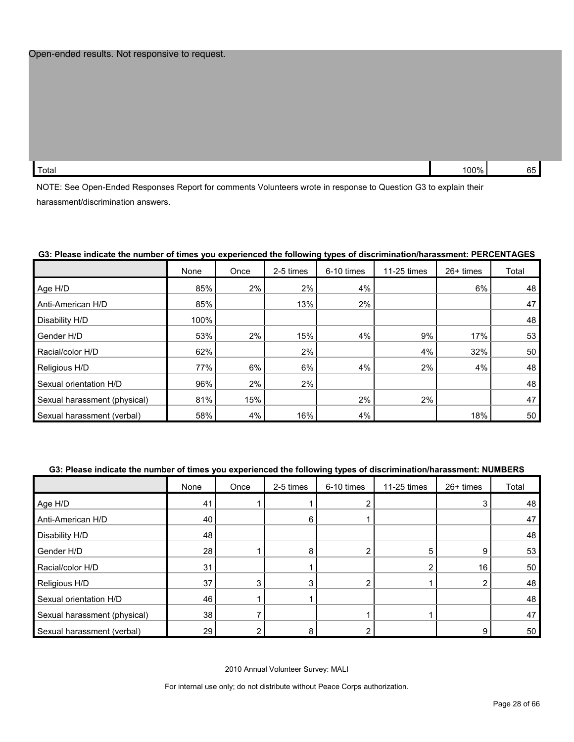Open-ended results. Not responsive to request.

| | | |
|---|---|---|
| Total | 100% | 65 |

NOTE: See Open-Ended Responses Report for comments Volunteers wrote in response to Question G3 to explain their harassment/discrimination answers.

**G3: Please indicate the number of times you experienced the following types of discrimination/harassment: PERCENTAGES**

| | None | Once | 2-5 times | 6-10 times | 11-25 times | 26+ times | Total |
|---|---|---|---|---|---|---|---|
| Age H/D | 85% | 2% | 2% | 4% | | 6% | 48 |
| Anti-American H/D | 85% | | 13% | 2% | | | 47 |
| Disability H/D | 100% | | | | | | 48 |
| Gender H/D | 53% | 2% | 15% | 4% | 9% | 17% | 53 |
| Racial/color H/D | 62% | | 2% | | 4% | 32% | 50 |
| Religious H/D | 77% | 6% | 6% | 4% | 2% | 4% | 48 |
| Sexual orientation H/D | 96% | 2% | 2% | | | | 48 |
| Sexual harassment (physical) | 81% | 15% | | 2% | 2% | | 47 |
| Sexual harassment (verbal) | 58% | 4% | 16% | 4% | | 18% | 50 |

**G3: Please indicate the number of times you experienced the following types of discrimination/harassment: NUMBERS**

| | None | Once | 2-5 times | 6-10 times | 11-25 times | 26+ times | Total |
|---|---|---|---|---|---|---|---|
| Age H/D | 41 | 1 | 1 | 2 | | 3 | 48 |
| Anti-American H/D | 40 | | 6 | 1 | | | 47 |
| Disability H/D | 48 | | | | | | 48 |
| Gender H/D | 28 | 1 | 8 | 2 | 5 | 9 | 53 |
| Racial/color H/D | 31 | | 1 | | 2 | 16 | 50 |
| Religious H/D | 37 | 3 | 3 | 2 | 1 | 2 | 48 |
| Sexual orientation H/D | 46 | 1 | 1 | | | | 48 |
| Sexual harassment (physical) | 38 | 7 | | 1 | 1 | | 47 |
| Sexual harassment (verbal) | 29 | 2 | 8 | 2 | | 9 | 50 |

2010 Annual Volunteer Survey: MALI

For internal use only; do not distribute without Peace Corps authorization.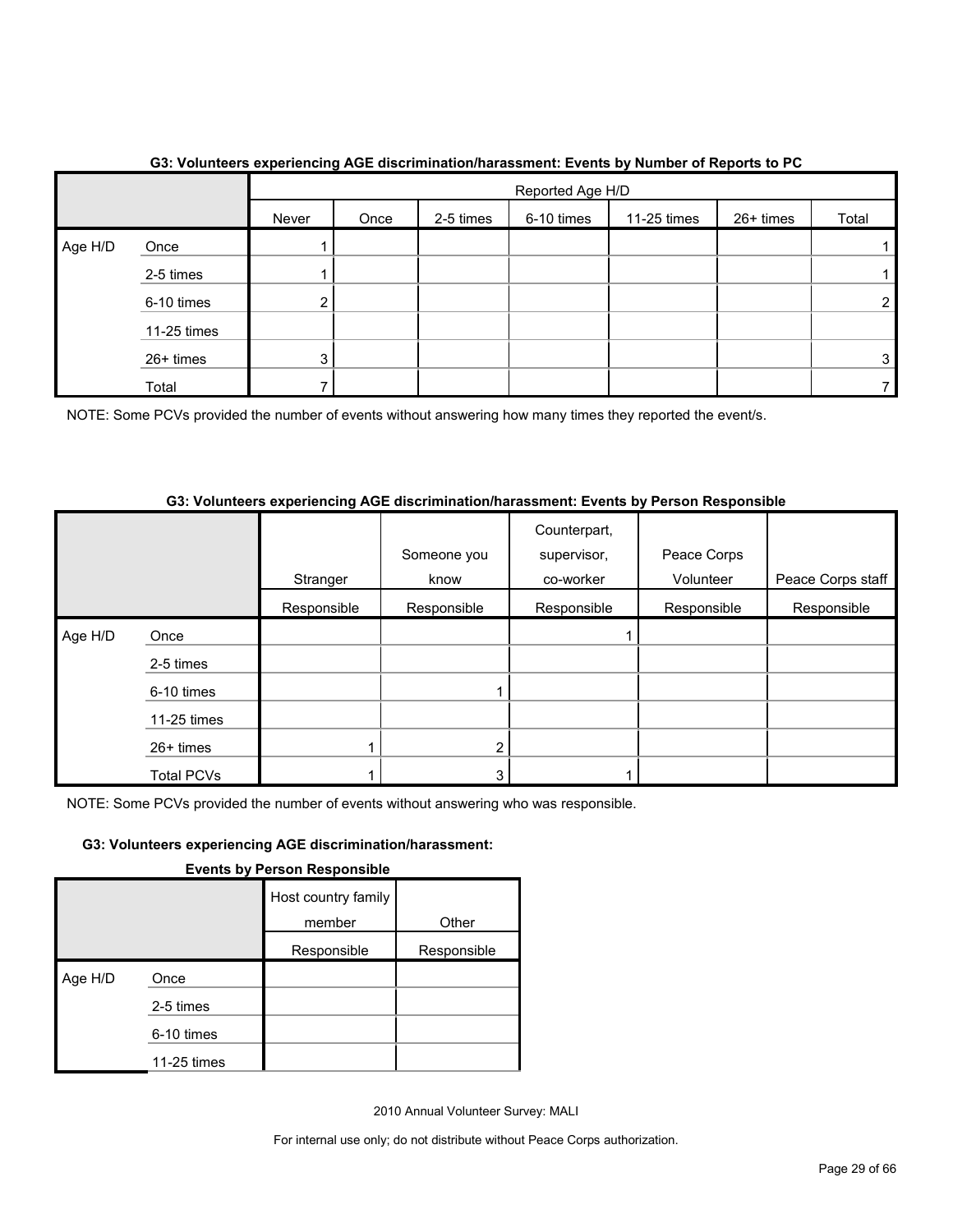**G3: Volunteers experiencing AGE discrimination/harassment: Events by Number of Reports to PC**

| | | Reported Age H/D | | | | | | |
|---|---|---|---|---|---|---|---|---|
| | | Never | Once | 2-5 times | 6-10 times | 11-25 times | 26+ times | Total |
| Age H/D | Once | 1 | | | | | | 1 |
| | 2-5 times | 1 | | | | | | 1 |
| | 6-10 times | 2 | | | | | | 2 |
| | 11-25 times | | | | | | | |
| | 26+ times | 3 | | | | | | 3 |
| | Total | 7 | | | | | | 7 |

NOTE: Some PCVs provided the number of events without answering how many times they reported the event/s.

**G3: Volunteers experiencing AGE discrimination/harassment: Events by Person Responsible**

| | | Stranger | Someone you know | Counterpart, supervisor, co-worker | Peace Corps Volunteer | Peace Corps staff | Host country family member | Other |
|---|---|---|---|---|---|---|---|---|
| | | Responsible | Responsible | Responsible | Responsible | Responsible | Responsible | Responsible |
| Age H/D | Once | | | 1 | | | | |
| | 2-5 times | | | | | | | |
| | 6-10 times | | 1 | | | | | |
| | 11-25 times | | | | | | | |
| | 26+ times | 1 | 2 | | | | | |
| | Total PCVs | 1 | 3 | 1 | | | | |

NOTE: Some PCVs provided the number of events without answering who was responsible.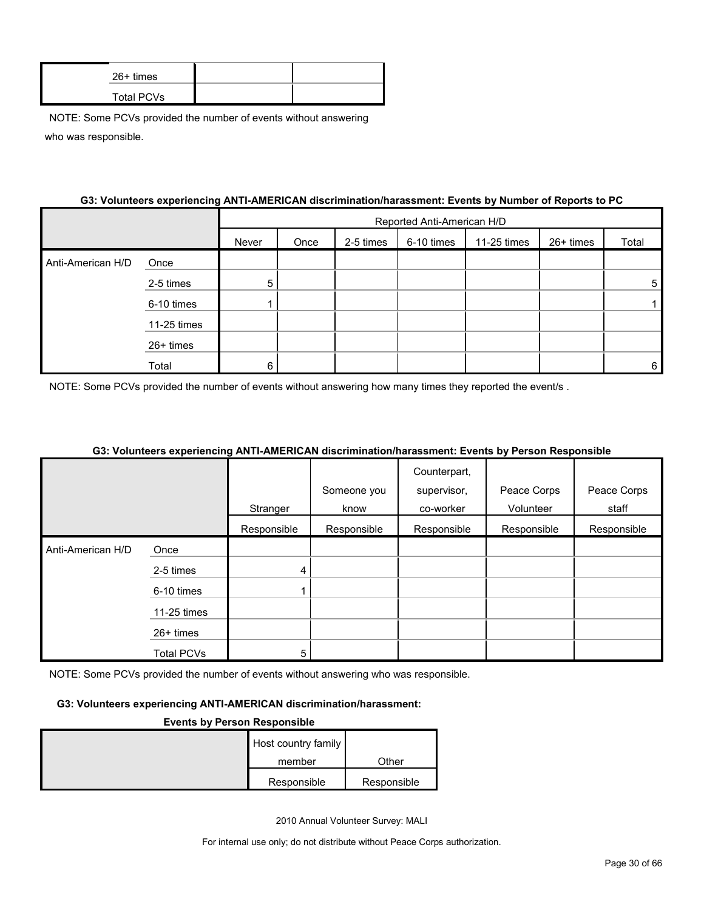| | | | |
|---|---|---|---|
| | 26+ times | | |
| | Total PCVs | | |

NOTE: Some PCVs provided the number of events without answering who was responsible.

**G3: Volunteers experiencing ANTI-AMERICAN discrimination/harassment: Events by Number of Reports to PC**

| | | Reported Anti-American H/D | | | | | | |
|---|---|---|---|---|---|---|---|---|
| | | Never | Once | 2-5 times | 6-10 times | 11-25 times | 26+ times | Total |
| Anti-American H/D | Once | | | | | | | |
| | 2-5 times | 5 | | | | | | 5 |
| | 6-10 times | 1 | | | | | | 1 |
| | 11-25 times | | | | | | | |
| | 26+ times | | | | | | | |
| | Total | 6 | | | | | | 6 |

NOTE: Some PCVs provided the number of events without answering how many times they reported the event/s .

**G3: Volunteers experiencing ANTI-AMERICAN discrimination/harassment: Events by Person Responsible**

| | | Stranger | Someone you know | Counterpart, supervisor, co-worker | Peace Corps Volunteer | Peace Corps staff |
|---|---|---|---|---|---|---|
| | | Responsible | Responsible | Responsible | Responsible | Responsible |
| Anti-American H/D | Once | | | | | |
| | 2-5 times | 4 | | | | |
| | 6-10 times | 1 | | | | |
| | 11-25 times | | | | | |
| | 26+ times | | | | | |
| | Total PCVs | 5 | | | | |

NOTE: Some PCVs provided the number of events without answering who was responsible.

**G3: Volunteers experiencing ANTI-AMERICAN discrimination/harassment: Events by Person Responsible**

| | Host country family member | Other |
|---|---|---|
| | Responsible | Responsible |

2010 Annual Volunteer Survey: MALI

For internal use only; do not distribute without Peace Corps authorization.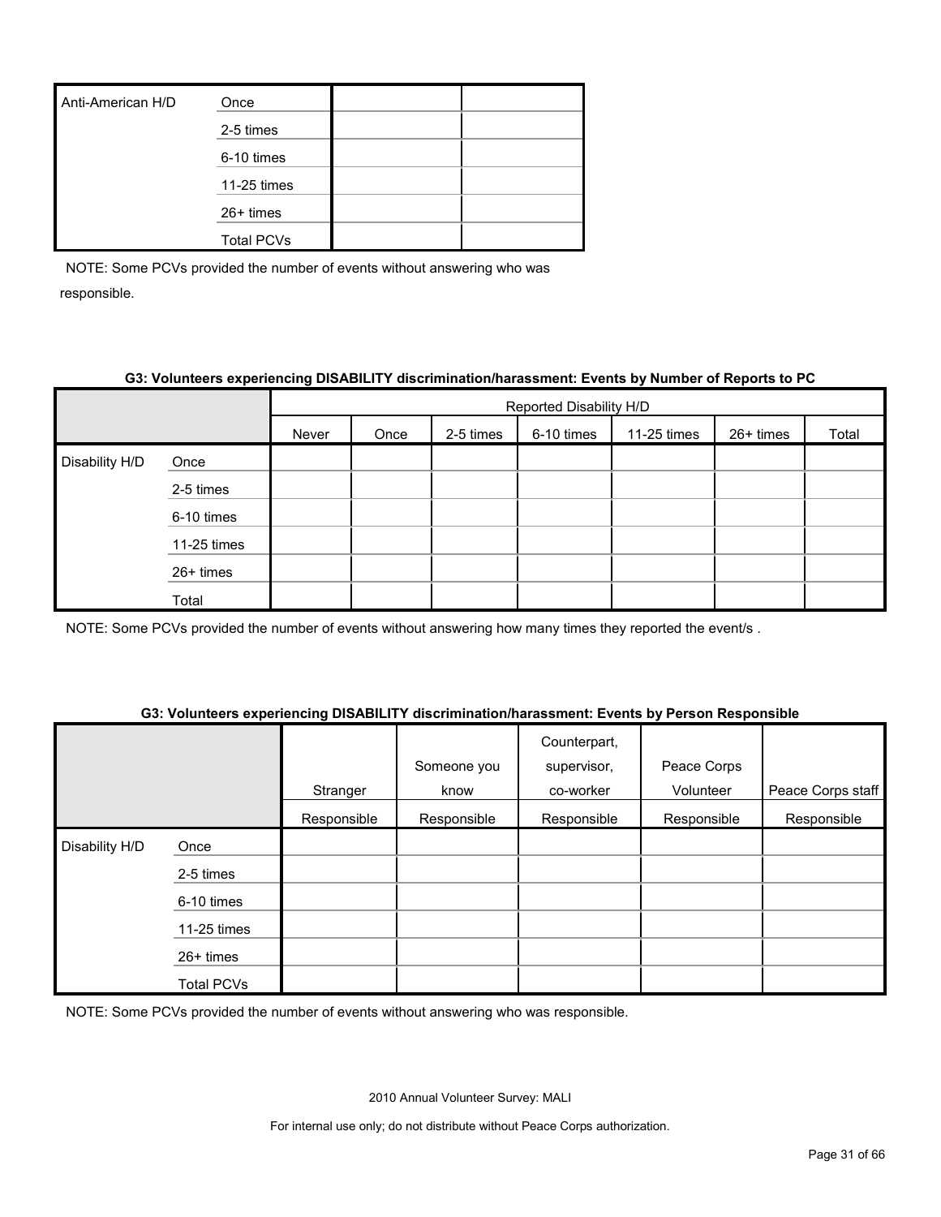| | | | |
|---|---|---|---|
| Anti-American H/D | Once | | |
| | 2-5 times | | |
| | 6-10 times | | |
| | 11-25 times | | |
| | 26+ times | | |
| | Total PCVs | | |

NOTE: Some PCVs provided the number of events without answering who was responsible.

**G3: Volunteers experiencing DISABILITY discrimination/harassment: Events by Number of Reports to PC**

| | | Reported Disability H/D | | | | | | |
|---|---|---|---|---|---|---|---|---|
| | | Never | Once | 2-5 times | 6-10 times | 11-25 times | 26+ times | Total |
| Disability H/D | Once | | | | | | | |
| | 2-5 times | | | | | | | |
| | 6-10 times | | | | | | | |
| | 11-25 times | | | | | | | |
| | 26+ times | | | | | | | |
| | Total | | | | | | | |

NOTE: Some PCVs provided the number of events without answering how many times they reported the event/s .

**G3: Volunteers experiencing DISABILITY discrimination/harassment: Events by Person Responsible**

| | | Stranger | Someone you know | Counterpart, supervisor, co-worker | Peace Corps Volunteer | Peace Corps staff |
|---|---|---|---|---|---|---|
| | | Responsible | Responsible | Responsible | Responsible | Responsible |
| Disability H/D | Once | | | | | |
| | 2-5 times | | | | | |
| | 6-10 times | | | | | |
| | 11-25 times | | | | | |
| | 26+ times | | | | | |
| | Total PCVs | | | | | |

NOTE: Some PCVs provided the number of events without answering who was responsible.

2010 Annual Volunteer Survey: MALI

For internal use only; do not distribute without Peace Corps authorization.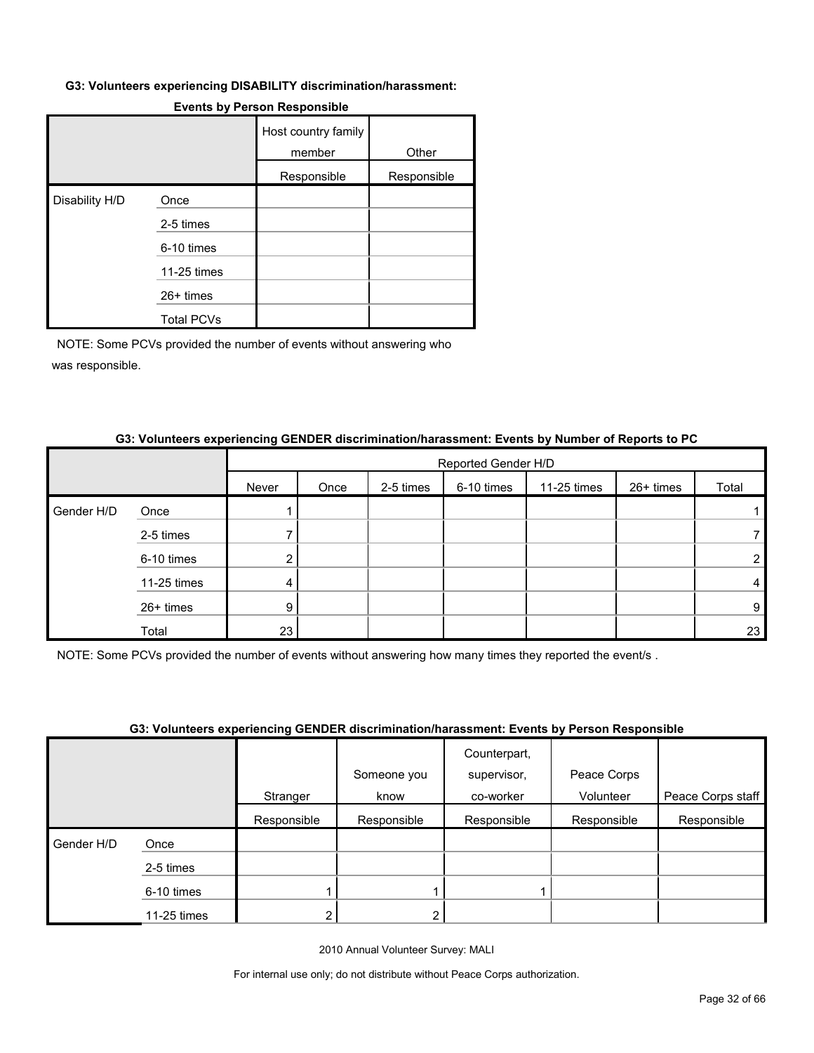**G3: Volunteers experiencing DISABILITY discrimination/harassment: Events by Person Responsible**

| | | Host country family member | Other |
|---|---|---|---|
| | | Responsible | Responsible |
| Disability H/D | Once | | |
| | 2-5 times | | |
| | 6-10 times | | |
| | 11-25 times | | |
| | 26+ times | | |
| | Total PCVs | | |

NOTE: Some PCVs provided the number of events without answering who was responsible.

**G3: Volunteers experiencing GENDER discrimination/harassment: Events by Number of Reports to PC**

| | | Reported Gender H/D | | | | | | |
|---|---|---|---|---|---|---|---|---|
| | | Never | Once | 2-5 times | 6-10 times | 11-25 times | 26+ times | Total |
| Gender H/D | Once | 1 | | | | | | 1 |
| | 2-5 times | 7 | | | | | | 7 |
| | 6-10 times | 2 | | | | | | 2 |
| | 11-25 times | 4 | | | | | | 4 |
| | 26+ times | 9 | | | | | | 9 |
| | Total | 23 | | | | | | 23 |

NOTE: Some PCVs provided the number of events without answering how many times they reported the event/s .

**G3: Volunteers experiencing GENDER discrimination/harassment: Events by Person Responsible**

| | | Stranger | Someone you know | Counterpart, supervisor, co-worker | Peace Corps Volunteer | Peace Corps staff |
|---|---|---|---|---|---|---|
| | | Responsible | Responsible | Responsible | Responsible | Responsible |
| Gender H/D | Once | | | | | |
| | 2-5 times | | | | | |
| | 6-10 times | 1 | 1 | 1 | | |
| | 11-25 times | 2 | 2 | | | |

2010 Annual Volunteer Survey: MALI

For internal use only; do not distribute without Peace Corps authorization.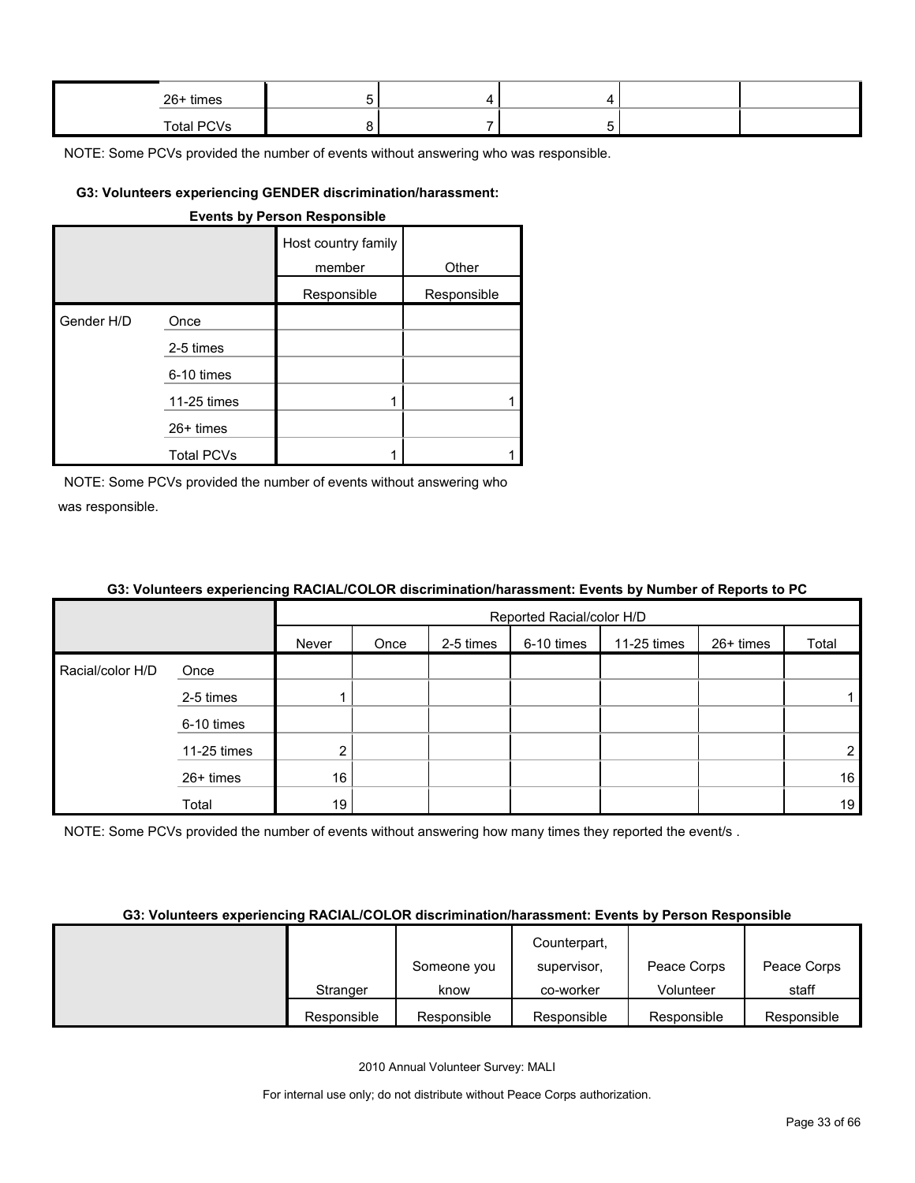| | | | | | |
|---|---|---|---|---|---|
| 26+ times | 5 | 4 | 4 | | |
| Total PCVs | 8 | 7 | 5 | | |

NOTE: Some PCVs provided the number of events without answering who was responsible.

**G3: Volunteers experiencing GENDER discrimination/harassment: Events by Person Responsible**

| | | Host country family member | Other |
|---|---|---|---|
| | | Responsible | Responsible |
| Gender H/D | Once | | |
| | 2-5 times | | |
| | 6-10 times | | |
| | 11-25 times | 1 | 1 |
| | 26+ times | | |
| | Total PCVs | 1 | 1 |

NOTE: Some PCVs provided the number of events without answering who was responsible.

**G3: Volunteers experiencing RACIAL/COLOR discrimination/harassment: Events by Number of Reports to PC**

| | | Reported Racial/color H/D | | | | | | |
|---|---|---|---|---|---|---|---|---|
| | | Never | Once | 2-5 times | 6-10 times | 11-25 times | 26+ times | Total |
| Racial/color H/D | Once | | | | | | | |
| | 2-5 times | 1 | | | | | | 1 |
| | 6-10 times | | | | | | | |
| | 11-25 times | 2 | | | | | | 2 |
| | 26+ times | 16 | | | | | | 16 |
| | Total | 19 | | | | | | 19 |

NOTE: Some PCVs provided the number of events without answering how many times they reported the event/s .

**G3: Volunteers experiencing RACIAL/COLOR discrimination/harassment: Events by Person Responsible**

| | Stranger | Someone you know | Counterpart, supervisor, co-worker | Peace Corps Volunteer | Peace Corps staff |
|---|---|---|---|---|---|
| | Responsible | Responsible | Responsible | Responsible | Responsible |

2010 Annual Volunteer Survey: MALI

For internal use only; do not distribute without Peace Corps authorization.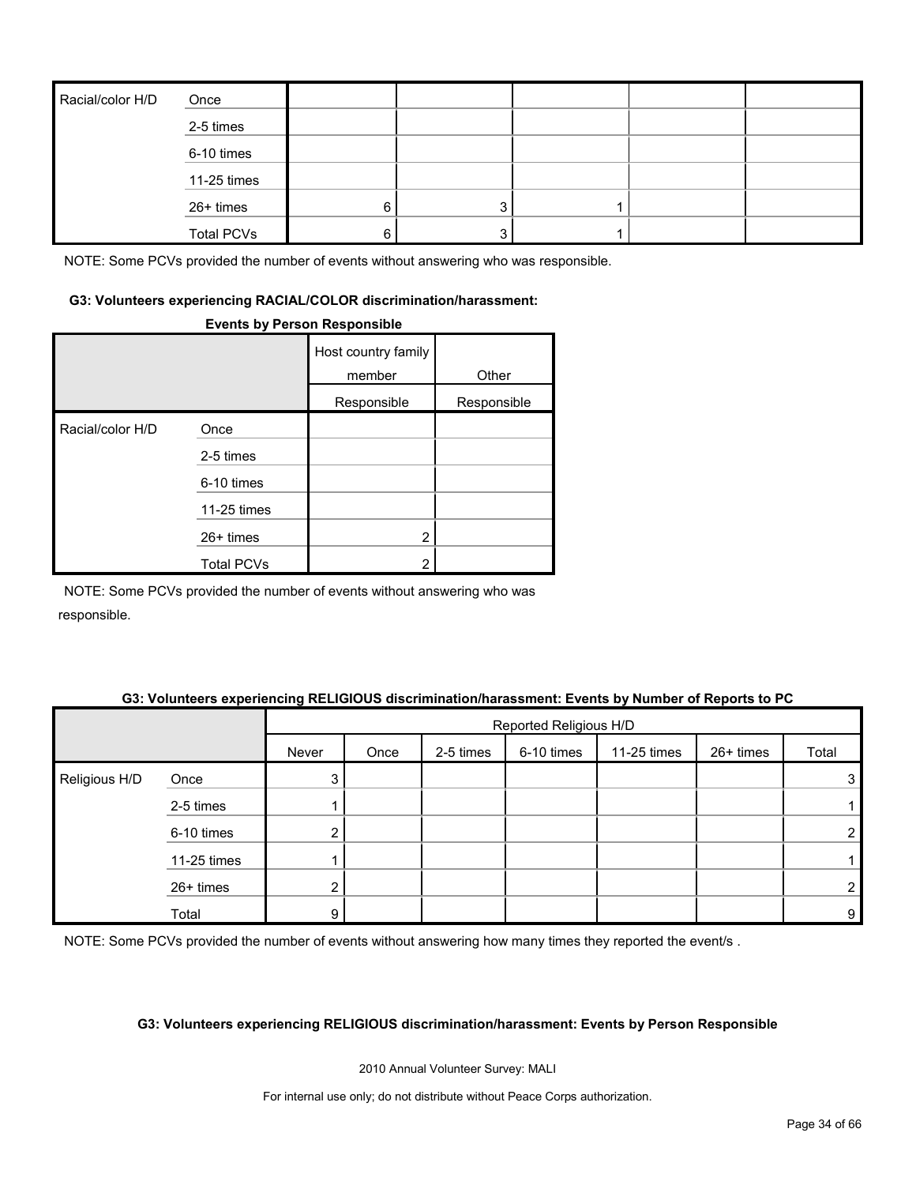| | | | | | | |
|---|---|---|---|---|---|---|
| Racial/color H/D | Once | | | | | |
| | 2-5 times | | | | | |
| | 6-10 times | | | | | |
| | 11-25 times | | | | | |
| | 26+ times | 6 | 3 | 1 | | |
| | Total PCVs | 6 | 3 | 1 | | |

NOTE: Some PCVs provided the number of events without answering who was responsible.

**G3: Volunteers experiencing RACIAL/COLOR discrimination/harassment: Events by Person Responsible**

| | | Host country family member | Other |
|---|---|---|---|
| | | Responsible | Responsible |
| Racial/color H/D | Once | | |
| | 2-5 times | | |
| | 6-10 times | | |
| | 11-25 times | | |
| | 26+ times | 2 | |
| | Total PCVs | 2 | |

NOTE: Some PCVs provided the number of events without answering who was responsible.

**G3: Volunteers experiencing RELIGIOUS discrimination/harassment: Events by Number of Reports to PC**

| | | Reported Religious H/D | | | | | | |
|---|---|---|---|---|---|---|---|---|
| | | Never | Once | 2-5 times | 6-10 times | 11-25 times | 26+ times | Total |
| Religious H/D | Once | 3 | | | | | | 3 |
| | 2-5 times | 1 | | | | | | 1 |
| | 6-10 times | 2 | | | | | | 2 |
| | 11-25 times | 1 | | | | | | 1 |
| | 26+ times | 2 | | | | | | 2 |
| | Total | 9 | | | | | | 9 |

NOTE: Some PCVs provided the number of events without answering how many times they reported the event/s .

**G3: Volunteers experiencing RELIGIOUS discrimination/harassment: Events by Person Responsible**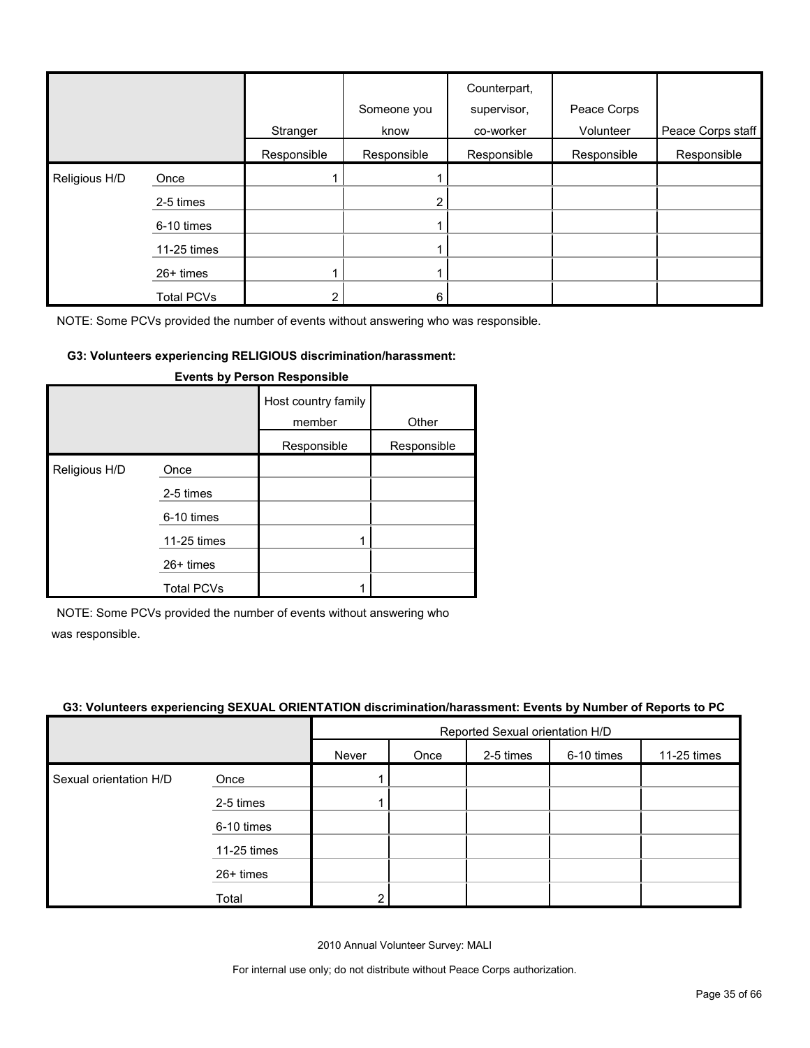| | | Stranger | Someone you know | Counterpart, supervisor, co-worker | Peace Corps Volunteer | Peace Corps staff |
|---|---|---|---|---|---|---|
| | | Responsible | Responsible | Responsible | Responsible | Responsible |
| Religious H/D | Once | 1 | 1 | | | |
| | 2-5 times | | 2 | | | |
| | 6-10 times | | 1 | | | |
| | 11-25 times | | 1 | | | |
| | 26+ times | 1 | 1 | | | |
| | Total PCVs | 2 | 6 | | | |

NOTE: Some PCVs provided the number of events without answering who was responsible.

**G3: Volunteers experiencing RELIGIOUS discrimination/harassment: Events by Person Responsible**

| | | Host country family member | Other |
|---|---|---|---|
| | | Responsible | Responsible |
| Religious H/D | Once | | |
| | 2-5 times | | |
| | 6-10 times | | |
| | 11-25 times | 1 | |
| | 26+ times | | |
| | Total PCVs | 1 | |

NOTE: Some PCVs provided the number of events without answering who was responsible.

**G3: Volunteers experiencing SEXUAL ORIENTATION discrimination/harassment: Events by Number of Reports to PC**

| | | Reported Sexual orientation H/D | | | | |
|---|---|---|---|---|---|---|
| | | Never | Once | 2-5 times | 6-10 times | 11-25 times |
| Sexual orientation H/D | Once | 1 | | | | |
| | 2-5 times | 1 | | | | |
| | 6-10 times | | | | | |
| | 11-25 times | | | | | |
| | 26+ times | | | | | |
| | Total | 2 | | | | |

2010 Annual Volunteer Survey: MALI

For internal use only; do not distribute without Peace Corps authorization.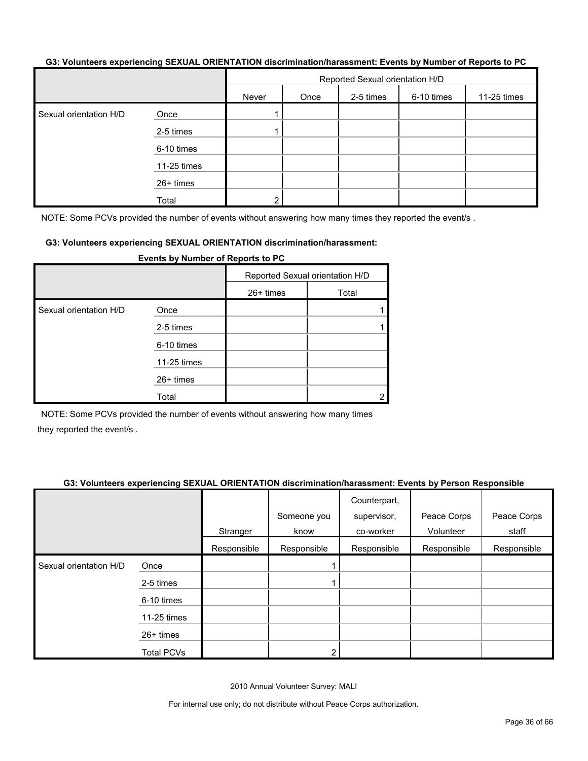**G3: Volunteers experiencing SEXUAL ORIENTATION discrimination/harassment: Events by Number of Reports to PC**

| | | Reported Sexual orientation H/D | | | | |
|---|---|---|---|---|---|---|
| | | Never | Once | 2-5 times | 6-10 times | 11-25 times |
| Sexual orientation H/D | Once | 1 | | | | |
| | 2-5 times | 1 | | | | |
| | 6-10 times | | | | | |
| | 11-25 times | | | | | |
| | 26+ times | | | | | |
| | Total | 2 | | | | |

NOTE: Some PCVs provided the number of events without answering how many times they reported the event/s .

**G3: Volunteers experiencing SEXUAL ORIENTATION discrimination/harassment: Events by Number of Reports to PC**

| | | Reported Sexual orientation H/D | |
|---|---|---|---|
| | | 26+ times | Total |
| Sexual orientation H/D | Once | | 1 |
| | 2-5 times | | 1 |
| | 6-10 times | | |
| | 11-25 times | | |
| | 26+ times | | |
| | Total | | 2 |

NOTE: Some PCVs provided the number of events without answering how many times they reported the event/s .

**G3: Volunteers experiencing SEXUAL ORIENTATION discrimination/harassment: Events by Person Responsible**

| | | Stranger | Someone you know | Counterpart, supervisor, co-worker | Peace Corps Volunteer | Peace Corps staff |
|---|---|---|---|---|---|---|
| | | Responsible | Responsible | Responsible | Responsible | Responsible |
| Sexual orientation H/D | Once | | 1 | | | |
| | 2-5 times | | 1 | | | |
| | 6-10 times | | | | | |
| | 11-25 times | | | | | |
| | 26+ times | | | | | |
| | Total PCVs | | 2 | | | |

2010 Annual Volunteer Survey: MALI

For internal use only; do not distribute without Peace Corps authorization.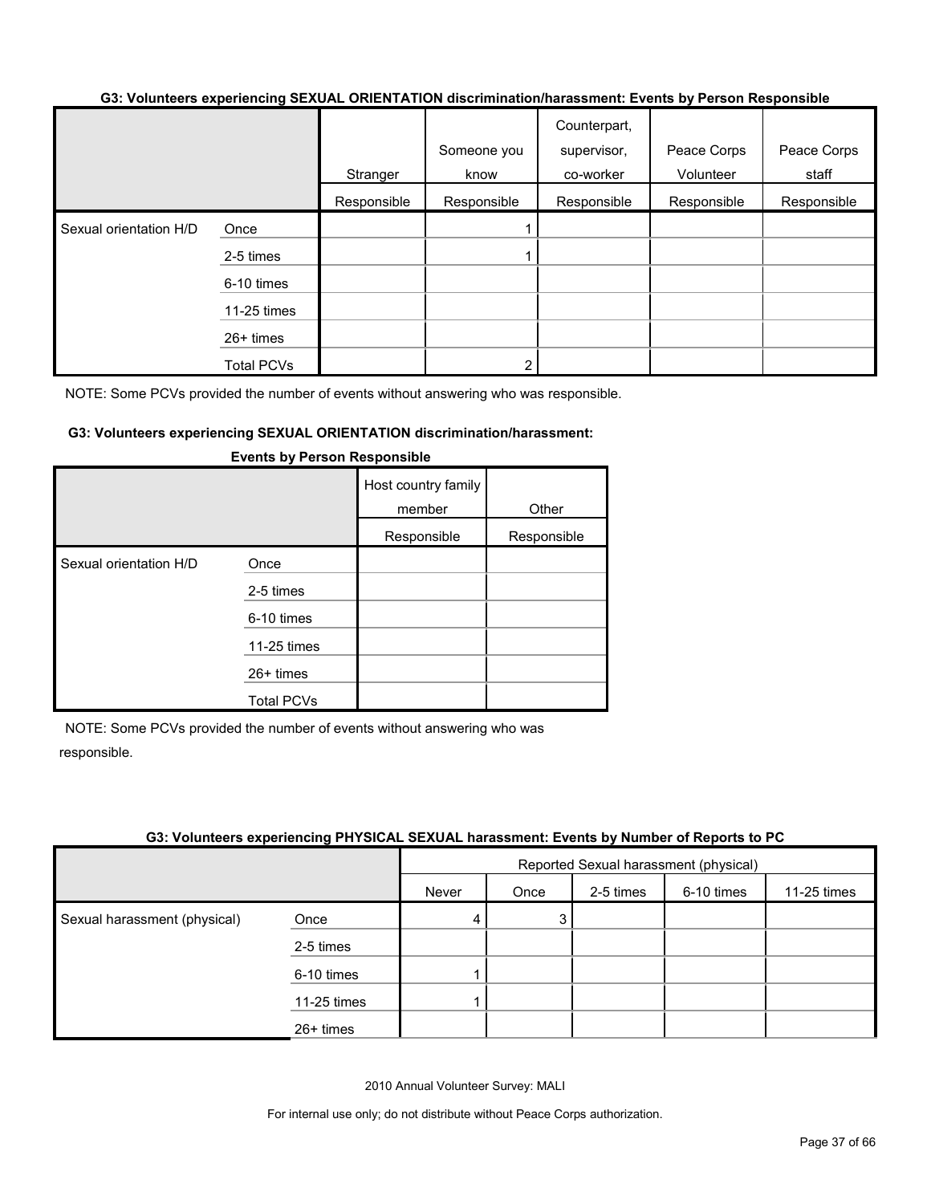**G3: Volunteers experiencing SEXUAL ORIENTATION discrimination/harassment: Events by Person Responsible**

| | | Stranger | Someone you know | Counterpart, supervisor, co-worker | Peace Corps Volunteer | Peace Corps staff |
|---|---|---|---|---|---|---|
| | | Responsible | Responsible | Responsible | Responsible | Responsible |
| Sexual orientation H/D | Once | | 1 | | | |
| | 2-5 times | | 1 | | | |
| | 6-10 times | | | | | |
| | 11-25 times | | | | | |
| | 26+ times | | | | | |
| | Total PCVs | | 2 | | | |

NOTE: Some PCVs provided the number of events without answering who was responsible.

**G3: Volunteers experiencing SEXUAL ORIENTATION discrimination/harassment: Events by Person Responsible**

| | | Host country family member | Other |
|---|---|---|---|
| | | Responsible | Responsible |
| Sexual orientation H/D | Once | | |
| | 2-5 times | | |
| | 6-10 times | | |
| | 11-25 times | | |
| | 26+ times | | |
| | Total PCVs | | |

NOTE: Some PCVs provided the number of events without answering who was responsible.

**G3: Volunteers experiencing PHYSICAL SEXUAL harassment: Events by Number of Reports to PC**

| | | Reported Sexual harassment (physical) | | | | |
|---|---|---|---|---|---|---|
| | | Never | Once | 2-5 times | 6-10 times | 11-25 times |
| Sexual harassment (physical) | Once | 4 | 3 | | | |
| | 2-5 times | | | | | |
| | 6-10 times | 1 | | | | |
| | 11-25 times | 1 | | | | |
| | 26+ times | | | | | |

2010 Annual Volunteer Survey: MALI

For internal use only; do not distribute without Peace Corps authorization.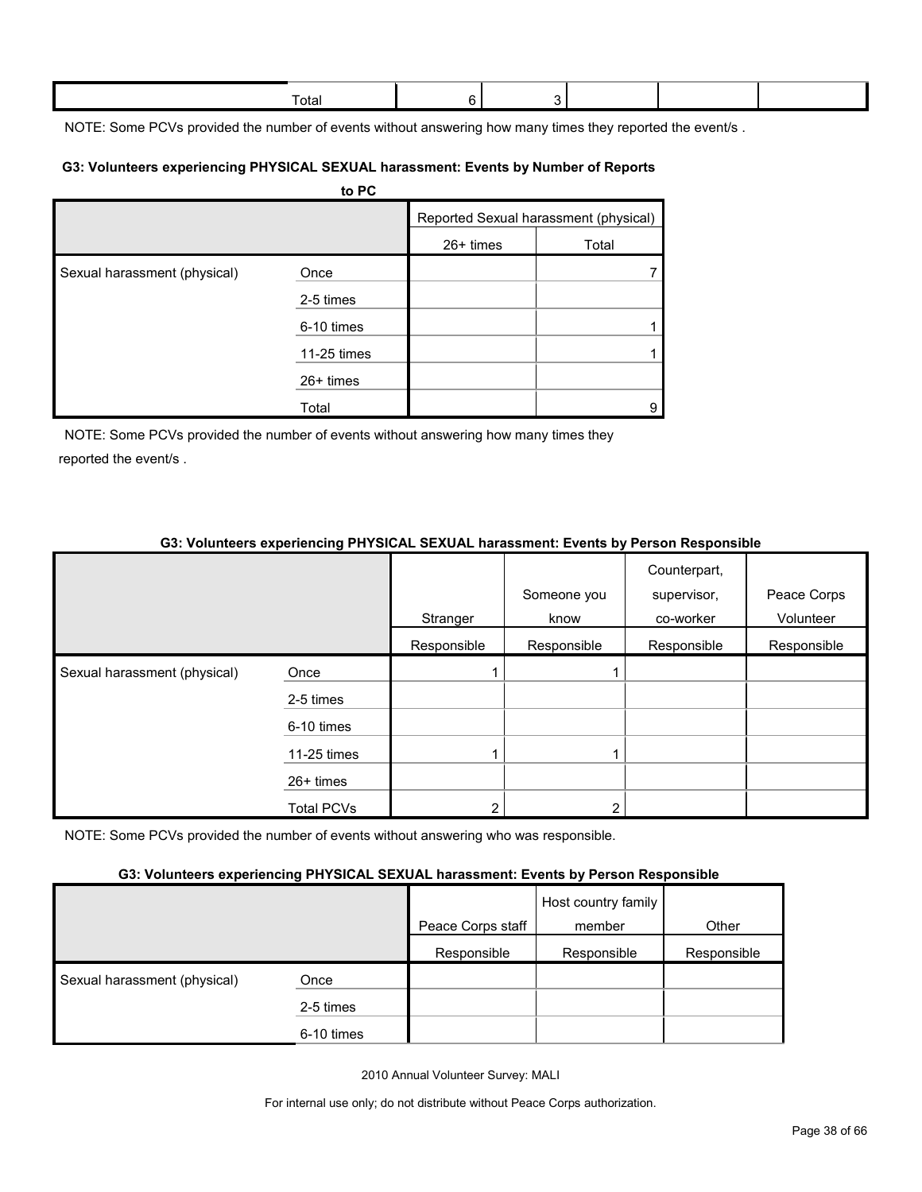| | Total | 6 | 3 | | | |
|---|---|---|---|---|---|---|

NOTE: Some PCVs provided the number of events without answering how many times they reported the event/s .

**G3: Volunteers experiencing PHYSICAL SEXUAL harassment: Events by Number of Reports to PC**

| | | Reported Sexual harassment (physical) | |
|---|---|---|---|
| | | 26+ times | Total |
| Sexual harassment (physical) | Once | | 7 |
| | 2-5 times | | |
| | 6-10 times | | 1 |
| | 11-25 times | | 1 |
| | 26+ times | | |
| | Total | | 9 |

NOTE: Some PCVs provided the number of events without answering how many times they reported the event/s .

**G3: Volunteers experiencing PHYSICAL SEXUAL harassment: Events by Person Responsible**

| | | Stranger | Someone you know | Counterpart, supervisor, co-worker | Peace Corps Volunteer |
|---|---|---|---|---|---|
| | | Responsible | Responsible | Responsible | Responsible |
| Sexual harassment (physical) | Once | 1 | 1 | | |
| | 2-5 times | | | | |
| | 6-10 times | | | | |
| | 11-25 times | 1 | 1 | | |
| | 26+ times | | | | |
| | Total PCVs | 2 | 2 | | |

NOTE: Some PCVs provided the number of events without answering who was responsible.

**G3: Volunteers experiencing PHYSICAL SEXUAL harassment: Events by Person Responsible**

| | | Peace Corps staff | Host country family member | Other |
|---|---|---|---|---|
| | | Responsible | Responsible | Responsible |
| Sexual harassment (physical) | Once | | | |
| | 2-5 times | | | |
| | 6-10 times | | | |

2010 Annual Volunteer Survey: MALI

For internal use only; do not distribute without Peace Corps authorization.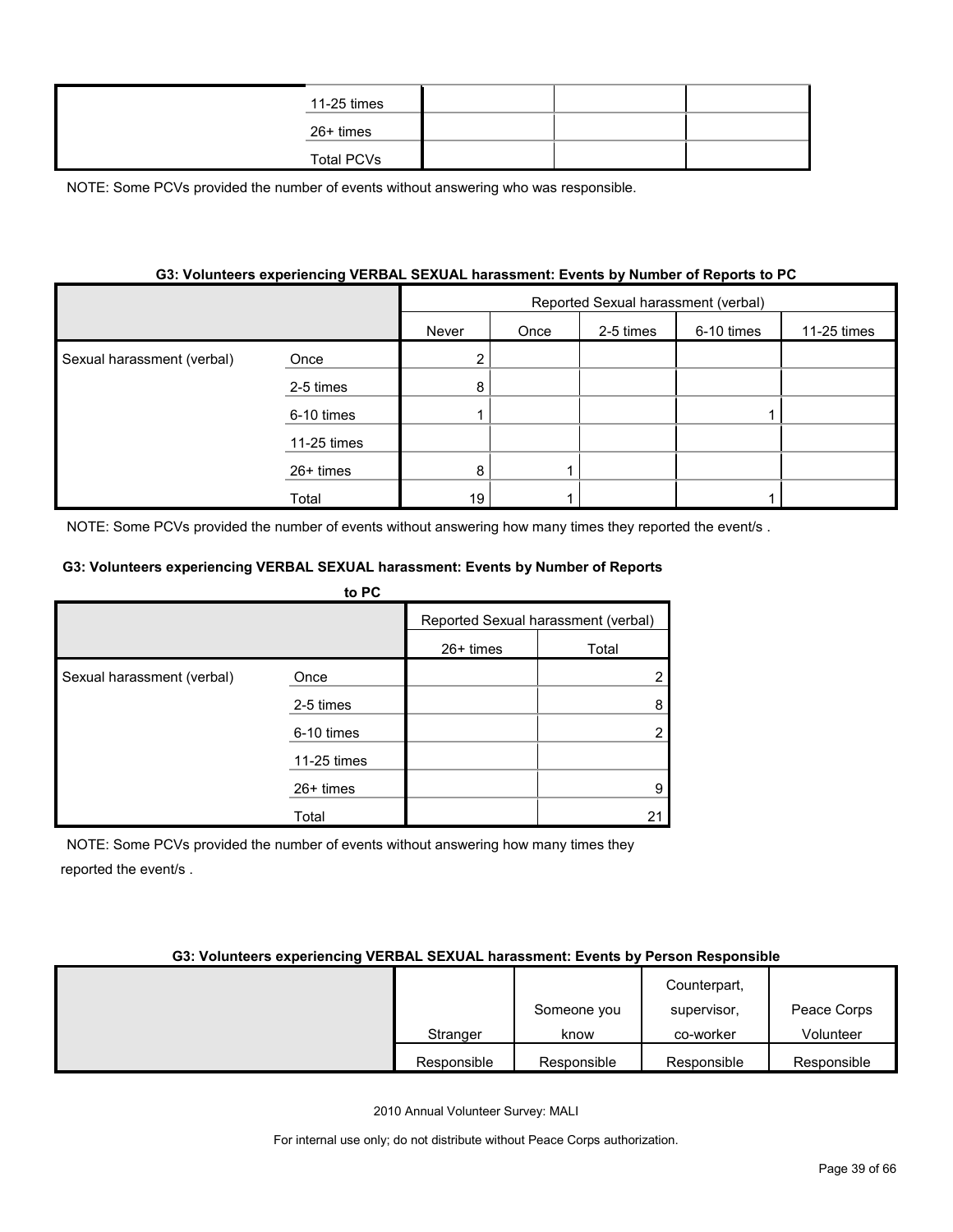| | | | | |
|---|---|---|---|---|
| | 11-25 times | | | |
| | 26+ times | | | |
| | Total PCVs | | | |

NOTE: Some PCVs provided the number of events without answering who was responsible.

**G3: Volunteers experiencing VERBAL SEXUAL harassment: Events by Number of Reports to PC**

| | | Reported Sexual harassment (verbal) | | | | |
|---|---|---|---|---|---|---|
| | | Never | Once | 2-5 times | 6-10 times | 11-25 times |
| Sexual harassment (verbal) | Once | 2 | | | | |
| | 2-5 times | 8 | | | | |
| | 6-10 times | 1 | | | 1 | |
| | 11-25 times | | | | | |
| | 26+ times | 8 | 1 | | | |
| | Total | 19 | 1 | | 1 | |

NOTE: Some PCVs provided the number of events without answering how many times they reported the event/s .

**G3: Volunteers experiencing VERBAL SEXUAL harassment: Events by Number of Reports to PC**

| | | Reported Sexual harassment (verbal) | |
|---|---|---|---|
| | | 26+ times | Total |
| Sexual harassment (verbal) | Once | | 2 |
| | 2-5 times | | 8 |
| | 6-10 times | | 2 |
| | 11-25 times | | |
| | 26+ times | | 9 |
| | Total | | 21 |

NOTE: Some PCVs provided the number of events without answering how many times they reported the event/s .

**G3: Volunteers experiencing VERBAL SEXUAL harassment: Events by Person Responsible**

| | Stranger | Someone you know | Counterpart, supervisor, co-worker | Peace Corps Volunteer |
|---|---|---|---|---|
| | Responsible | Responsible | Responsible | Responsible |

2010 Annual Volunteer Survey: MALI

For internal use only; do not distribute without Peace Corps authorization.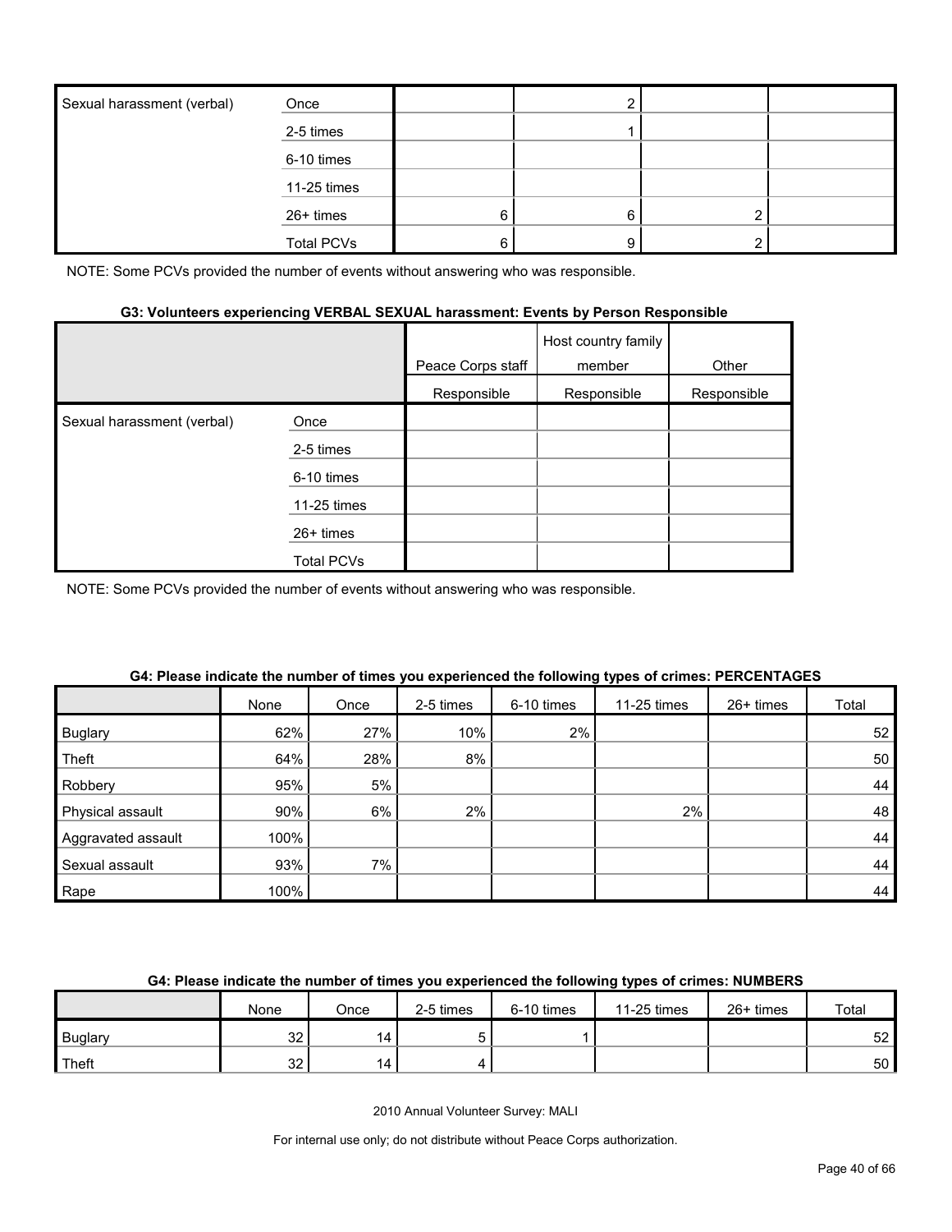| | | | | | |
|---|---|---|---|---|---|
| Sexual harassment (verbal) | Once | | 2 | | |
| | 2-5 times | | 1 | | |
| | 6-10 times | | | | |
| | 11-25 times | | | | |
| | 26+ times | 6 | 6 | 2 | |
| | Total PCVs | 6 | 9 | 2 | |

NOTE: Some PCVs provided the number of events without answering who was responsible.

**G3: Volunteers experiencing VERBAL SEXUAL harassment: Events by Person Responsible**

| | | Peace Corps staff | Host country family member | Other |
|---|---|---|---|---|
| | | Responsible | Responsible | Responsible |
| Sexual harassment (verbal) | Once | | | |
| | 2-5 times | | | |
| | 6-10 times | | | |
| | 11-25 times | | | |
| | 26+ times | | | |
| | Total PCVs | | | |

NOTE: Some PCVs provided the number of events without answering who was responsible.

**G4: Please indicate the number of times you experienced the following types of crimes: PERCENTAGES**

| | None | Once | 2-5 times | 6-10 times | 11-25 times | 26+ times | Total |
|---|---|---|---|---|---|---|---|
| Buglary | 62% | 27% | 10% | 2% | | | 52 |
| Theft | 64% | 28% | 8% | | | | 50 |
| Robbery | 95% | 5% | | | | | 44 |
| Physical assault | 90% | 6% | 2% | | 2% | | 48 |
| Aggravated assault | 100% | | | | | | 44 |
| Sexual assault | 93% | 7% | | | | | 44 |
| Rape | 100% | | | | | | 44 |

**G4: Please indicate the number of times you experienced the following types of crimes: NUMBERS**

| | None | Once | 2-5 times | 6-10 times | 11-25 times | 26+ times | Total |
|---|---|---|---|---|---|---|---|
| Buglary | 32 | 14 | 5 | 1 | | | 52 |
| Theft | 32 | 14 | 4 | | | | 50 |

2010 Annual Volunteer Survey: MALI

For internal use only; do not distribute without Peace Corps authorization.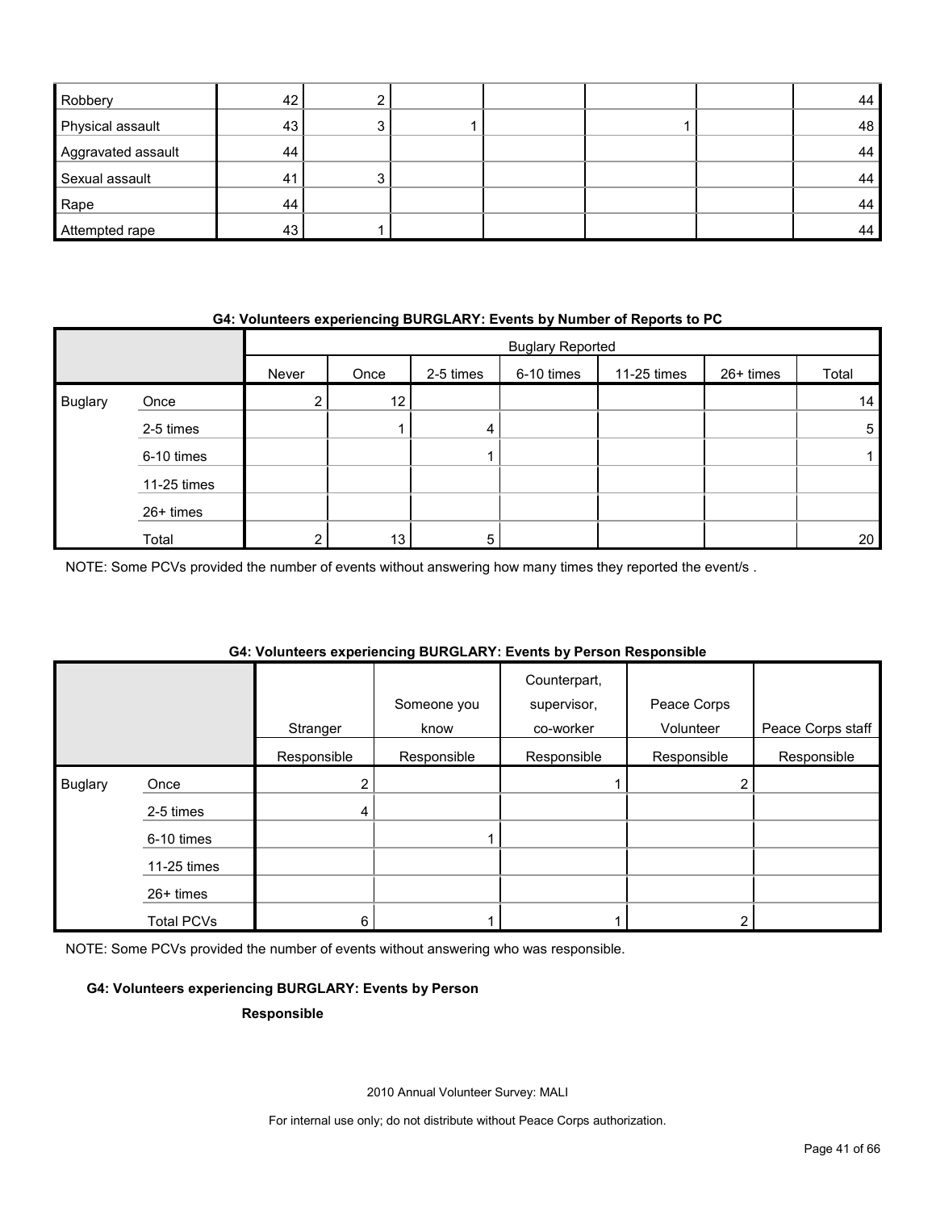| | | | | | | | |
|---|---|---|---|---|---|---|---|
| Robbery | 42 | 2 | | | | | 44 |
| Physical assault | 43 | 3 | 1 | | | 1 | 48 |
| Aggravated assault | 44 | | | | | | 44 |
| Sexual assault | 41 | 3 | | | | | 44 |
| Rape | 44 | | | | | | 44 |
| Attempted rape | 43 | 1 | | | | | 44 |

**G4: Volunteers experiencing BURGLARY: Events by Number of Reports to PC**

| | | Buglary Reported | | | | | | |
|---|---|---|---|---|---|---|---|---|
| | | Never | Once | 2-5 times | 6-10 times | 11-25 times | 26+ times | Total |
| Buglary | Once | 2 | 12 | | | | | 14 |
| | 2-5 times | | 1 | 4 | | | | 5 |
| | 6-10 times | | | 1 | | | | 1 |
| | 11-25 times | | | | | | | |
| | 26+ times | | | | | | | |
| | Total | 2 | 13 | 5 | | | | 20 |

NOTE: Some PCVs provided the number of events without answering how many times they reported the event/s .

**G4: Volunteers experiencing BURGLARY: Events by Person Responsible**

| | | Stranger | Someone you know | Counterpart, supervisor, co-worker | Peace Corps Volunteer | Peace Corps staff |
|---|---|---|---|---|---|---|
| | | Responsible | Responsible | Responsible | Responsible | Responsible |
| Buglary | Once | 2 | | 1 | 2 | |
| | 2-5 times | 4 | | | | |
| | 6-10 times | | 1 | | | |
| | 11-25 times | | | | | |
| | 26+ times | | | | | |
| | Total PCVs | 6 | 1 | 1 | 2 | |

NOTE: Some PCVs provided the number of events without answering who was responsible.

**G4: Volunteers experiencing BURGLARY: Events by Person Responsible**

2010 Annual Volunteer Survey: MALI

For internal use only; do not distribute without Peace Corps authorization.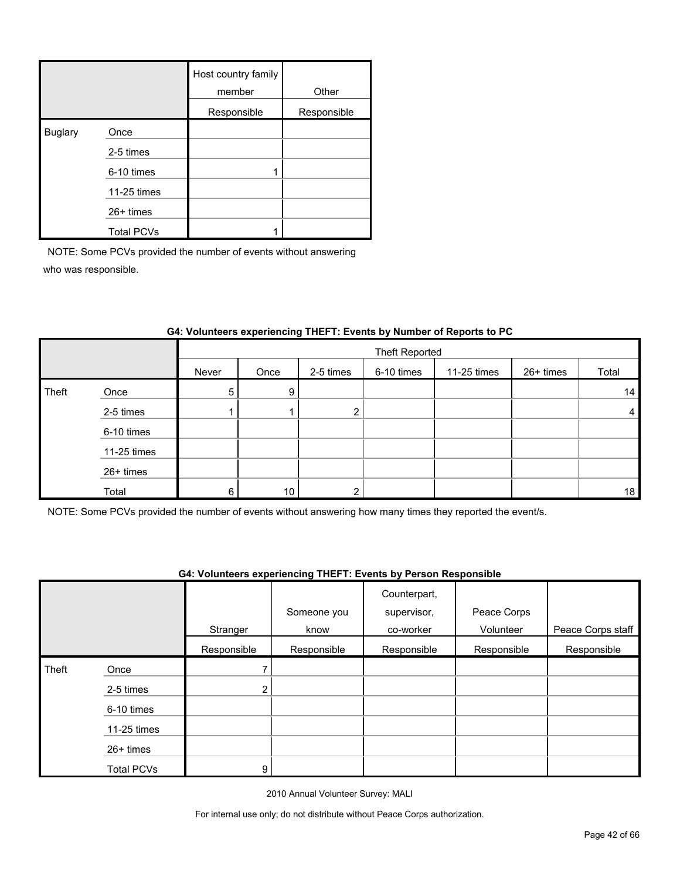| | | Host country family member | Other |
|---|---|---|---|
| | | Responsible | Responsible |
| Buglary | Once | | |
| | 2-5 times | | |
| | 6-10 times | 1 | |
| | 11-25 times | | |
| | 26+ times | | |
| | Total PCVs | 1 | |

NOTE: Some PCVs provided the number of events without answering who was responsible.

**G4: Volunteers experiencing THEFT: Events by Number of Reports to PC**

| | | Theft Reported | | | | | | |
|---|---|---|---|---|---|---|---|---|
| | | Never | Once | 2-5 times | 6-10 times | 11-25 times | 26+ times | Total |
| Theft | Once | 5 | 9 | | | | | 14 |
| | 2-5 times | 1 | 1 | 2 | | | | 4 |
| | 6-10 times | | | | | | | |
| | 11-25 times | | | | | | | |
| | 26+ times | | | | | | | |
| | Total | 6 | 10 | 2 | | | | 18 |

NOTE: Some PCVs provided the number of events without answering how many times they reported the event/s.

**G4: Volunteers experiencing THEFT: Events by Person Responsible**

| | | Stranger | Someone you know | Counterpart, supervisor, co-worker | Peace Corps Volunteer | Peace Corps staff |
|---|---|---|---|---|---|---|
| | | Responsible | Responsible | Responsible | Responsible | Responsible |
| Theft | Once | 7 | | | | |
| | 2-5 times | 2 | | | | |
| | 6-10 times | | | | | |
| | 11-25 times | | | | | |
| | 26+ times | | | | | |
| | Total PCVs | 9 | | | | |

2010 Annual Volunteer Survey: MALI

For internal use only; do not distribute without Peace Corps authorization.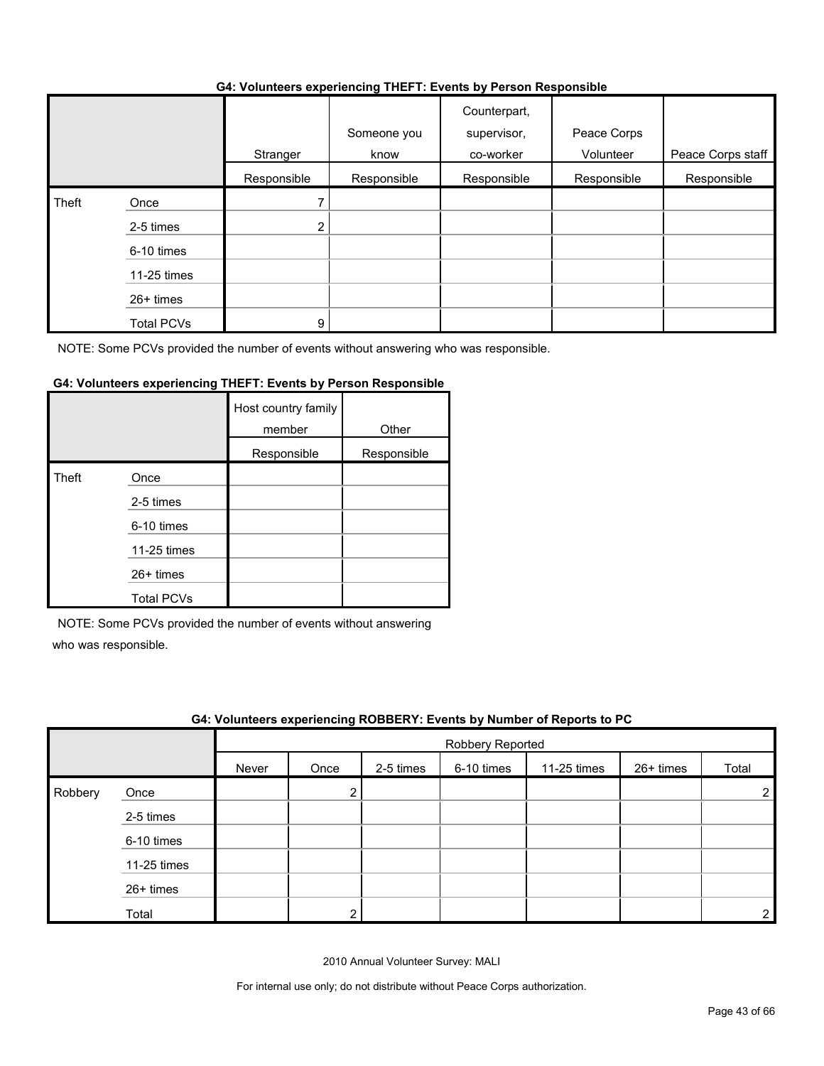**G4: Volunteers experiencing THEFT: Events by Person Responsible**

| | | Stranger | Someone you know | Counterpart, supervisor, co-worker | Peace Corps Volunteer | Peace Corps staff |
|---|---|---|---|---|---|---|
| | | Responsible | Responsible | Responsible | Responsible | Responsible |
| Theft | Once | 7 | | | | |
| | 2-5 times | 2 | | | | |
| | 6-10 times | | | | | |
| | 11-25 times | | | | | |
| | 26+ times | | | | | |
| | Total PCVs | 9 | | | | |

NOTE: Some PCVs provided the number of events without answering who was responsible.

**G4: Volunteers experiencing THEFT: Events by Person Responsible**

| | | Host country family member | Other |
|---|---|---|---|
| | | Responsible | Responsible |
| Theft | Once | | |
| | 2-5 times | | |
| | 6-10 times | | |
| | 11-25 times | | |
| | 26+ times | | |
| | Total PCVs | | |

NOTE: Some PCVs provided the number of events without answering who was responsible.

**G4: Volunteers experiencing ROBBERY: Events by Number of Reports to PC**

| | | Robbery Reported | | | | | | |
|---|---|---|---|---|---|---|---|---|
| | | Never | Once | 2-5 times | 6-10 times | 11-25 times | 26+ times | Total |
| Robbery | Once | | 2 | | | | | 2 |
| | 2-5 times | | | | | | | |
| | 6-10 times | | | | | | | |
| | 11-25 times | | | | | | | |
| | 26+ times | | | | | | | |
| | Total | | 2 | | | | | 2 |

2010 Annual Volunteer Survey: MALI

For internal use only; do not distribute without Peace Corps authorization.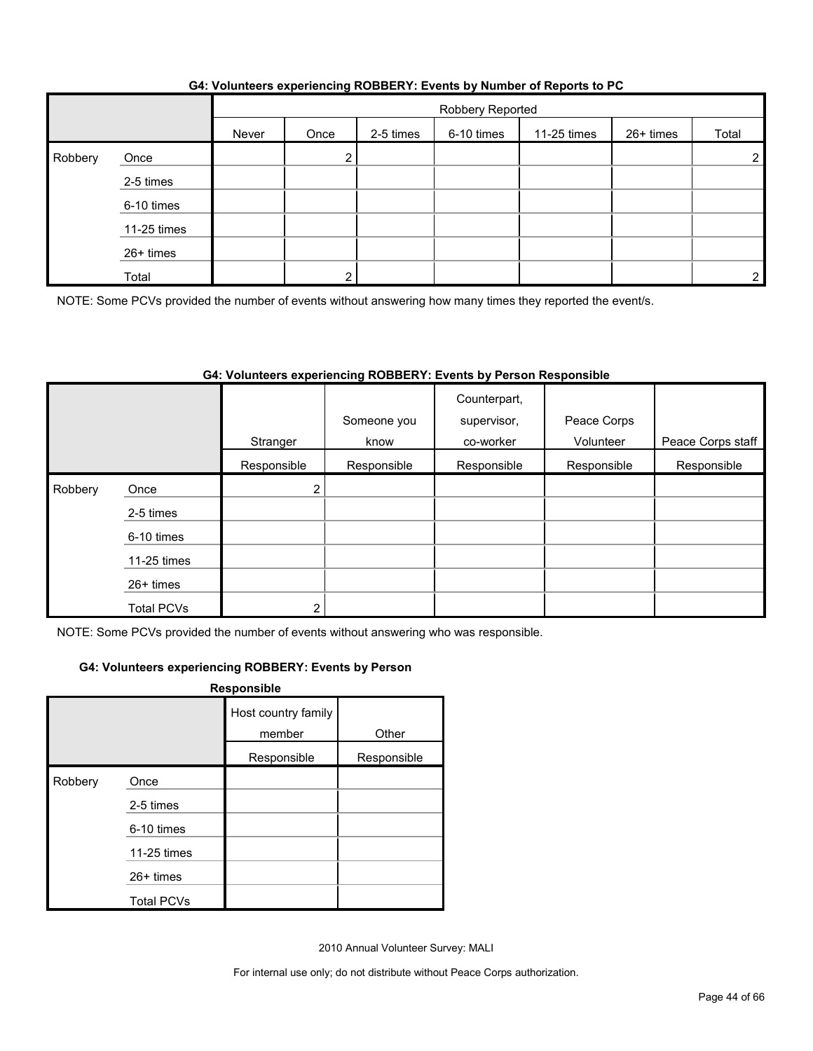**G4: Volunteers experiencing ROBBERY: Events by Number of Reports to PC**

| | | Robbery Reported | | | | | | |
|---|---|---|---|---|---|---|---|---|
| | | Never | Once | 2-5 times | 6-10 times | 11-25 times | 26+ times | Total |
| Robbery | Once | | 2 | | | | | 2 |
| | 2-5 times | | | | | | | |
| | 6-10 times | | | | | | | |
| | 11-25 times | | | | | | | |
| | 26+ times | | | | | | | |
| | Total | | 2 | | | | | 2 |

NOTE: Some PCVs provided the number of events without answering how many times they reported the event/s.

**G4: Volunteers experiencing ROBBERY: Events by Person Responsible**

| | | Stranger | Someone you know | Counterpart, supervisor, co-worker | Peace Corps Volunteer | Peace Corps staff |
|---|---|---|---|---|---|---|
| | | Responsible | Responsible | Responsible | Responsible | Responsible |
| Robbery | Once | 2 | | | | |
| | 2-5 times | | | | | |
| | 6-10 times | | | | | |
| | 11-25 times | | | | | |
| | 26+ times | | | | | |
| | Total PCVs | 2 | | | | |

NOTE: Some PCVs provided the number of events without answering who was responsible.

**G4: Volunteers experiencing ROBBERY: Events by Person Responsible**

| | | Host country family member | Other |
|---|---|---|---|
| | | Responsible | Responsible |
| Robbery | Once | | |
| | 2-5 times | | |
| | 6-10 times | | |
| | 11-25 times | | |
| | 26+ times | | |
| | Total PCVs | | |

2010 Annual Volunteer Survey: MALI

For internal use only; do not distribute without Peace Corps authorization.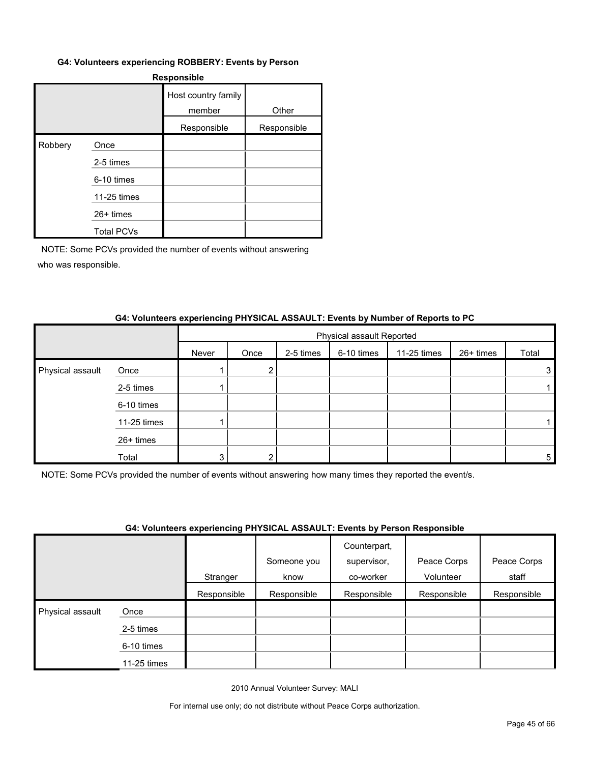#### G4: Volunteers experiencing ROBBERY: Events by Person Responsible

| | | Host country family member | Other |
|---|---|---|---|
| | | Responsible | Responsible |
| Robbery | Once | | |
| | 2-5 times | | |
| | 6-10 times | | |
| | 11-25 times | | |
| | 26+ times | | |
| | Total PCVs | | |

NOTE: Some PCVs provided the number of events without answering who was responsible.

#### G4: Volunteers experiencing PHYSICAL ASSAULT: Events by Number of Reports to PC

| | | Physical assault Reported | | | | | | |
|---|---|---|---|---|---|---|---|---|
| | | Never | Once | 2-5 times | 6-10 times | 11-25 times | 26+ times | Total |
| Physical assault | Once | 1 | 2 | | | | | 3 |
| | 2-5 times | 1 | | | | | | 1 |
| | 6-10 times | | | | | | | |
| | 11-25 times | 1 | | | | | | 1 |
| | 26+ times | | | | | | | |
| | Total | 3 | 2 | | | | | 5 |

NOTE: Some PCVs provided the number of events without answering how many times they reported the event/s.

#### G4: Volunteers experiencing PHYSICAL ASSAULT: Events by Person Responsible

| | | Stranger | Someone you know | Counterpart, supervisor, co-worker | Peace Corps Volunteer | Peace Corps staff |
|---|---|---|---|---|---|---|
| | | Responsible | Responsible | Responsible | Responsible | Responsible |
| Physical assault | Once | | | | | |
| | 2-5 times | | | | | |
| | 6-10 times | | | | | |
| | 11-25 times | | | | | |

2010 Annual Volunteer Survey: MALI

For internal use only; do not distribute without Peace Corps authorization.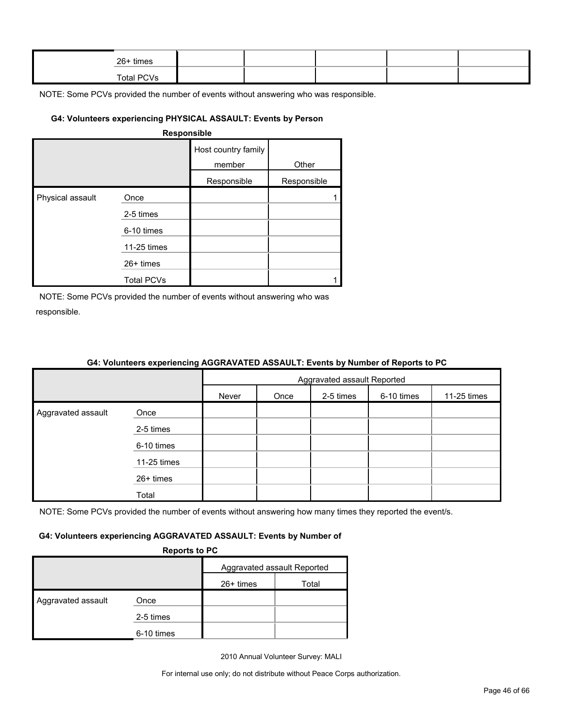| | | | | | | |
|---|---|---|---|---|---|---|
| | 26+ times | | | | | |
| | Total PCVs | | | | | |

NOTE: Some PCVs provided the number of events without answering who was responsible.

**G4: Volunteers experiencing PHYSICAL ASSAULT: Events by Person Responsible**

| | | Host country family member | Other |
|---|---|---|---|
| | | Responsible | Responsible |
| Physical assault | Once | | 1 |
| | 2-5 times | | |
| | 6-10 times | | |
| | 11-25 times | | |
| | 26+ times | | |
| | Total PCVs | | 1 |

NOTE: Some PCVs provided the number of events without answering who was responsible.

**G4: Volunteers experiencing AGGRAVATED ASSAULT: Events by Number of Reports to PC**

| | | Aggravated assault Reported | | | | |
|---|---|---|---|---|---|---|
| | | Never | Once | 2-5 times | 6-10 times | 11-25 times |
| Aggravated assault | Once | | | | | |
| | 2-5 times | | | | | |
| | 6-10 times | | | | | |
| | 11-25 times | | | | | |
| | 26+ times | | | | | |
| | Total | | | | | |

NOTE: Some PCVs provided the number of events without answering how many times they reported the event/s.

**G4: Volunteers experiencing AGGRAVATED ASSAULT: Events by Number of Reports to PC**

| | | Aggravated assault Reported | |
|---|---|---|---|
| | | 26+ times | Total |
| Aggravated assault | Once | | |
| | 2-5 times | | |
| | 6-10 times | | |

2010 Annual Volunteer Survey: MALI

For internal use only; do not distribute without Peace Corps authorization.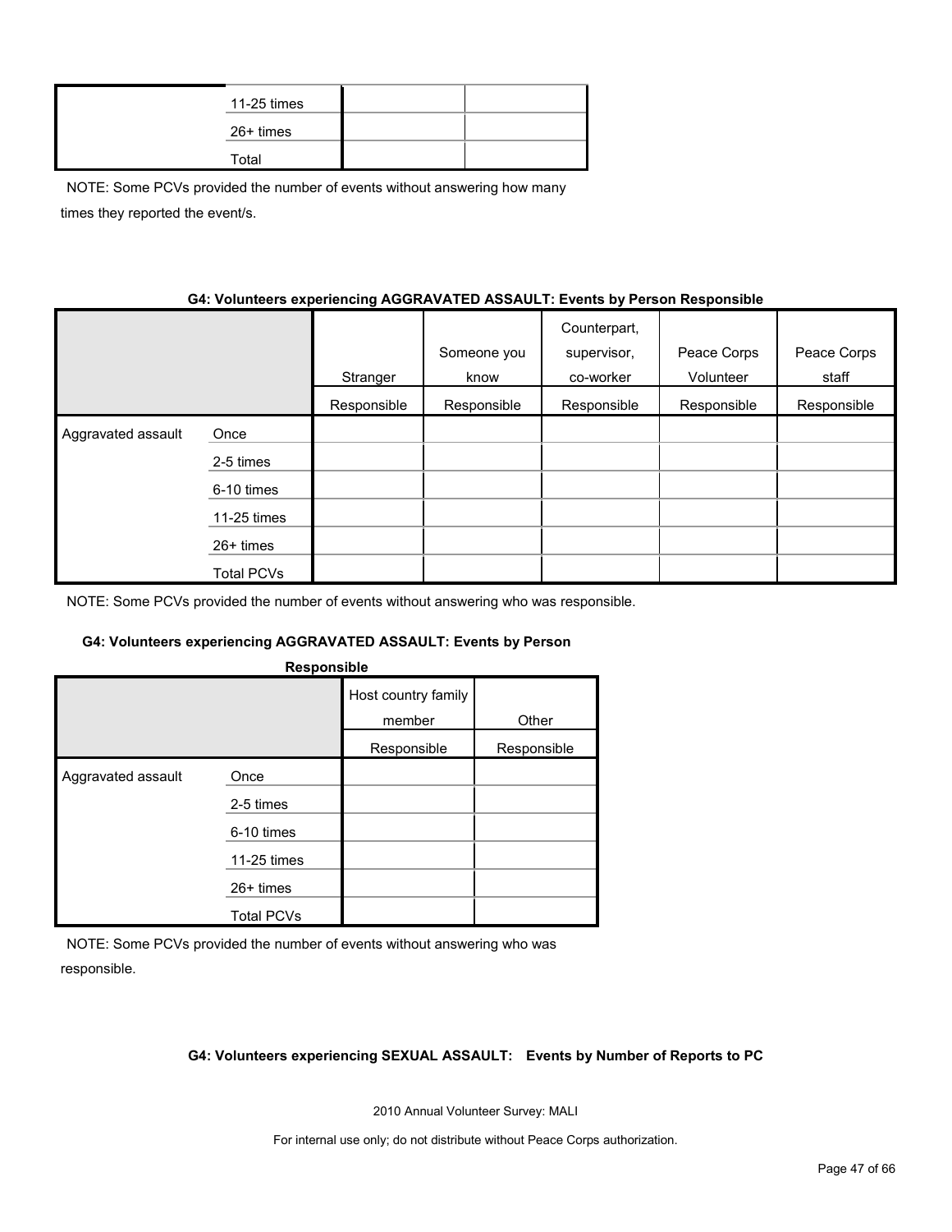| | | | |
|---|---|---|---|
| | 11-25 times | | |
| | 26+ times | | |
| | Total | | |

NOTE: Some PCVs provided the number of events without answering how many times they reported the event/s.

**G4: Volunteers experiencing AGGRAVATED ASSAULT: Events by Person Responsible**

| | | Stranger | Someone you know | Counterpart, supervisor, co-worker | Peace Corps Volunteer | Peace Corps staff |
|---|---|---|---|---|---|---|
| | | Responsible | Responsible | Responsible | Responsible | Responsible |
| Aggravated assault | Once | | | | | |
| | 2-5 times | | | | | |
| | 6-10 times | | | | | |
| | 11-25 times | | | | | |
| | 26+ times | | | | | |
| | Total PCVs | | | | | |

NOTE: Some PCVs provided the number of events without answering who was responsible.

**G4: Volunteers experiencing AGGRAVATED ASSAULT: Events by Person Responsible**

| | | Host country family member | Other |
|---|---|---|---|
| | | Responsible | Responsible |
| Aggravated assault | Once | | |
| | 2-5 times | | |
| | 6-10 times | | |
| | 11-25 times | | |
| | 26+ times | | |
| | Total PCVs | | |

NOTE: Some PCVs provided the number of events without answering who was responsible.

**G4: Volunteers experiencing SEXUAL ASSAULT: Events by Number of Reports to PC**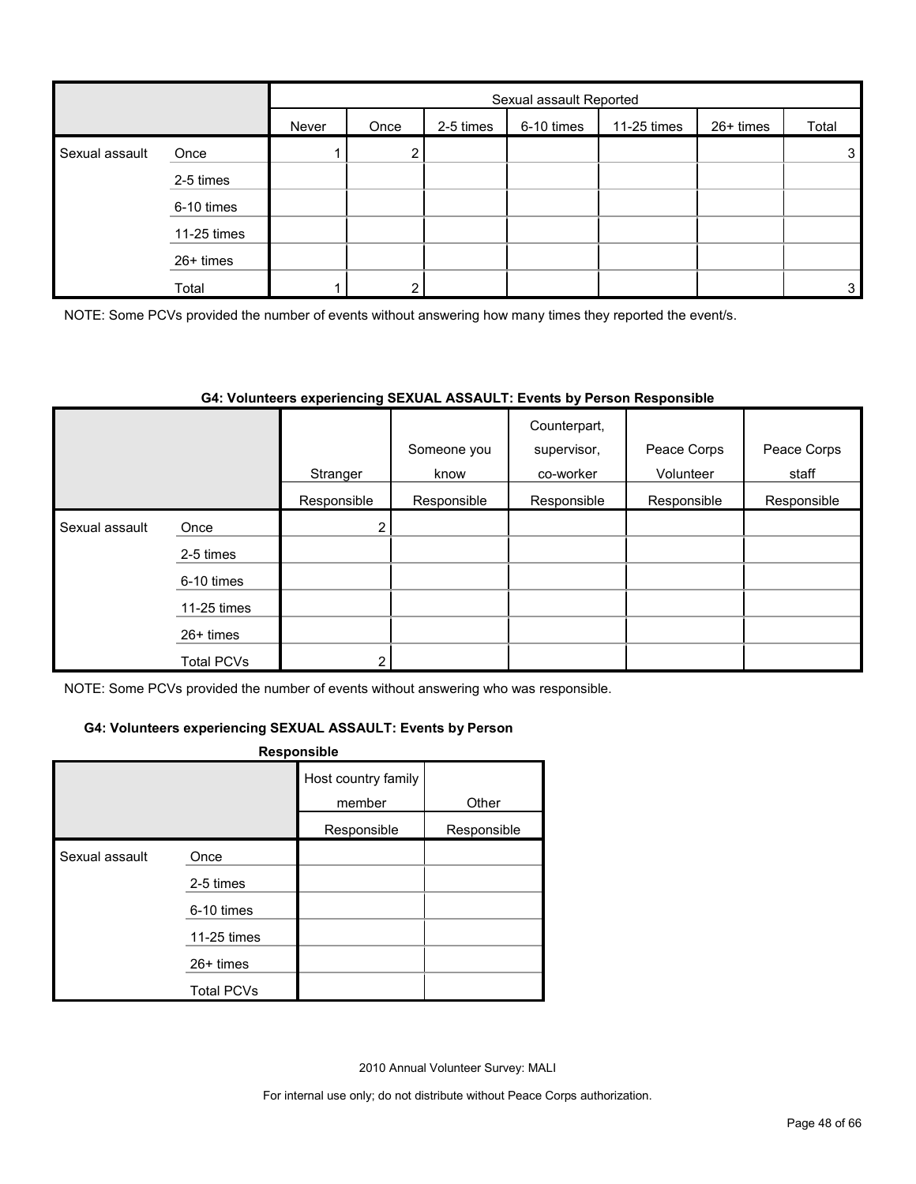| | | Sexual assault Reported | | | | | | |
|---|---|---|---|---|---|---|---|---|
| | | Never | Once | 2-5 times | 6-10 times | 11-25 times | 26+ times | Total |
| Sexual assault | Once | 1 | 2 | | | | | 3 |
| | 2-5 times | | | | | | | |
| | 6-10 times | | | | | | | |
| | 11-25 times | | | | | | | |
| | 26+ times | | | | | | | |
| | Total | 1 | 2 | | | | | 3 |

NOTE: Some PCVs provided the number of events without answering how many times they reported the event/s.

**G4: Volunteers experiencing SEXUAL ASSAULT: Events by Person Responsible**

| | | Stranger | Someone you know | Counterpart, supervisor, co-worker | Peace Corps Volunteer | Peace Corps staff |
|---|---|---|---|---|---|---|
| | | Responsible | Responsible | Responsible | Responsible | Responsible |
| Sexual assault | Once | 2 | | | | |
| | 2-5 times | | | | | |
| | 6-10 times | | | | | |
| | 11-25 times | | | | | |
| | 26+ times | | | | | |
| | Total PCVs | 2 | | | | |

NOTE: Some PCVs provided the number of events without answering who was responsible.

**G4: Volunteers experiencing SEXUAL ASSAULT: Events by Person Responsible**

| | | Host country family member | Other |
|---|---|---|---|
| | | Responsible | Responsible |
| Sexual assault | Once | | |
| | 2-5 times | | |
| | 6-10 times | | |
| | 11-25 times | | |
| | 26+ times | | |
| | Total PCVs | | |

2010 Annual Volunteer Survey: MALI

For internal use only; do not distribute without Peace Corps authorization.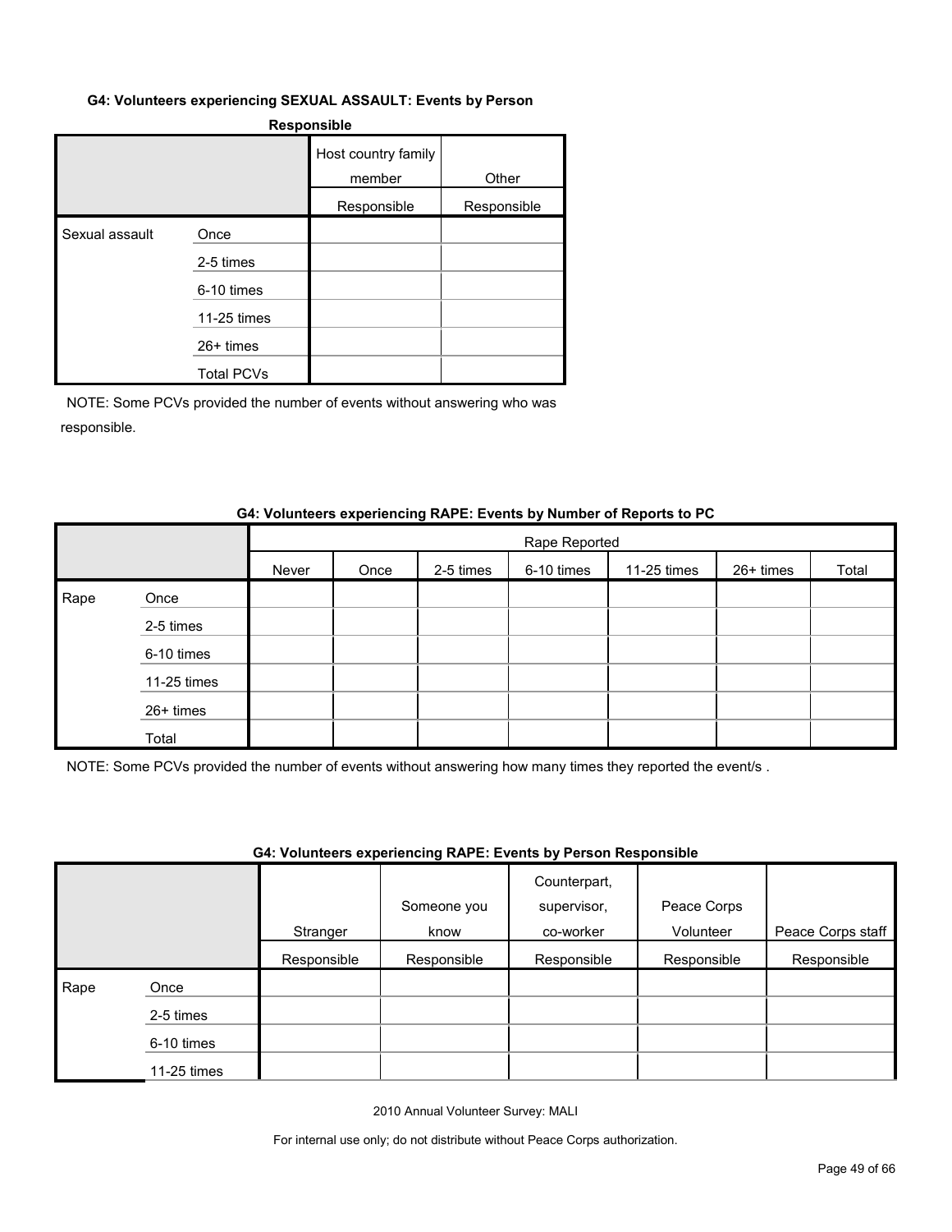**G4: Volunteers experiencing SEXUAL ASSAULT: Events by Person Responsible**

| | | Host country family member | Other |
|---|---|---|---|
| | | Responsible | Responsible |
| Sexual assault | Once | | |
| | 2-5 times | | |
| | 6-10 times | | |
| | 11-25 times | | |
| | 26+ times | | |
| | Total PCVs | | |

NOTE: Some PCVs provided the number of events without answering who was responsible.

**G4: Volunteers experiencing RAPE: Events by Number of Reports to PC**

| | | Rape Reported | | | | | | |
|---|---|---|---|---|---|---|---|---|
| | | Never | Once | 2-5 times | 6-10 times | 11-25 times | 26+ times | Total |
| Rape | Once | | | | | | | |
| | 2-5 times | | | | | | | |
| | 6-10 times | | | | | | | |
| | 11-25 times | | | | | | | |
| | 26+ times | | | | | | | |
| | Total | | | | | | | |

NOTE: Some PCVs provided the number of events without answering how many times they reported the event/s .

**G4: Volunteers experiencing RAPE: Events by Person Responsible**

| | | Stranger | Someone you know | Counterpart, supervisor, co-worker | Peace Corps Volunteer | Peace Corps staff |
|---|---|---|---|---|---|---|
| | | Responsible | Responsible | Responsible | Responsible | Responsible |
| Rape | Once | | | | | |
| | 2-5 times | | | | | |
| | 6-10 times | | | | | |
| | 11-25 times | | | | | |

2010 Annual Volunteer Survey: MALI

For internal use only; do not distribute without Peace Corps authorization.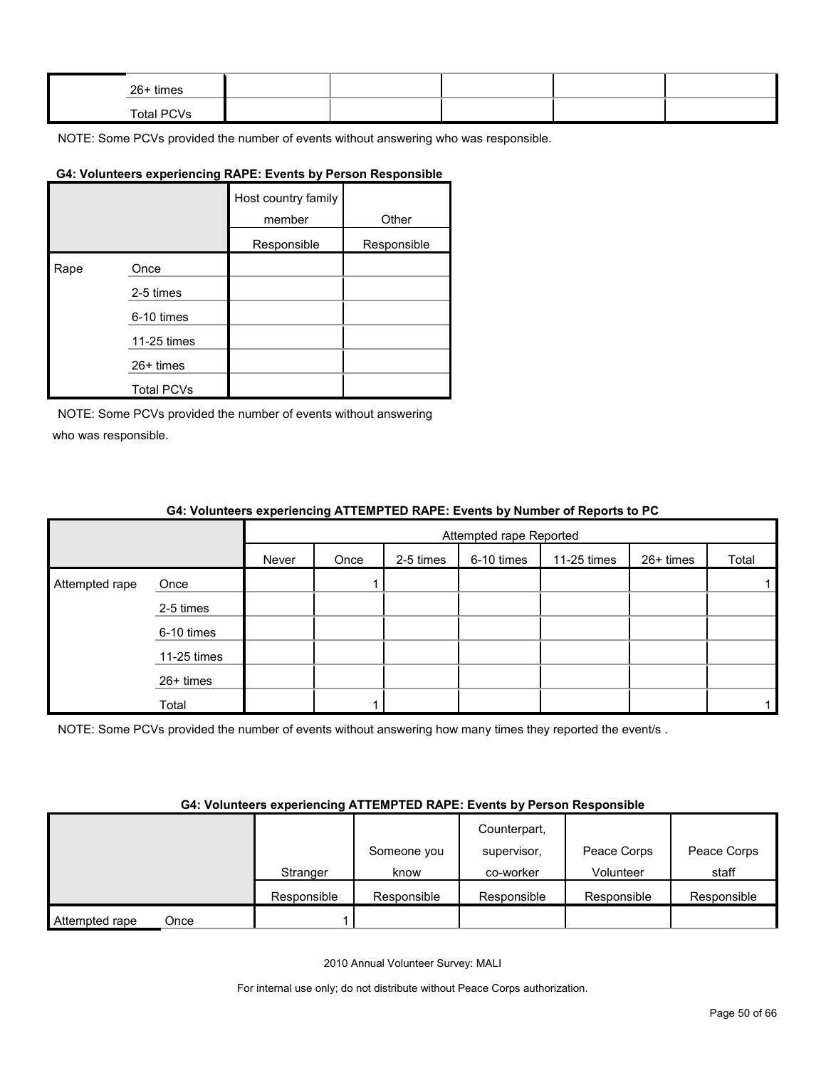| | | | | | | |
|---|---|---|---|---|---|---|
| | 26+ times | | | | | |
| | Total PCVs | | | | | |

NOTE: Some PCVs provided the number of events without answering who was responsible.

**G4: Volunteers experiencing RAPE: Events by Person Responsible**

| | | Host country family member | Other |
|---|---|---|---|
| | | Responsible | Responsible |
| Rape | Once | | |
| | 2-5 times | | |
| | 6-10 times | | |
| | 11-25 times | | |
| | 26+ times | | |
| | Total PCVs | | |

NOTE: Some PCVs provided the number of events without answering who was responsible.

**G4: Volunteers experiencing ATTEMPTED RAPE: Events by Number of Reports to PC**

| | | Attempted rape Reported | | | | | | |
|---|---|---|---|---|---|---|---|---|
| | | Never | Once | 2-5 times | 6-10 times | 11-25 times | 26+ times | Total |
| Attempted rape | Once | | 1 | | | | | 1 |
| | 2-5 times | | | | | | | |
| | 6-10 times | | | | | | | |
| | 11-25 times | | | | | | | |
| | 26+ times | | | | | | | |
| | Total | | 1 | | | | | 1 |

NOTE: Some PCVs provided the number of events without answering how many times they reported the event/s .

**G4: Volunteers experiencing ATTEMPTED RAPE: Events by Person Responsible**

| | | Stranger | Someone you know | Counterpart, supervisor, co-worker | Peace Corps Volunteer | Peace Corps staff |
|---|---|---|---|---|---|---|
| | | Responsible | Responsible | Responsible | Responsible | Responsible |
| Attempted rape | Once | 1 | | | | |

2010 Annual Volunteer Survey: MALI

For internal use only; do not distribute without Peace Corps authorization.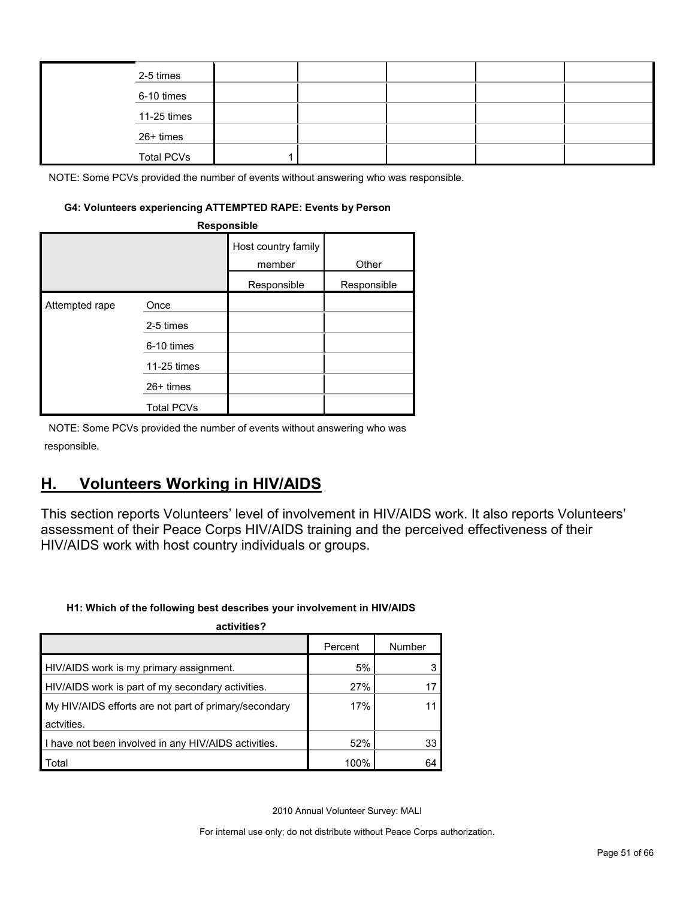| | | | | | | |
|---|---|---|---|---|---|---|
| | 2-5 times | | | | | |
| | 6-10 times | | | | | |
| | 11-25 times | | | | | |
| | 26+ times | | | | | |
| | Total PCVs | 1 | | | | |

NOTE: Some PCVs provided the number of events without answering who was responsible.

**G4: Volunteers experiencing ATTEMPTED RAPE: Events by Person Responsible**

| | | Host country family member | Other |
|---|---|---|---|
| | | Responsible | Responsible |
| Attempted rape | Once | | |
| | 2-5 times | | |
| | 6-10 times | | |
| | 11-25 times | | |
| | 26+ times | | |
| | Total PCVs | | |

NOTE: Some PCVs provided the number of events without answering who was responsible.

## H. Volunteers Working in HIV/AIDS

This section reports Volunteers' level of involvement in HIV/AIDS work. It also reports Volunteers' assessment of their Peace Corps HIV/AIDS training and the perceived effectiveness of their HIV/AIDS work with host country individuals or groups.

**H1: Which of the following best describes your involvement in HIV/AIDS activities?**

| | Percent | Number |
|---|---|---|
| HIV/AIDS work is my primary assignment. | 5% | 3 |
| HIV/AIDS work is part of my secondary activities. | 27% | 17 |
| My HIV/AIDS efforts are not part of primary/secondary actvities. | 17% | 11 |
| I have not been involved in any HIV/AIDS activities. | 52% | 33 |
| Total | 100% | 64 |

2010 Annual Volunteer Survey: MALI

For internal use only; do not distribute without Peace Corps authorization.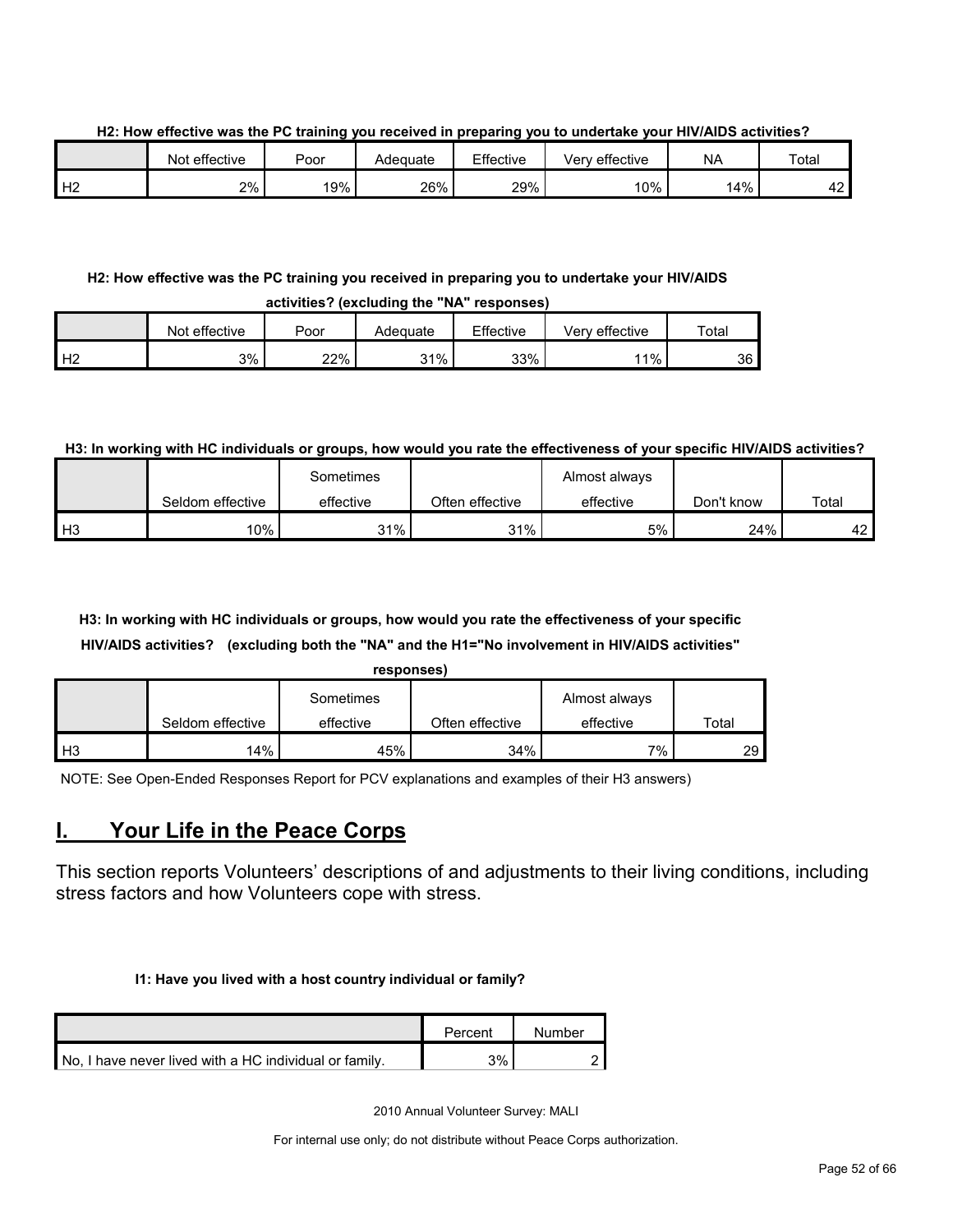**H2: How effective was the PC training you received in preparing you to undertake your HIV/AIDS activities?**

| | Not effective | Poor | Adequate | Effective | Very effective | NA | Total |
|---|---|---|---|---|---|---|---|
| H2 | 2% | 19% | 26% | 29% | 10% | 14% | 42 |

**H2: How effective was the PC training you received in preparing you to undertake your HIV/AIDS activities? (excluding the "NA" responses)**

| | Not effective | Poor | Adequate | Effective | Very effective | Total |
|---|---|---|---|---|---|---|
| H2 | 3% | 22% | 31% | 33% | 11% | 36 |

**H3: In working with HC individuals or groups, how would you rate the effectiveness of your specific HIV/AIDS activities?**

| | Seldom effective | Sometimes effective | Often effective | Almost always effective | Don't know | Total |
|---|---|---|---|---|---|---|
| H3 | 10% | 31% | 31% | 5% | 24% | 42 |

**H3: In working with HC individuals or groups, how would you rate the effectiveness of your specific HIV/AIDS activities? (excluding both the "NA" and the H1="No involvement in HIV/AIDS activities" responses)**

| | Seldom effective | Sometimes effective | Often effective | Almost always effective | Total |
|---|---|---|---|---|---|
| H3 | 14% | 45% | 34% | 7% | 29 |

NOTE: See Open-Ended Responses Report for PCV explanations and examples of their H3 answers)

## I. Your Life in the Peace Corps

This section reports Volunteers' descriptions of and adjustments to their living conditions, including stress factors and how Volunteers cope with stress.

**I1: Have you lived with a host country individual or family?**

| | Percent | Number |
|---|---|---|
| No, I have never lived with a HC individual or family. | 3% | 2 |

2010 Annual Volunteer Survey: MALI

For internal use only; do not distribute without Peace Corps authorization.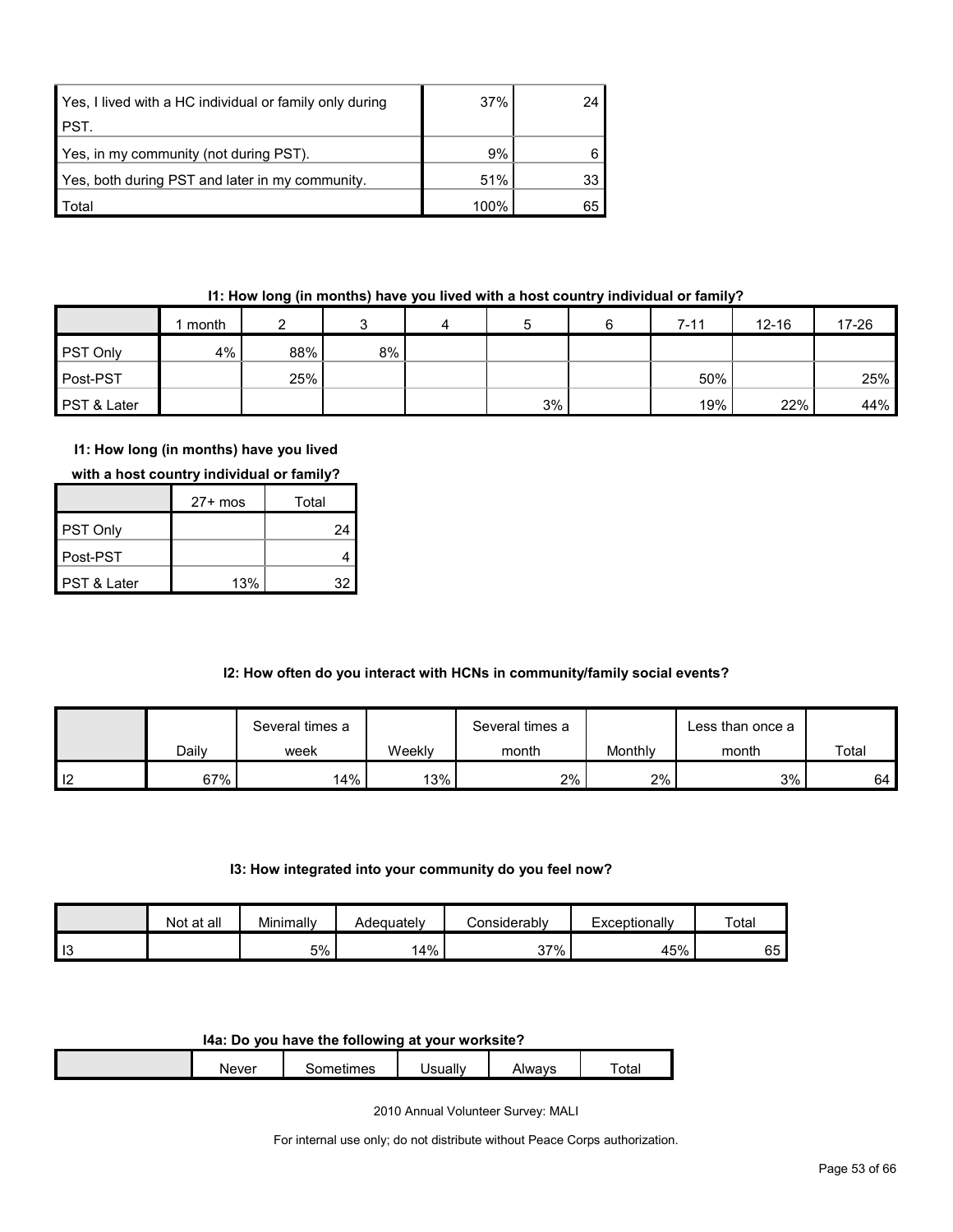| | | |
|---|---|---|
| Yes, I lived with a HC individual or family only during PST. | 37% | 24 |
| Yes, in my community (not during PST). | 9% | 6 |
| Yes, both during PST and later in my community. | 51% | 33 |
| Total | 100% | 65 |

**I1: How long (in months) have you lived with a host country individual or family?**

| | 1 month | 2 | 3 | 4 | 5 | 6 | 7-11 | 12-16 | 17-26 |
|---|---|---|---|---|---|---|---|---|---|
| PST Only | 4% | 88% | 8% | | | | | | |
| Post-PST | | 25% | | | | | 50% | | 25% |
| PST & Later | | | | | 3% | | 19% | 22% | 44% |

**I1: How long (in months) have you lived with a host country individual or family?**

| | 27+ mos | Total |
|---|---|---|
| PST Only | | 24 |
| Post-PST | | 4 |
| PST & Later | 13% | 32 |

**I2: How often do you interact with HCNs in community/family social events?**

| | Daily | Several times a week | Weekly | Several times a month | Monthly | Less than once a month | Total |
|---|---|---|---|---|---|---|---|
| I2 | 67% | 14% | 13% | 2% | 2% | 3% | 64 |

**I3: How integrated into your community do you feel now?**

| | Not at all | Minimally | Adequately | Considerably | Exceptionally | Total |
|---|---|---|---|---|---|---|
| I3 | | 5% | 14% | 37% | 45% | 65 |

**I4a: Do you have the following at your worksite?**

| | Never | Sometimes | Usually | Always | Total |
|---|---|---|---|---|---|

2010 Annual Volunteer Survey: MALI

For internal use only; do not distribute without Peace Corps authorization.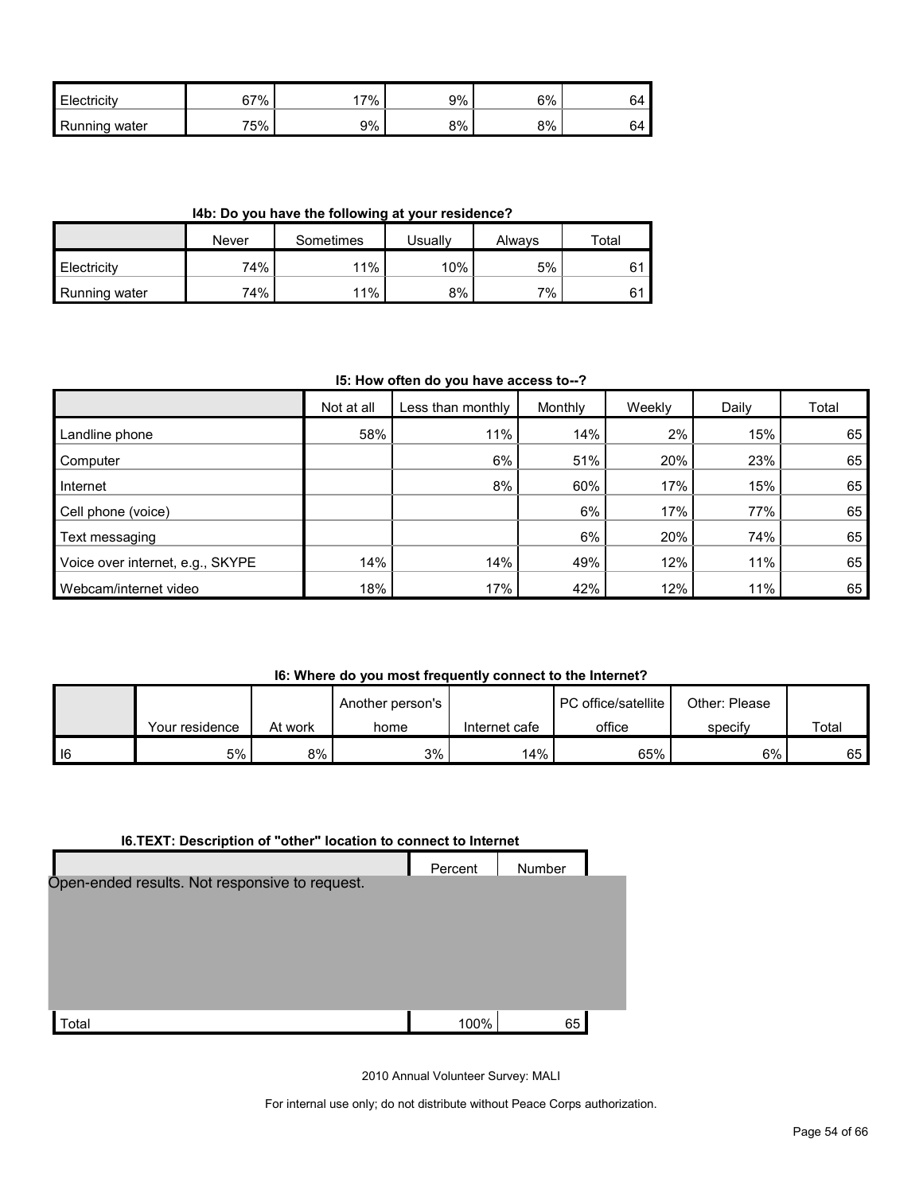| | | | | | |
|---|---|---|---|---|---|
| Electricity | 67% | 17% | 9% | 6% | 64 |
| Running water | 75% | 9% | 8% | 8% | 64 |

**I4b: Do you have the following at your residence?**

| | Never | Sometimes | Usually | Always | Total |
|---|---|---|---|---|---|
| Electricity | 74% | 11% | 10% | 5% | 61 |
| Running water | 74% | 11% | 8% | 7% | 61 |

**I5: How often do you have access to--?**

| | Not at all | Less than monthly | Monthly | Weekly | Daily | Total |
|---|---|---|---|---|---|---|
| Landline phone | 58% | 11% | 14% | 2% | 15% | 65 |
| Computer | | 6% | 51% | 20% | 23% | 65 |
| Internet | | 8% | 60% | 17% | 15% | 65 |
| Cell phone (voice) | | | 6% | 17% | 77% | 65 |
| Text messaging | | | 6% | 20% | 74% | 65 |
| Voice over internet, e.g., SKYPE | 14% | 14% | 49% | 12% | 11% | 65 |
| Webcam/internet video | 18% | 17% | 42% | 12% | 11% | 65 |

**I6: Where do you most frequently connect to the Internet?**

| | Your residence | At work | Another person's home | Internet cafe | PC office/satellite office | Other: Please specify | Total |
|---|---|---|---|---|---|---|---|
| I6 | 5% | 8% | 3% | 14% | 65% | 6% | 65 |

**I6.TEXT: Description of "other" location to connect to Internet**

| | Percent | Number |
|---|---|---|
| Open-ended results. Not responsive to request. | | |
| Total | 100% | 65 |

2010 Annual Volunteer Survey: MALI

For internal use only; do not distribute without Peace Corps authorization.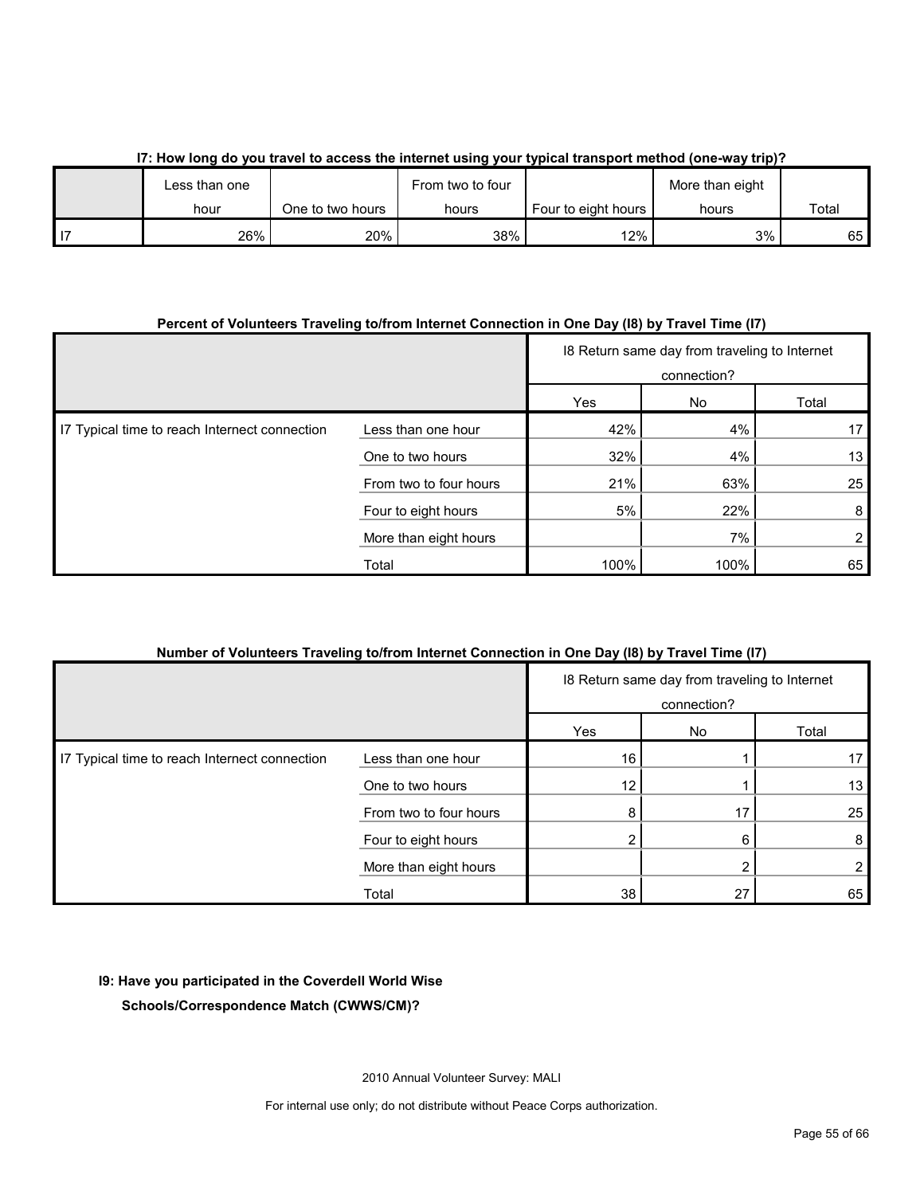**I7: How long do you travel to access the internet using your typical transport method (one-way trip)?**

| | Less than one hour | One to two hours | From two to four hours | Four to eight hours | More than eight hours | Total |
|---|---|---|---|---|---|---|
| I7 | 26% | 20% | 38% | 12% | 3% | 65 |

**Percent of Volunteers Traveling to/from Internet Connection in One Day (I8) by Travel Time (I7)**

| | | I8 Return same day from traveling to Internet connection? | | |
|---|---|---|---|---|
| | | Yes | No | Total |
| I7 Typical time to reach Internect connection | Less than one hour | 42% | 4% | 17 |
| | One to two hours | 32% | 4% | 13 |
| | From two to four hours | 21% | 63% | 25 |
| | Four to eight hours | 5% | 22% | 8 |
| | More than eight hours | | 7% | 2 |
| | Total | 100% | 100% | 65 |

**Number of Volunteers Traveling to/from Internet Connection in One Day (I8) by Travel Time (I7)**

| | | I8 Return same day from traveling to Internet connection? | | |
|---|---|---|---|---|
| | | Yes | No | Total |
| I7 Typical time to reach Internect connection | Less than one hour | 16 | 1 | 17 |
| | One to two hours | 12 | 1 | 13 |
| | From two to four hours | 8 | 17 | 25 |
| | Four to eight hours | 2 | 6 | 8 |
| | More than eight hours | | 2 | 2 |
| | Total | 38 | 27 | 65 |

**I9: Have you participated in the Coverdell World Wise Schools/Correspondence Match (CWWS/CM)?**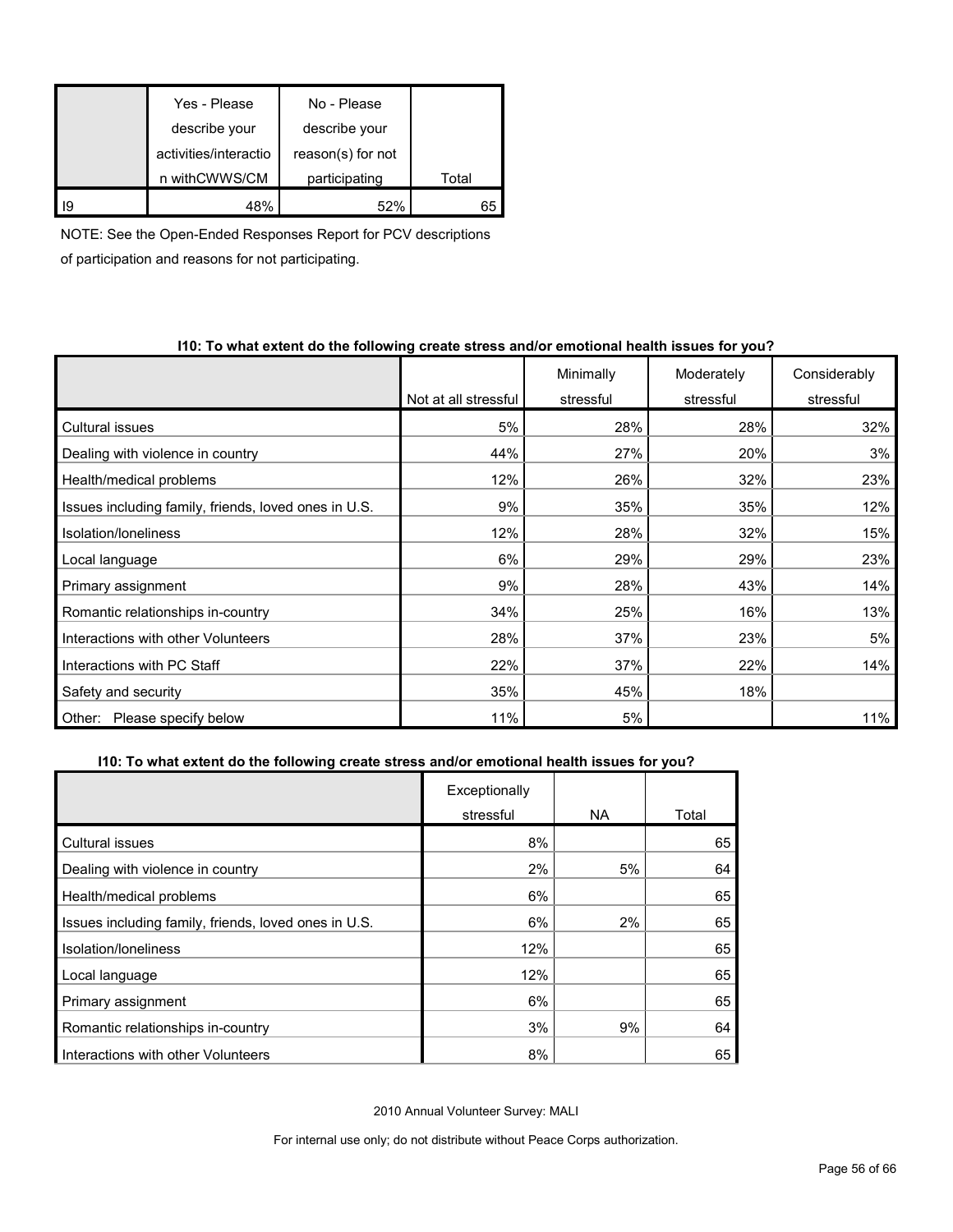| | Yes - Please describe your activities/interaction withCWWS/CM | No - Please describe your reason(s) for not participating | Total |
|---|---|---|---|
| I9 | 48% | 52% | 65 |

NOTE: See the Open-Ended Responses Report for PCV descriptions of participation and reasons for not participating.

**I10: To what extent do the following create stress and/or emotional health issues for you?**

| | Not at all stressful | Minimally stressful | Moderately stressful | Considerably stressful |
|---|---|---|---|---|
| Cultural issues | 5% | 28% | 28% | 32% |
| Dealing with violence in country | 44% | 27% | 20% | 3% |
| Health/medical problems | 12% | 26% | 32% | 23% |
| Issues including family, friends, loved ones in U.S. | 9% | 35% | 35% | 12% |
| Isolation/loneliness | 12% | 28% | 32% | 15% |
| Local language | 6% | 29% | 29% | 23% |
| Primary assignment | 9% | 28% | 43% | 14% |
| Romantic relationships in-country | 34% | 25% | 16% | 13% |
| Interactions with other Volunteers | 28% | 37% | 23% | 5% |
| Interactions with PC Staff | 22% | 37% | 22% | 14% |
| Safety and security | 35% | 45% | 18% | |
| Other: Please specify below | 11% | 5% | | 11% |

**I10: To what extent do the following create stress and/or emotional health issues for you?**

| | Exceptionally stressful | NA | Total |
|---|---|---|---|
| Cultural issues | 8% | | 65 |
| Dealing with violence in country | 2% | 5% | 64 |
| Health/medical problems | 6% | | 65 |
| Issues including family, friends, loved ones in U.S. | 6% | 2% | 65 |
| Isolation/loneliness | 12% | | 65 |
| Local language | 12% | | 65 |
| Primary assignment | 6% | | 65 |
| Romantic relationships in-country | 3% | 9% | 64 |
| Interactions with other Volunteers | 8% | | 65 |

2010 Annual Volunteer Survey: MALI

For internal use only; do not distribute without Peace Corps authorization.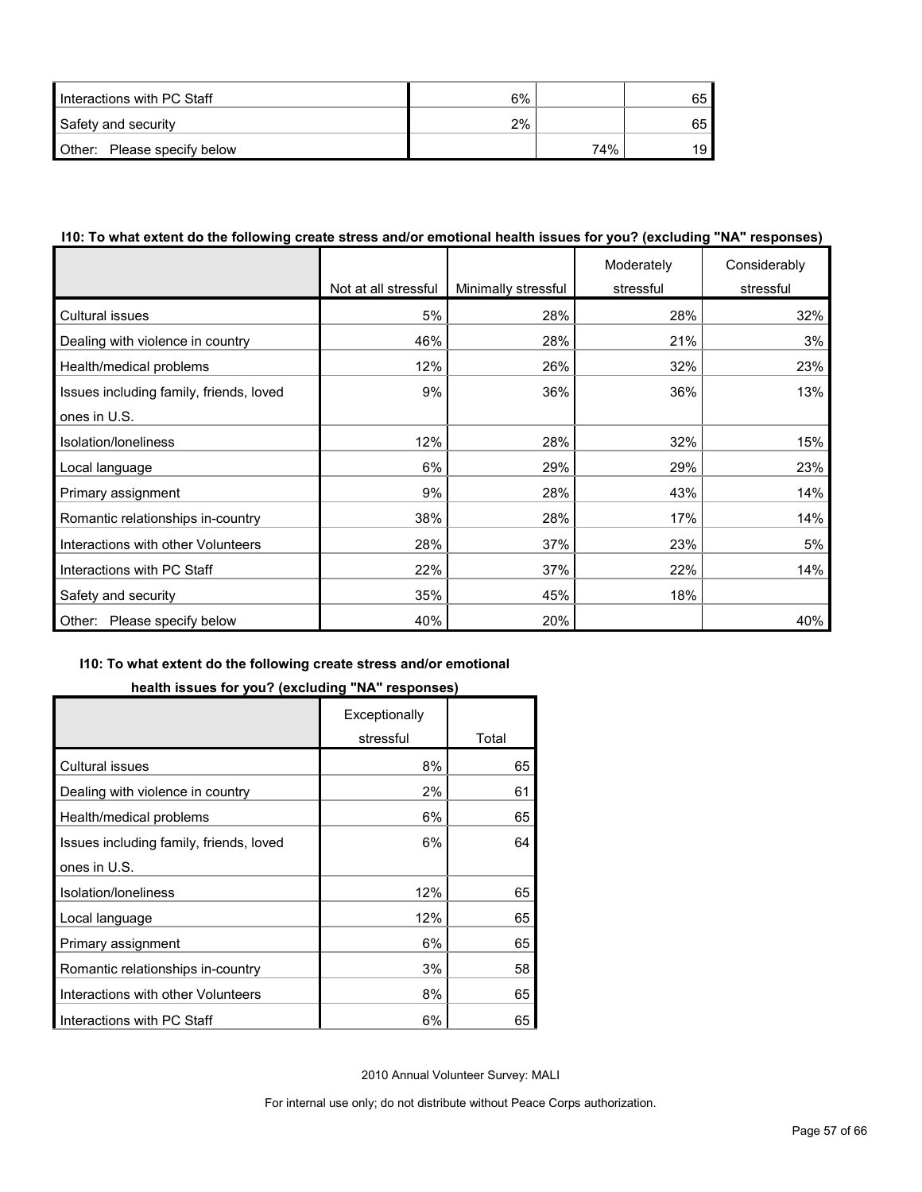| | | | |
|---|---|---|---|
| Interactions with PC Staff | 6% | | 65 |
| Safety and security | 2% | | 65 |
| Other: Please specify below | | 74% | 19 |

**I10: To what extent do the following create stress and/or emotional health issues for you? (excluding "NA" responses)**

| | Not at all stressful | Minimally stressful | Moderately stressful | Considerably stressful | Exceptionally stressful | Total |
|---|---|---|---|---|---|---|
| Cultural issues | 5% | 28% | 28% | 32% | 8% | 65 |
| Dealing with violence in country | 46% | 28% | 21% | 3% | 2% | 61 |
| Health/medical problems | 12% | 26% | 32% | 23% | 6% | 65 |
| Issues including family, friends, loved ones in U.S. | 9% | 36% | 36% | 13% | 6% | 64 |
| Isolation/loneliness | 12% | 28% | 32% | 15% | 12% | 65 |
| Local language | 6% | 29% | 29% | 23% | 12% | 65 |
| Primary assignment | 9% | 28% | 43% | 14% | 6% | 65 |
| Romantic relationships in-country | 38% | 28% | 17% | 14% | 3% | 58 |
| Interactions with other Volunteers | 28% | 37% | 23% | 5% | 8% | 65 |
| Interactions with PC Staff | 22% | 37% | 22% | 14% | 6% | 65 |
| Safety and security | 35% | 45% | 18% | | | |
| Other: Please specify below | 40% | 20% | | 40% | | |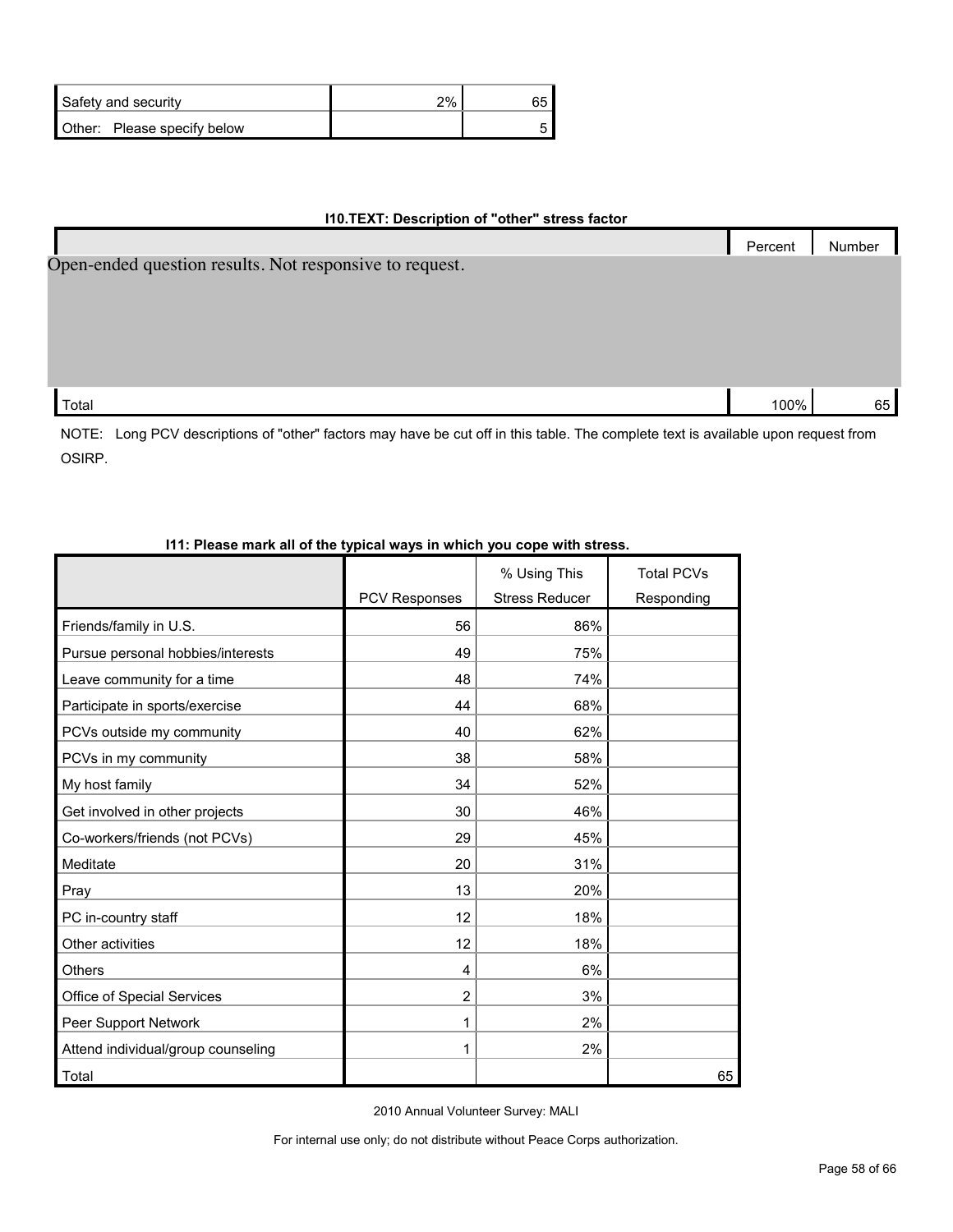| | | |
|---|---|---|
| Safety and security | 2% | 65 |
| Other: Please specify below | | 5 |

**I10.TEXT: Description of "other" stress factor**

| | Percent | Number |
|---|---|---|
| Open-ended question results. Not responsive to request. | | |
| Total | 100% | 65 |

NOTE: Long PCV descriptions of "other" factors may have be cut off in this table. The complete text is available upon request from OSIRP.

**I11: Please mark all of the typical ways in which you cope with stress.**

| | PCV Responses | % Using This Stress Reducer | Total PCVs Responding |
|---|---|---|---|
| Friends/family in U.S. | 56 | 86% | |
| Pursue personal hobbies/interests | 49 | 75% | |
| Leave community for a time | 48 | 74% | |
| Participate in sports/exercise | 44 | 68% | |
| PCVs outside my community | 40 | 62% | |
| PCVs in my community | 38 | 58% | |
| My host family | 34 | 52% | |
| Get involved in other projects | 30 | 46% | |
| Co-workers/friends (not PCVs) | 29 | 45% | |
| Meditate | 20 | 31% | |
| Pray | 13 | 20% | |
| PC in-country staff | 12 | 18% | |
| Other activities | 12 | 18% | |
| Others | 4 | 6% | |
| Office of Special Services | 2 | 3% | |
| Peer Support Network | 1 | 2% | |
| Attend individual/group counseling | 1 | 2% | |
| Total | | | 65 |

2010 Annual Volunteer Survey: MALI

For internal use only; do not distribute without Peace Corps authorization.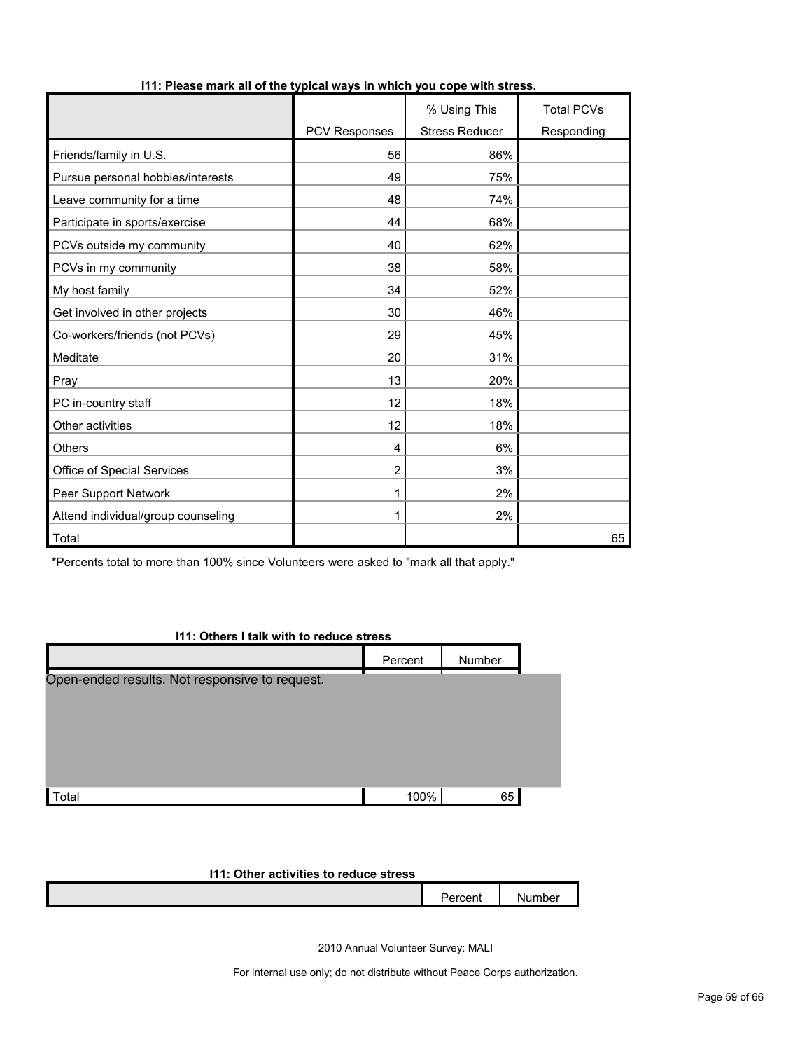### I11: Please mark all of the typical ways in which you cope with stress.

| | PCV Responses | % Using This Stress Reducer | Total PCVs Responding |
|---|---|---|---|
| Friends/family in U.S. | 56 | 86% | |
| Pursue personal hobbies/interests | 49 | 75% | |
| Leave community for a time | 48 | 74% | |
| Participate in sports/exercise | 44 | 68% | |
| PCVs outside my community | 40 | 62% | |
| PCVs in my community | 38 | 58% | |
| My host family | 34 | 52% | |
| Get involved in other projects | 30 | 46% | |
| Co-workers/friends (not PCVs) | 29 | 45% | |
| Meditate | 20 | 31% | |
| Pray | 13 | 20% | |
| PC in-country staff | 12 | 18% | |
| Other activities | 12 | 18% | |
| Others | 4 | 6% | |
| Office of Special Services | 2 | 3% | |
| Peer Support Network | 1 | 2% | |
| Attend individual/group counseling | 1 | 2% | |
| Total | | | 65 |

*Percents total to more than 100% since Volunteers were asked to "mark all that apply."

### I11: Others I talk with to reduce stress

| | Percent | Number |
|---|---|---|
| Open-ended results. Not responsive to request. | | |
| Total | 100% | 65 |

### I11: Other activities to reduce stress

| | Percent | Number |
|---|---|---|

2010 Annual Volunteer Survey: MALI

For internal use only; do not distribute without Peace Corps authorization.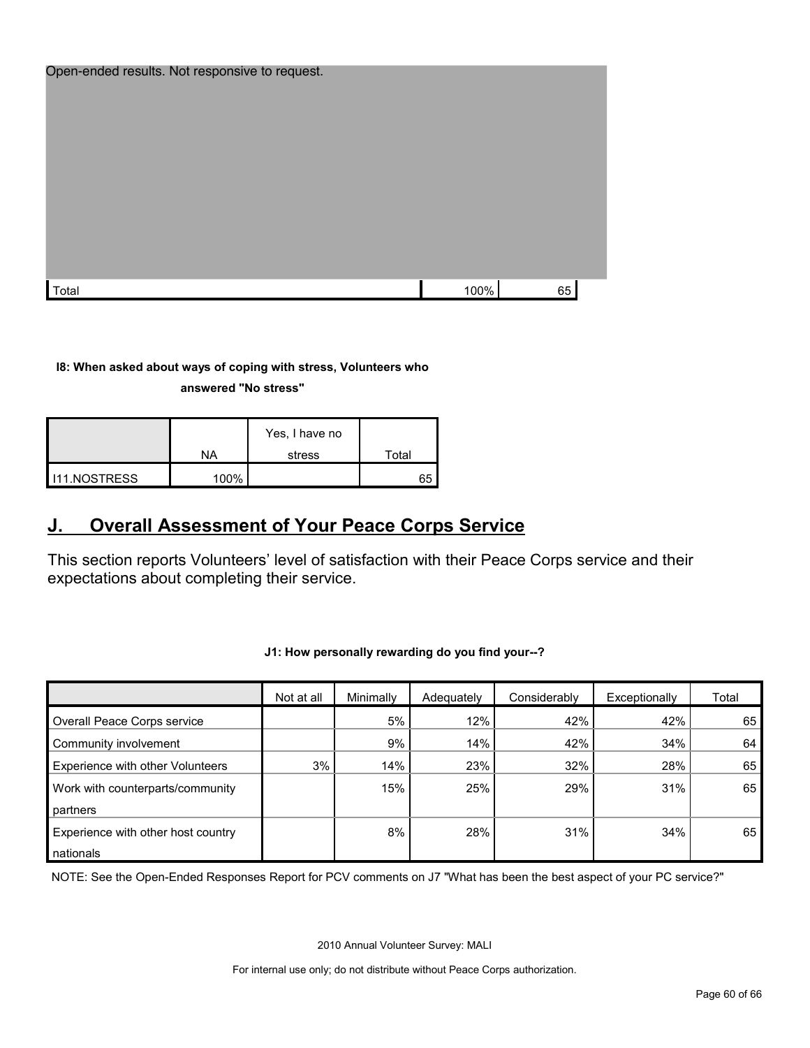Open-ended results. Not responsive to request.

| | | |
|---|---|---|
| Total | 100% | 65 |

**I8: When asked about ways of coping with stress, Volunteers who answered "No stress"**

| | NA | Yes, I have no stress | Total |
|---|---|---|---|
| I11.NOSTRESS | 100% | | 65 |

## J. Overall Assessment of Your Peace Corps Service

This section reports Volunteers' level of satisfaction with their Peace Corps service and their expectations about completing their service.

**J1: How personally rewarding do you find your--?**

| | Not at all | Minimally | Adequately | Considerably | Exceptionally | Total |
|---|---|---|---|---|---|---|
| Overall Peace Corps service | | 5% | 12% | 42% | 42% | 65 |
| Community involvement | | 9% | 14% | 42% | 34% | 64 |
| Experience with other Volunteers | 3% | 14% | 23% | 32% | 28% | 65 |
| Work with counterparts/community partners | | 15% | 25% | 29% | 31% | 65 |
| Experience with other host country nationals | | 8% | 28% | 31% | 34% | 65 |

NOTE: See the Open-Ended Responses Report for PCV comments on J7 "What has been the best aspect of your PC service?"

2010 Annual Volunteer Survey: MALI

For internal use only; do not distribute without Peace Corps authorization.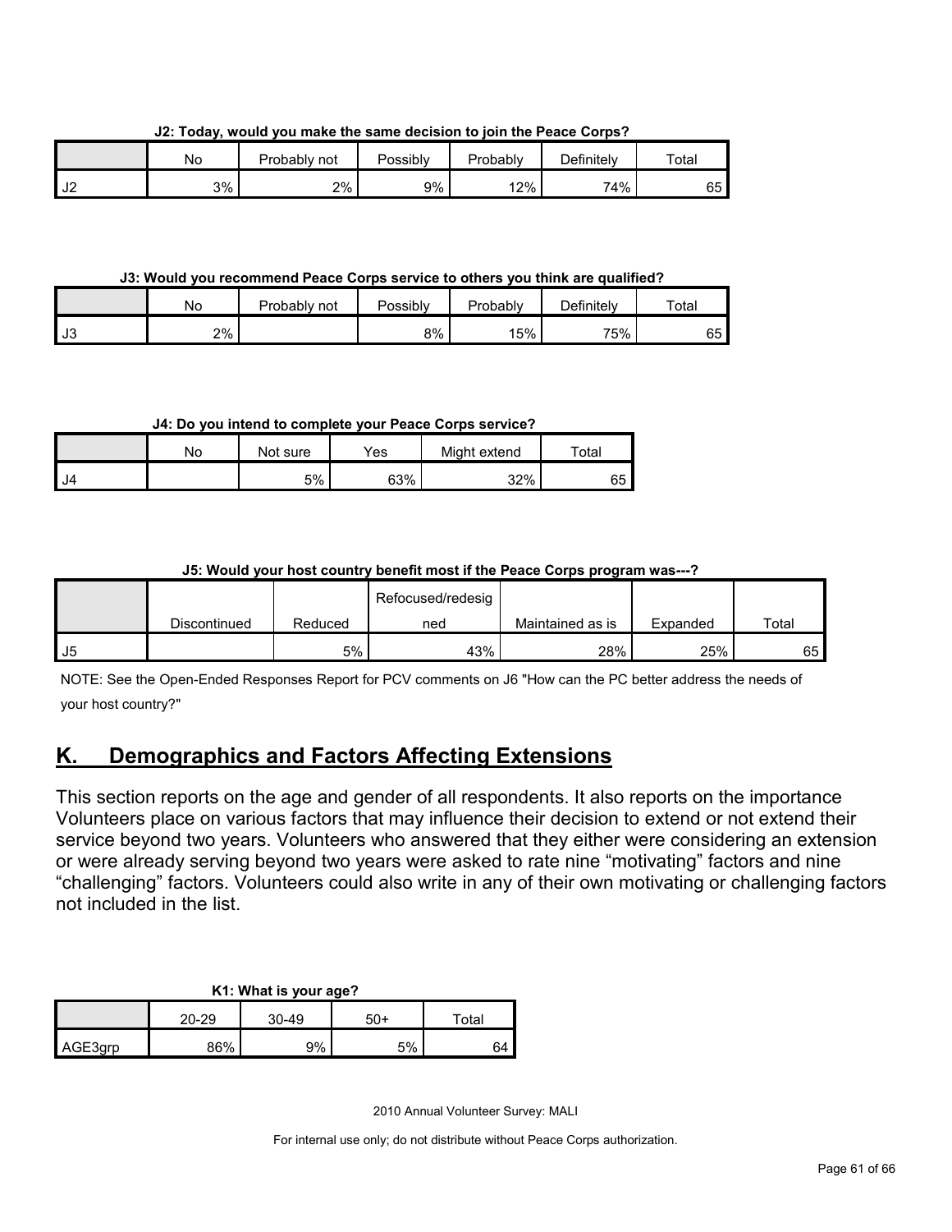**J2: Today, would you make the same decision to join the Peace Corps?**

| | No | Probably not | Possibly | Probably | Definitely | Total |
|---|---|---|---|---|---|---|
| J2 | 3% | 2% | 9% | 12% | 74% | 65 |

**J3: Would you recommend Peace Corps service to others you think are qualified?**

| | No | Probably not | Possibly | Probably | Definitely | Total |
|---|---|---|---|---|---|---|
| J3 | 2% | | 8% | 15% | 75% | 65 |

**J4: Do you intend to complete your Peace Corps service?**

| | No | Not sure | Yes | Might extend | Total |
|---|---|---|---|---|---|
| J4 | | 5% | 63% | 32% | 65 |

**J5: Would your host country benefit most if the Peace Corps program was---?**

| | Discontinued | Reduced | Refocused/redesigned | Maintained as is | Expanded | Total |
|---|---|---|---|---|---|---|
| J5 | | 5% | 43% | 28% | 25% | 65 |

NOTE: See the Open-Ended Responses Report for PCV comments on J6 "How can the PC better address the needs of your host country?"

## K. Demographics and Factors Affecting Extensions

This section reports on the age and gender of all respondents. It also reports on the importance Volunteers place on various factors that may influence their decision to extend or not extend their service beyond two years. Volunteers who answered that they either were considering an extension or were already serving beyond two years were asked to rate nine "motivating" factors and nine "challenging" factors. Volunteers could also write in any of their own motivating or challenging factors not included in the list.

**K1: What is your age?**

| | 20-29 | 30-49 | 50+ | Total |
|---|---|---|---|---|
| AGE3grp | 86% | 9% | 5% | 64 |

2010 Annual Volunteer Survey: MALI

For internal use only; do not distribute without Peace Corps authorization.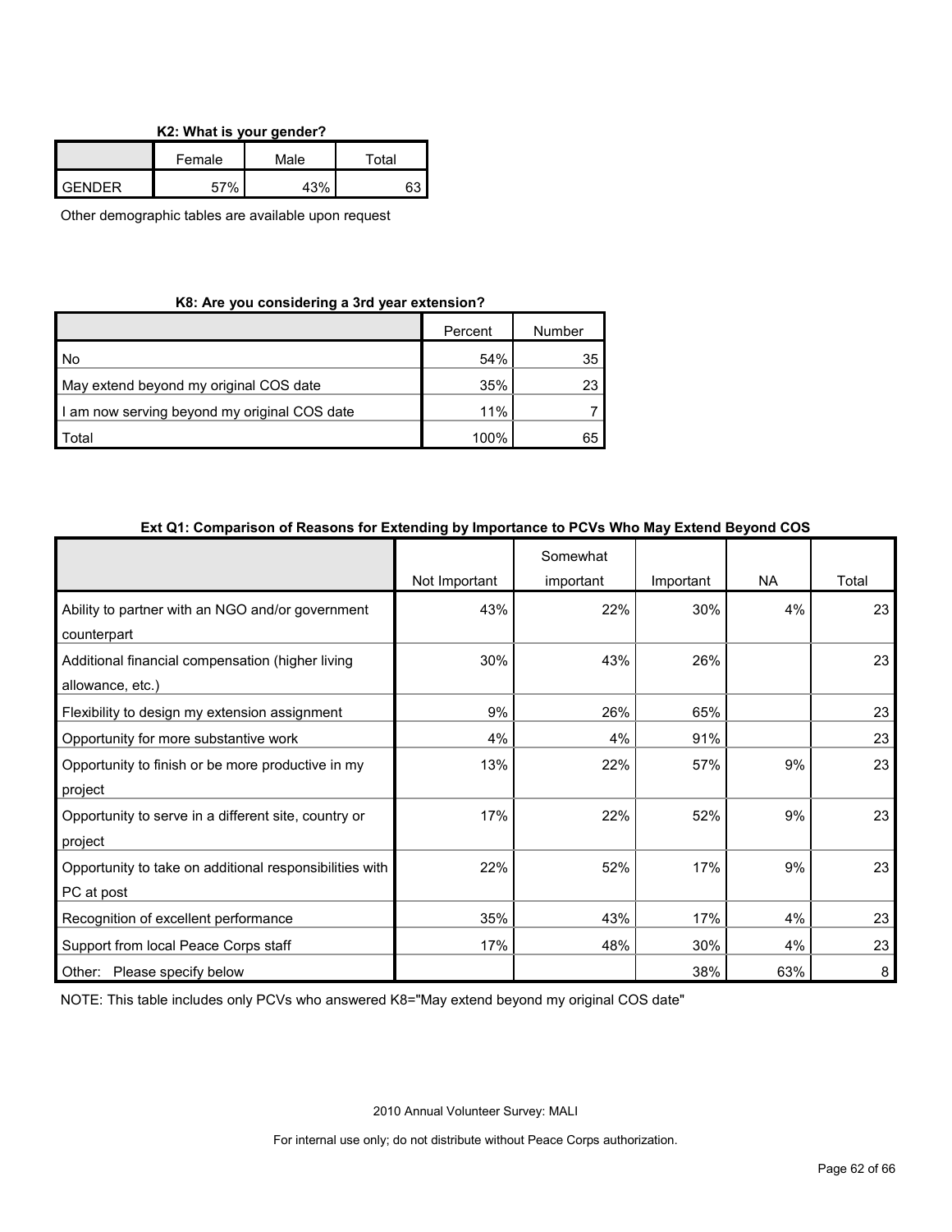**K2: What is your gender?**

| | Female | Male | Total |
|---|---|---|---|
| GENDER | 57% | 43% | 63 |

Other demographic tables are available upon request

**K8: Are you considering a 3rd year extension?**

| | Percent | Number |
|---|---|---|
| No | 54% | 35 |
| May extend beyond my original COS date | 35% | 23 |
| I am now serving beyond my original COS date | 11% | 7 |
| Total | 100% | 65 |

**Ext Q1: Comparison of Reasons for Extending by Importance to PCVs Who May Extend Beyond COS**

| | Not Important | Somewhat important | Important | NA | Total |
|---|---|---|---|---|---|
| Ability to partner with an NGO and/or government counterpart | 43% | 22% | 30% | 4% | 23 |
| Additional financial compensation (higher living allowance, etc.) | 30% | 43% | 26% | | 23 |
| Flexibility to design my extension assignment | 9% | 26% | 65% | | 23 |
| Opportunity for more substantive work | 4% | 4% | 91% | | 23 |
| Opportunity to finish or be more productive in my project | 13% | 22% | 57% | 9% | 23 |
| Opportunity to serve in a different site, country or project | 17% | 22% | 52% | 9% | 23 |
| Opportunity to take on additional responsibilities with PC at post | 22% | 52% | 17% | 9% | 23 |
| Recognition of excellent performance | 35% | 43% | 17% | 4% | 23 |
| Support from local Peace Corps staff | 17% | 48% | 30% | 4% | 23 |
| Other: Please specify below | | | 38% | 63% | 8 |

NOTE: This table includes only PCVs who answered K8="May extend beyond my original COS date"

2010 Annual Volunteer Survey: MALI

For internal use only; do not distribute without Peace Corps authorization.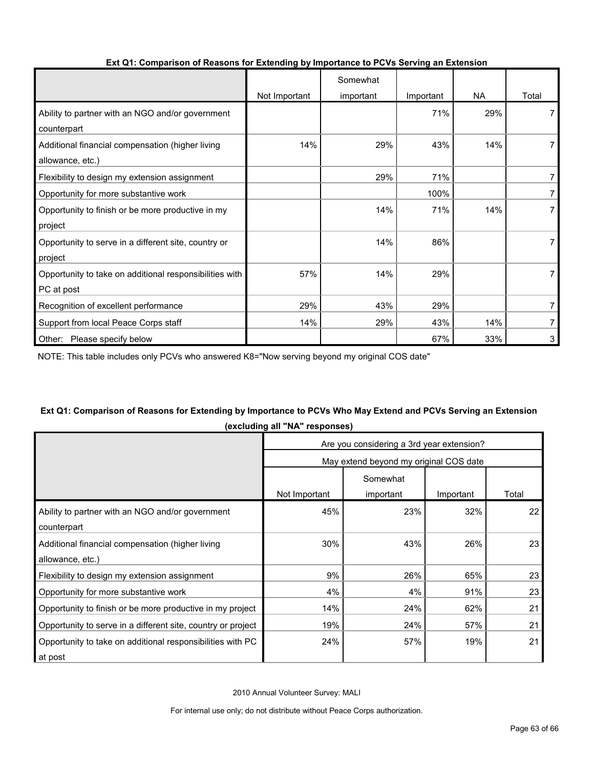**Ext Q1: Comparison of Reasons for Extending by Importance to PCVs Serving an Extension**

| | Not Important | Somewhat important | Important | NA | Total |
|---|---|---|---|---|---|
| Ability to partner with an NGO and/or government counterpart | | | 71% | 29% | 7 |
| Additional financial compensation (higher living allowance, etc.) | 14% | 29% | 43% | 14% | 7 |
| Flexibility to design my extension assignment | | 29% | 71% | | 7 |
| Opportunity for more substantive work | | | 100% | | 7 |
| Opportunity to finish or be more productive in my project | | 14% | 71% | 14% | 7 |
| Opportunity to serve in a different site, country or project | | 14% | 86% | | 7 |
| Opportunity to take on additional responsibilities with PC at post | 57% | 14% | 29% | | 7 |
| Recognition of excellent performance | 29% | 43% | 29% | | 7 |
| Support from local Peace Corps staff | 14% | 29% | 43% | 14% | 7 |
| Other: Please specify below | | | 67% | 33% | 3 |

NOTE: This table includes only PCVs who answered K8="Now serving beyond my original COS date"

**Ext Q1: Comparison of Reasons for Extending by Importance to PCVs Who May Extend and PCVs Serving an Extension (excluding all "NA" responses)**

| | Are you considering a 3rd year extension? | | | |
|---|---|---|---|---|
| | May extend beyond my original COS date | | | |
| | Not Important | Somewhat important | Important | Total |
| Ability to partner with an NGO and/or government counterpart | 45% | 23% | 32% | 22 |
| Additional financial compensation (higher living allowance, etc.) | 30% | 43% | 26% | 23 |
| Flexibility to design my extension assignment | 9% | 26% | 65% | 23 |
| Opportunity for more substantive work | 4% | 4% | 91% | 23 |
| Opportunity to finish or be more productive in my project | 14% | 24% | 62% | 21 |
| Opportunity to serve in a different site, country or project | 19% | 24% | 57% | 21 |
| Opportunity to take on additional responsibilities with PC at post | 24% | 57% | 19% | 21 |

2010 Annual Volunteer Survey: MALI

For internal use only; do not distribute without Peace Corps authorization.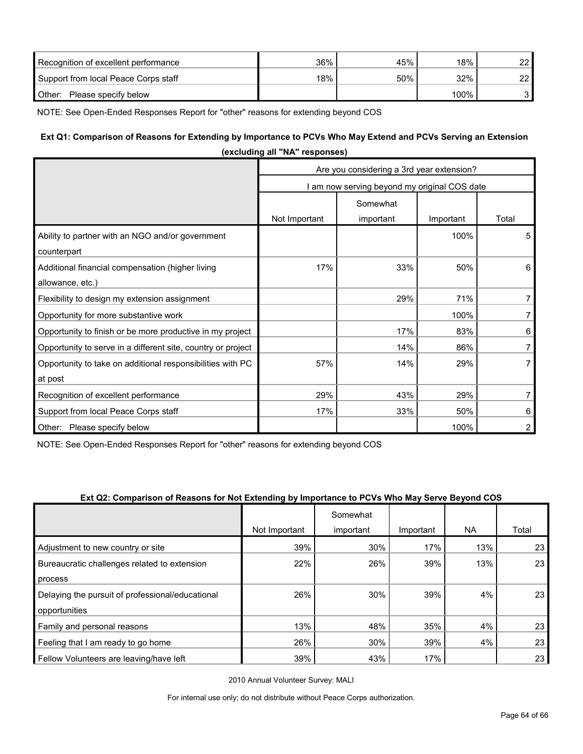| | | | | |
|---|---|---|---|---|
| Recognition of excellent performance | 36% | 45% | 18% | 22 |
| Support from local Peace Corps staff | 18% | 50% | 32% | 22 |
| Other: Please specify below | | | 100% | 3 |

NOTE: See Open-Ended Responses Report for "other" reasons for extending beyond COS

**Ext Q1: Comparison of Reasons for Extending by Importance to PCVs Who May Extend and PCVs Serving an Extension (excluding all "NA" responses)**

| | Are you considering a 3rd year extension? | | | |
|---|---|---|---|---|
| | I am now serving beyond my original COS date | | | |
| | Not Important | Somewhat important | Important | Total |
| Ability to partner with an NGO and/or government counterpart | | | 100% | 5 |
| Additional financial compensation (higher living allowance, etc.) | 17% | 33% | 50% | 6 |
| Flexibility to design my extension assignment | | 29% | 71% | 7 |
| Opportunity for more substantive work | | | 100% | 7 |
| Opportunity to finish or be more productive in my project | | 17% | 83% | 6 |
| Opportunity to serve in a different site, country or project | | 14% | 86% | 7 |
| Opportunity to take on additional responsibilities with PC at post | 57% | 14% | 29% | 7 |
| Recognition of excellent performance | 29% | 43% | 29% | 7 |
| Support from local Peace Corps staff | 17% | 33% | 50% | 6 |
| Other: Please specify below | | | 100% | 2 |

NOTE: See Open-Ended Responses Report for "other" reasons for extending beyond COS

**Ext Q2: Comparison of Reasons for Not Extending by Importance to PCVs Who May Serve Beyond COS**

| | Not Important | Somewhat important | Important | NA | Total |
|---|---|---|---|---|---|
| Adjustment to new country or site | 39% | 30% | 17% | 13% | 23 |
| Bureaucratic challenges related to extension process | 22% | 26% | 39% | 13% | 23 |
| Delaying the pursuit of professional/educational opportunities | 26% | 30% | 39% | 4% | 23 |
| Family and personal reasons | 13% | 48% | 35% | 4% | 23 |
| Feeling that I am ready to go home | 26% | 30% | 39% | 4% | 23 |
| Fellow Volunteers are leaving/have left | 39% | 43% | 17% | | 23 |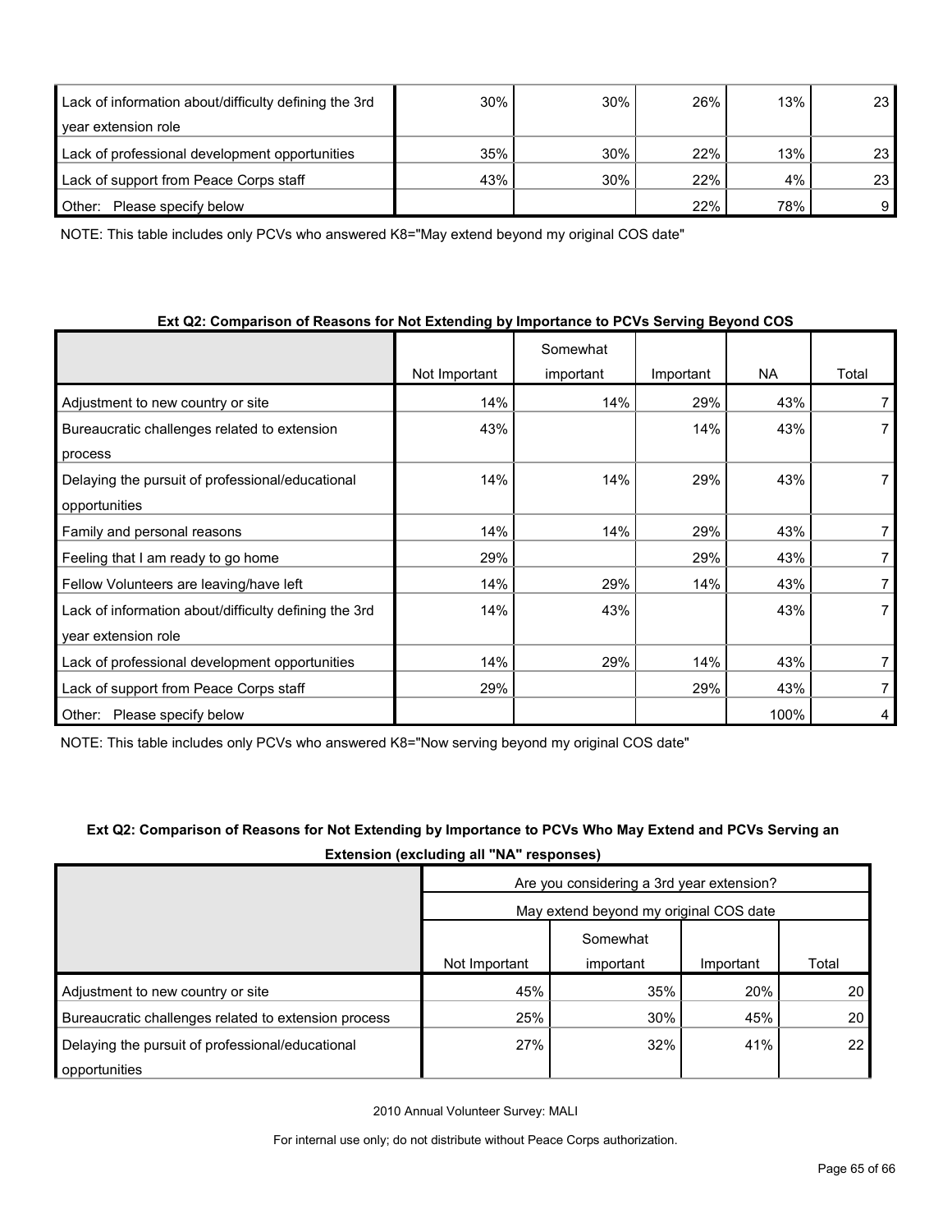| | | | | | |
|---|---|---|---|---|---|
| Lack of information about/difficulty defining the 3rd year extension role | 30% | 30% | 26% | 13% | 23 |
| Lack of professional development opportunities | 35% | 30% | 22% | 13% | 23 |
| Lack of support from Peace Corps staff | 43% | 30% | 22% | 4% | 23 |
| Other: Please specify below | | | 22% | 78% | 9 |

NOTE: This table includes only PCVs who answered K8="May extend beyond my original COS date"

**Ext Q2: Comparison of Reasons for Not Extending by Importance to PCVs Serving Beyond COS**

| | Not Important | Somewhat important | Important | NA | Total |
|---|---|---|---|---|---|
| Adjustment to new country or site | 14% | 14% | 29% | 43% | 7 |
| Bureaucratic challenges related to extension process | 43% | | 14% | 43% | 7 |
| Delaying the pursuit of professional/educational opportunities | 14% | 14% | 29% | 43% | 7 |
| Family and personal reasons | 14% | 14% | 29% | 43% | 7 |
| Feeling that I am ready to go home | 29% | | 29% | 43% | 7 |
| Fellow Volunteers are leaving/have left | 14% | 29% | 14% | 43% | 7 |
| Lack of information about/difficulty defining the 3rd year extension role | 14% | 43% | | 43% | 7 |
| Lack of professional development opportunities | 14% | 29% | 14% | 43% | 7 |
| Lack of support from Peace Corps staff | 29% | | 29% | 43% | 7 |
| Other: Please specify below | | | | 100% | 4 |

NOTE: This table includes only PCVs who answered K8="Now serving beyond my original COS date"

**Ext Q2: Comparison of Reasons for Not Extending by Importance to PCVs Who May Extend and PCVs Serving an Extension (excluding all "NA" responses)**

| | Are you considering a 3rd year extension? | | | |
|---|---|---|---|---|
| | May extend beyond my original COS date | | | |
| | Not Important | Somewhat important | Important | Total |
| Adjustment to new country or site | 45% | 35% | 20% | 20 |
| Bureaucratic challenges related to extension process | 25% | 30% | 45% | 20 |
| Delaying the pursuit of professional/educational opportunities | 27% | 32% | 41% | 22 |

2010 Annual Volunteer Survey: MALI

For internal use only; do not distribute without Peace Corps authorization.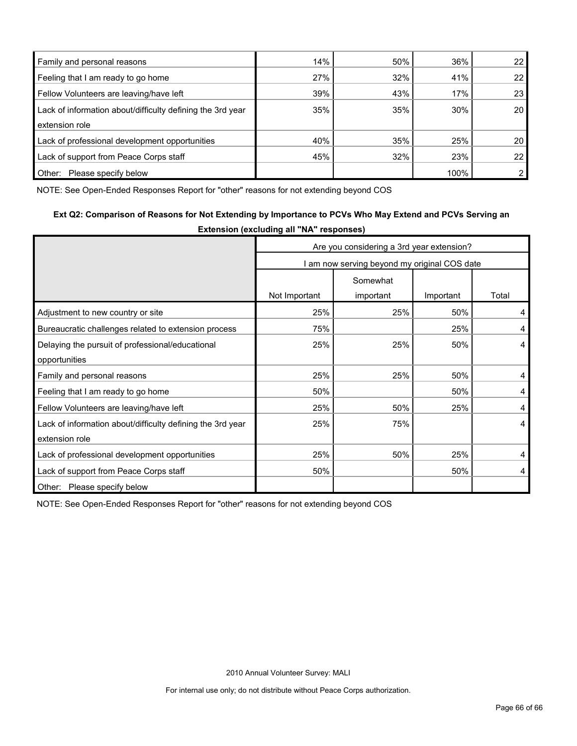| | | | | |
|---|---|---|---|---|
| Family and personal reasons | 14% | 50% | 36% | 22 |
| Feeling that I am ready to go home | 27% | 32% | 41% | 22 |
| Fellow Volunteers are leaving/have left | 39% | 43% | 17% | 23 |
| Lack of information about/difficulty defining the 3rd year extension role | 35% | 35% | 30% | 20 |
| Lack of professional development opportunities | 40% | 35% | 25% | 20 |
| Lack of support from Peace Corps staff | 45% | 32% | 23% | 22 |
| Other: Please specify below | | | 100% | 2 |

NOTE: See Open-Ended Responses Report for "other" reasons for not extending beyond COS

**Ext Q2: Comparison of Reasons for Not Extending by Importance to PCVs Who May Extend and PCVs Serving an Extension (excluding all "NA" responses)**

| | Are you considering a 3rd year extension? | | | |
|---|---|---|---|---|
| | I am now serving beyond my original COS date | | | |
| | Not Important | Somewhat important | Important | Total |
| Adjustment to new country or site | 25% | 25% | 50% | 4 |
| Bureaucratic challenges related to extension process | 75% | | 25% | 4 |
| Delaying the pursuit of professional/educational opportunities | 25% | 25% | 50% | 4 |
| Family and personal reasons | 25% | 25% | 50% | 4 |
| Feeling that I am ready to go home | 50% | | 50% | 4 |
| Fellow Volunteers are leaving/have left | 25% | 50% | 25% | 4 |
| Lack of information about/difficulty defining the 3rd year extension role | 25% | 75% | | 4 |
| Lack of professional development opportunities | 25% | 50% | 25% | 4 |
| Lack of support from Peace Corps staff | 50% | | 50% | 4 |
| Other: Please specify below | | | | |

NOTE: See Open-Ended Responses Report for "other" reasons for not extending beyond COS

2010 Annual Volunteer Survey: MALI

For internal use only; do not distribute without Peace Corps authorization.